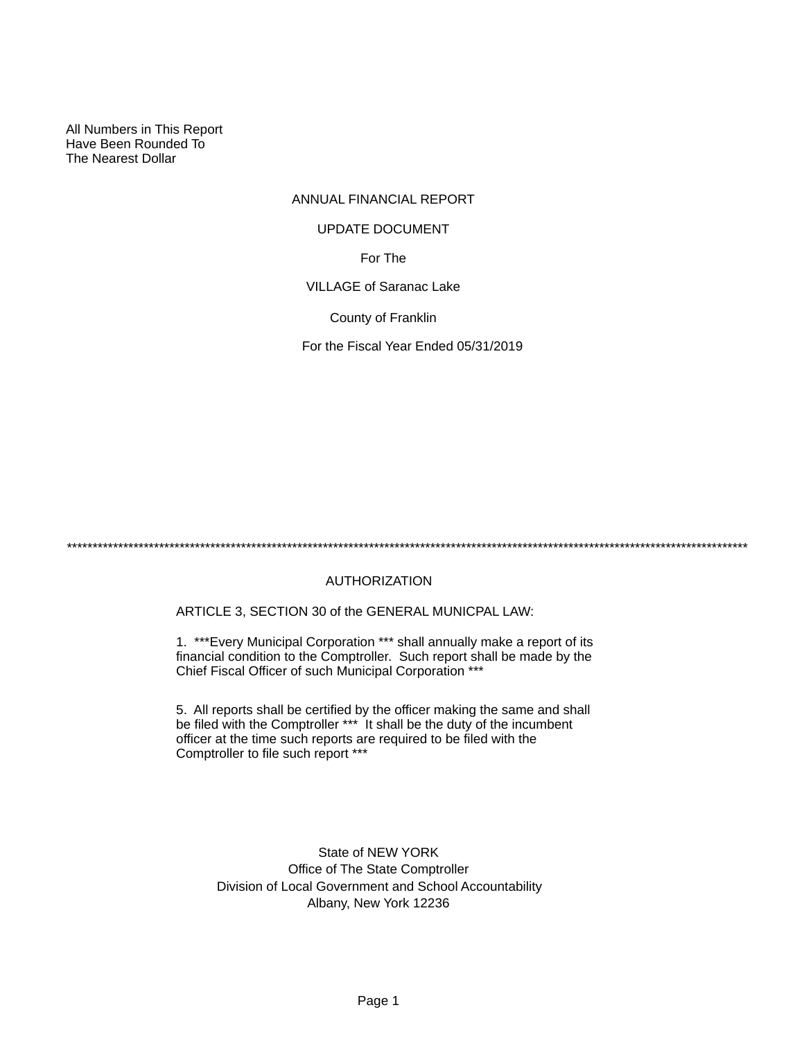All Numbers in This Report
Have Been Rounded To
The Nearest Dollar

# ANNUAL FINANCIAL REPORT

## UPDATE DOCUMENT

For The

VILLAGE of Saranac Lake

County of Franklin

For the Fiscal Year Ended 05/31/2019

*******************************************************************************************************************************************

## AUTHORIZATION

ARTICLE 3, SECTION 30 of the GENERAL MUNICPAL LAW:

1. ***Every Municipal Corporation *** shall annually make a report of its financial condition to the Comptroller. Such report shall be made by the Chief Fiscal Officer of such Municipal Corporation ***

5. All reports shall be certified by the officer making the same and shall be filed with the Comptroller *** It shall be the duty of the incumbent officer at the time such reports are required to be filed with the Comptroller to file such report ***

State of NEW YORK
Office of The State Comptroller
Division of Local Government and School Accountability
Albany, New York 12236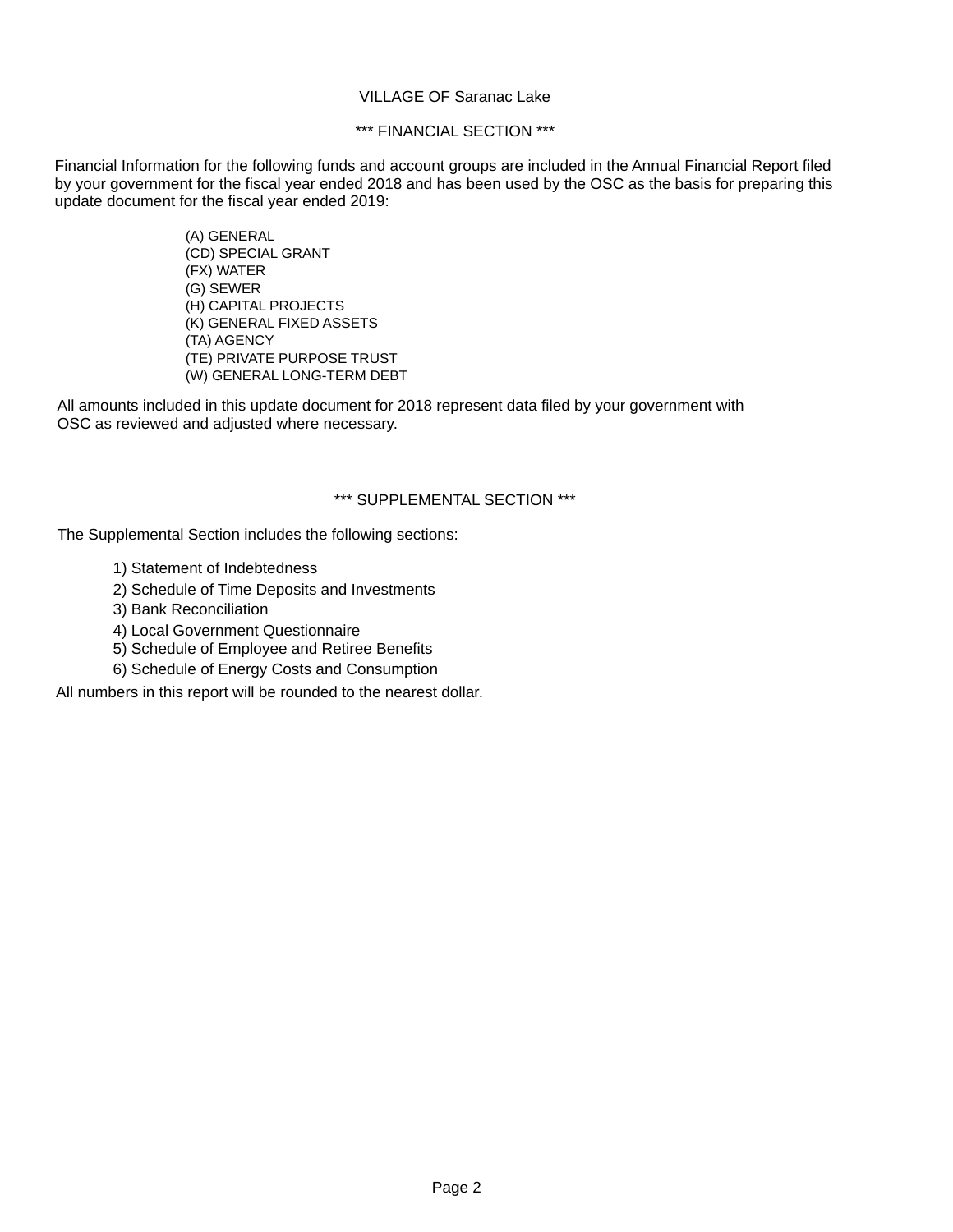VILLAGE OF Saranac Lake

## *** FINANCIAL SECTION ***

Financial Information for the following funds and account groups are included in the Annual Financial Report filed by your government for the fiscal year ended 2018 and has been used by the OSC as the basis for preparing this update document for the fiscal year ended 2019:

- (A) GENERAL
- (CD) SPECIAL GRANT
- (FX) WATER
- (G) SEWER
- (H) CAPITAL PROJECTS
- (K) GENERAL FIXED ASSETS
- (TA) AGENCY
- (TE) PRIVATE PURPOSE TRUST
- (W) GENERAL LONG-TERM DEBT

All amounts included in this update document for 2018 represent data filed by your government with OSC as reviewed and adjusted where necessary.

## *** SUPPLEMENTAL SECTION ***

The Supplemental Section includes the following sections:

1) Statement of Indebtedness
2) Schedule of Time Deposits and Investments
3) Bank Reconciliation
4) Local Government Questionnaire
5) Schedule of Employee and Retiree Benefits
6) Schedule of Energy Costs and Consumption

All numbers in this report will be rounded to the nearest dollar.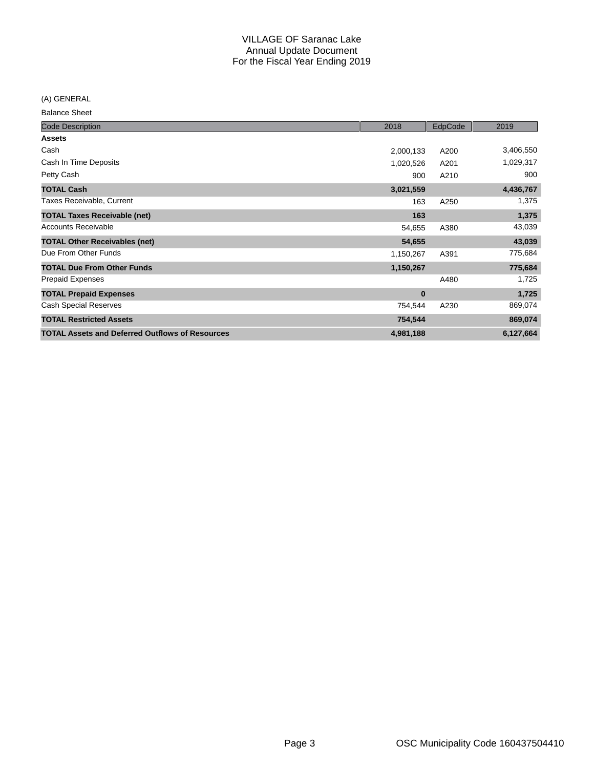# VILLAGE OF Saranac Lake
## Annual Update Document
## For the Fiscal Year Ending 2019

(A) GENERAL

Balance Sheet

| Code Description | 2018 | EdpCode | 2019 |
|---|---|---|---|
| **Assets** | | | |
| Cash | 2,000,133 | A200 | 3,406,550 |
| Cash In Time Deposits | 1,020,526 | A201 | 1,029,317 |
| Petty Cash | 900 | A210 | 900 |
| **TOTAL Cash** | **3,021,559** | | **4,436,767** |
| Taxes Receivable, Current | 163 | A250 | 1,375 |
| **TOTAL Taxes Receivable (net)** | **163** | | **1,375** |
| Accounts Receivable | 54,655 | A380 | 43,039 |
| **TOTAL Other Receivables (net)** | **54,655** | | **43,039** |
| Due From Other Funds | 1,150,267 | A391 | 775,684 |
| **TOTAL Due From Other Funds** | **1,150,267** | | **775,684** |
| Prepaid Expenses | | A480 | 1,725 |
| **TOTAL Prepaid Expenses** | **0** | | **1,725** |
| Cash Special Reserves | 754,544 | A230 | 869,074 |
| **TOTAL Restricted Assets** | **754,544** | | **869,074** |
| **TOTAL Assets and Deferred Outflows of Resources** | **4,981,188** | | **6,127,664** |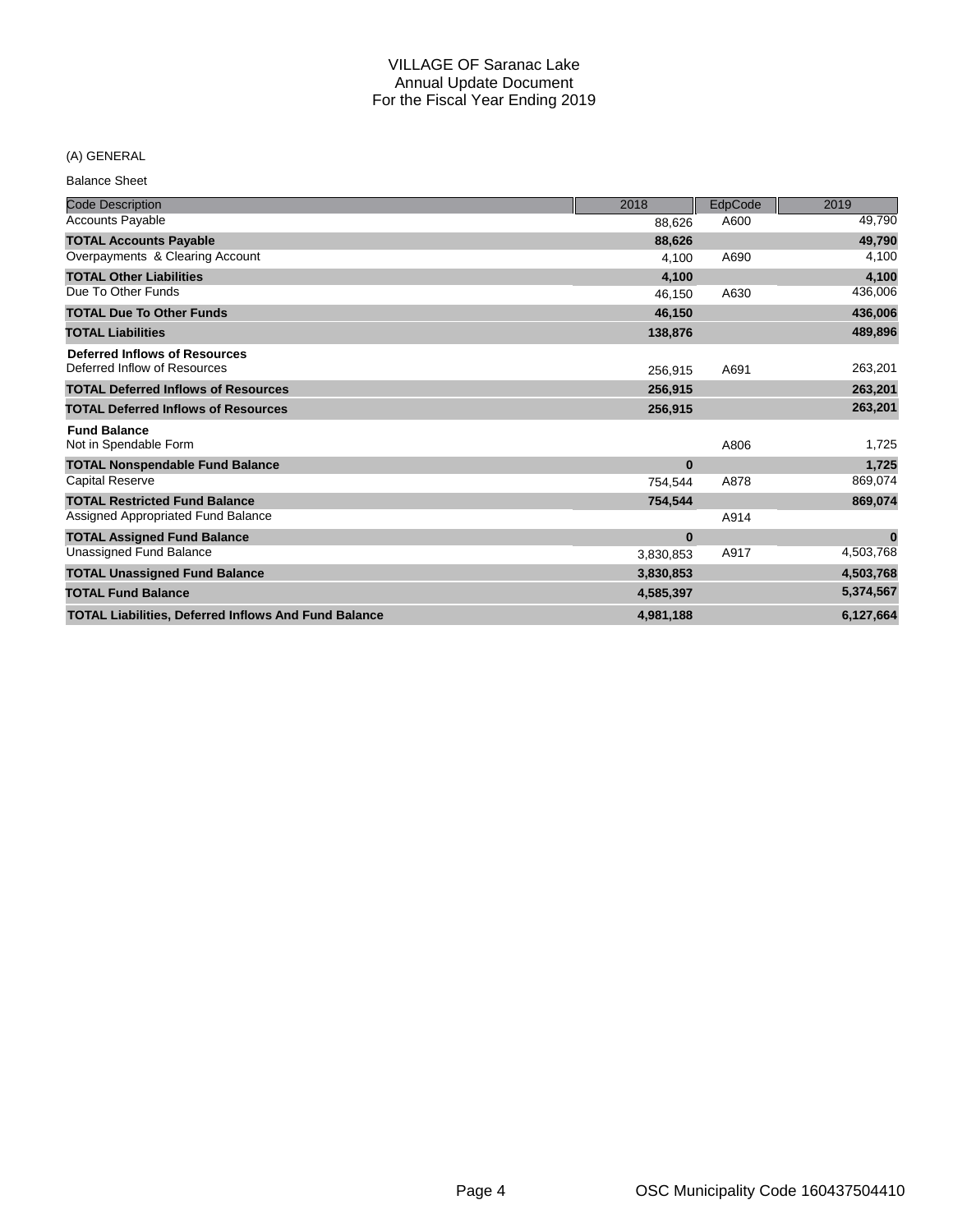# VILLAGE OF Saranac Lake
## Annual Update Document
## For the Fiscal Year Ending 2019

(A) GENERAL

Balance Sheet

| Code Description | 2018 | EdpCode | 2019 |
|---|---|---|---|
| Accounts Payable | 88,626 | A600 | 49,790 |
| **TOTAL Accounts Payable** | **88,626** | | **49,790** |
| Overpayments & Clearing Account | 4,100 | A690 | 4,100 |
| **TOTAL Other Liabilities** | **4,100** | | **4,100** |
| Due To Other Funds | 46,150 | A630 | 436,006 |
| **TOTAL Due To Other Funds** | **46,150** | | **436,006** |
| **TOTAL Liabilities** | **138,876** | | **489,896** |
| **Deferred Inflows of Resources** | | | |
| Deferred Inflow of Resources | 256,915 | A691 | 263,201 |
| **TOTAL Deferred Inflows of Resources** | **256,915** | | **263,201** |
| **TOTAL Deferred Inflows of Resources** | **256,915** | | **263,201** |
| **Fund Balance** | | | |
| Not in Spendable Form | | A806 | 1,725 |
| **TOTAL Nonspendable Fund Balance** | **0** | | **1,725** |
| Capital Reserve | 754,544 | A878 | 869,074 |
| **TOTAL Restricted Fund Balance** | **754,544** | | **869,074** |
| Assigned Appropriated Fund Balance | | A914 | |
| **TOTAL Assigned Fund Balance** | **0** | | **0** |
| Unassigned Fund Balance | 3,830,853 | A917 | 4,503,768 |
| **TOTAL Unassigned Fund Balance** | **3,830,853** | | **4,503,768** |
| **TOTAL Fund Balance** | **4,585,397** | | **5,374,567** |
| **TOTAL Liabilities, Deferred Inflows And Fund Balance** | **4,981,188** | | **6,127,664** |

OSC Municipality Code 160437504410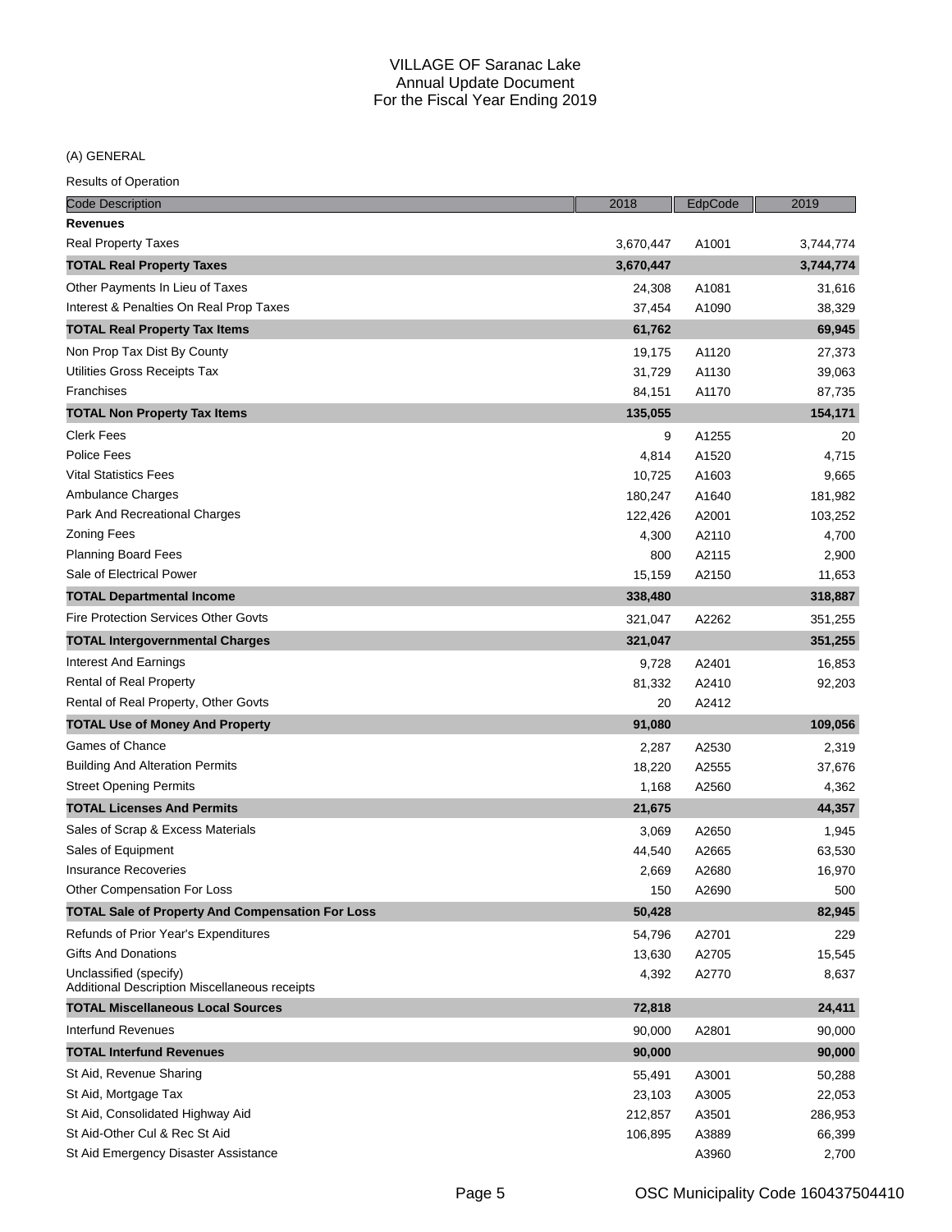# VILLAGE OF Saranac Lake
## Annual Update Document
## For the Fiscal Year Ending 2019

(A) GENERAL

Results of Operation

| Code Description | 2018 | EdpCode | 2019 |
|---|---|---|---|
| **Revenues** | | | |
| Real Property Taxes | 3,670,447 | A1001 | 3,744,774 |
| **TOTAL Real Property Taxes** | **3,670,447** | | **3,744,774** |
| Other Payments In Lieu of Taxes | 24,308 | A1081 | 31,616 |
| Interest & Penalties On Real Prop Taxes | 37,454 | A1090 | 38,329 |
| **TOTAL Real Property Tax Items** | **61,762** | | **69,945** |
| Non Prop Tax Dist By County | 19,175 | A1120 | 27,373 |
| Utilities Gross Receipts Tax | 31,729 | A1130 | 39,063 |
| Franchises | 84,151 | A1170 | 87,735 |
| **TOTAL Non Property Tax Items** | **135,055** | | **154,171** |
| Clerk Fees | 9 | A1255 | 20 |
| Police Fees | 4,814 | A1520 | 4,715 |
| Vital Statistics Fees | 10,725 | A1603 | 9,665 |
| Ambulance Charges | 180,247 | A1640 | 181,982 |
| Park And Recreational Charges | 122,426 | A2001 | 103,252 |
| Zoning Fees | 4,300 | A2110 | 4,700 |
| Planning Board Fees | 800 | A2115 | 2,900 |
| Sale of Electrical Power | 15,159 | A2150 | 11,653 |
| **TOTAL Departmental Income** | **338,480** | | **318,887** |
| Fire Protection Services Other Govts | 321,047 | A2262 | 351,255 |
| **TOTAL Intergovernmental Charges** | **321,047** | | **351,255** |
| Interest And Earnings | 9,728 | A2401 | 16,853 |
| Rental of Real Property | 81,332 | A2410 | 92,203 |
| Rental of Real Property, Other Govts | 20 | A2412 | |
| **TOTAL Use of Money And Property** | **91,080** | | **109,056** |
| Games of Chance | 2,287 | A2530 | 2,319 |
| Building And Alteration Permits | 18,220 | A2555 | 37,676 |
| Street Opening Permits | 1,168 | A2560 | 4,362 |
| **TOTAL Licenses And Permits** | **21,675** | | **44,357** |
| Sales of Scrap & Excess Materials | 3,069 | A2650 | 1,945 |
| Sales of Equipment | 44,540 | A2665 | 63,530 |
| Insurance Recoveries | 2,669 | A2680 | 16,970 |
| Other Compensation For Loss | 150 | A2690 | 500 |
| **TOTAL Sale of Property And Compensation For Loss** | **50,428** | | **82,945** |
| Refunds of Prior Year's Expenditures | 54,796 | A2701 | 229 |
| Gifts And Donations | 13,630 | A2705 | 15,545 |
| Unclassified (specify)<br>Additional Description Miscellaneous receipts | 4,392 | A2770 | 8,637 |
| **TOTAL Miscellaneous Local Sources** | **72,818** | | **24,411** |
| Interfund Revenues | 90,000 | A2801 | 90,000 |
| **TOTAL Interfund Revenues** | **90,000** | | **90,000** |
| St Aid, Revenue Sharing | 55,491 | A3001 | 50,288 |
| St Aid, Mortgage Tax | 23,103 | A3005 | 22,053 |
| St Aid, Consolidated Highway Aid | 212,857 | A3501 | 286,953 |
| St Aid-Other Cul & Rec St Aid | 106,895 | A3889 | 66,399 |
| St Aid Emergency Disaster Assistance | | A3960 | 2,700 |

OSC Municipality Code 160437504410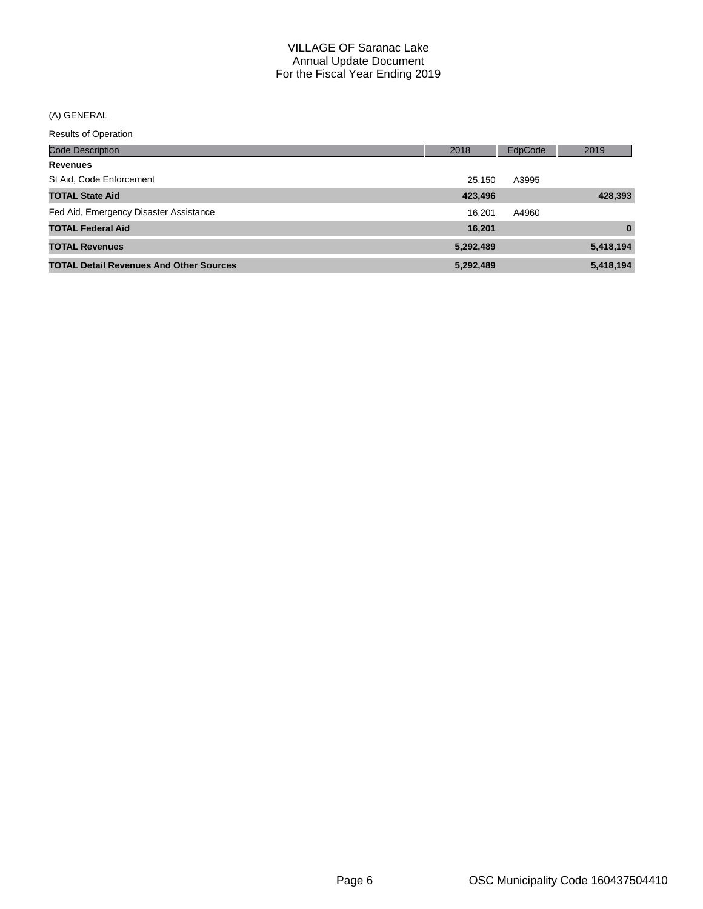# VILLAGE OF Saranac Lake
## Annual Update Document
## For the Fiscal Year Ending 2019

(A) GENERAL

Results of Operation

| Code Description | 2018 | EdpCode | 2019 |
|---|---|---|---|
| **Revenues** | | | |
| St Aid, Code Enforcement | 25,150 | A3995 | |
| **TOTAL State Aid** | **423,496** | | **428,393** |
| Fed Aid, Emergency Disaster Assistance | 16,201 | A4960 | |
| **TOTAL Federal Aid** | **16,201** | | **0** |
| **TOTAL Revenues** | **5,292,489** | | **5,418,194** |
| **TOTAL Detail Revenues And Other Sources** | **5,292,489** | | **5,418,194** |

OSC Municipality Code 160437504410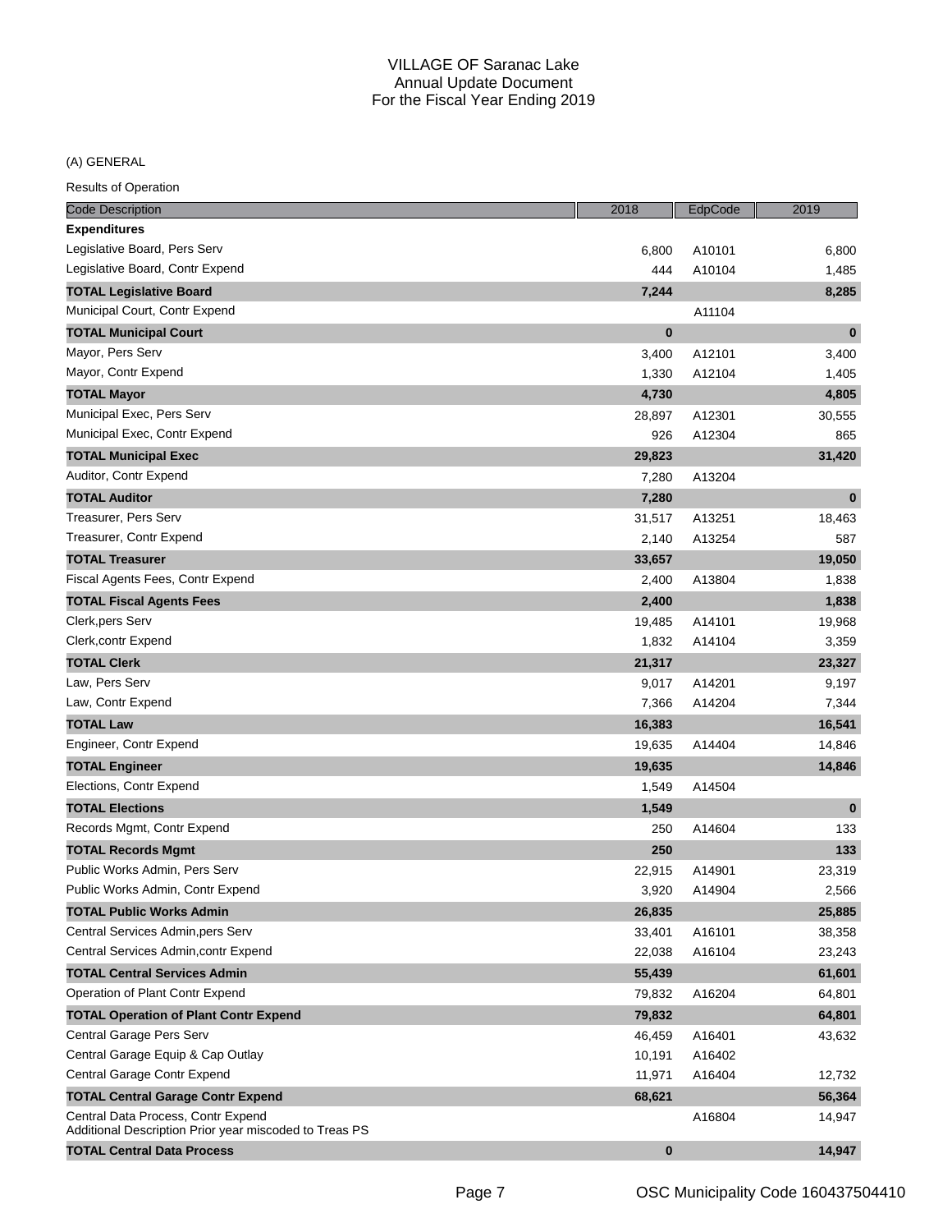VILLAGE OF Saranac Lake
Annual Update Document
For the Fiscal Year Ending 2019

(A) GENERAL

Results of Operation

| Code Description | 2018 | EdpCode | 2019 |
|---|---|---|---|
| **Expenditures** | | | |
| Legislative Board, Pers Serv | 6,800 | A10101 | 6,800 |
| Legislative Board, Contr Expend | 444 | A10104 | 1,485 |
| **TOTAL Legislative Board** | **7,244** | | **8,285** |
| Municipal Court, Contr Expend | | A11104 | |
| **TOTAL Municipal Court** | **0** | | **0** |
| Mayor, Pers Serv | 3,400 | A12101 | 3,400 |
| Mayor, Contr Expend | 1,330 | A12104 | 1,405 |
| **TOTAL Mayor** | **4,730** | | **4,805** |
| Municipal Exec, Pers Serv | 28,897 | A12301 | 30,555 |
| Municipal Exec, Contr Expend | 926 | A12304 | 865 |
| **TOTAL Municipal Exec** | **29,823** | | **31,420** |
| Auditor, Contr Expend | 7,280 | A13204 | |
| **TOTAL Auditor** | **7,280** | | **0** |
| Treasurer, Pers Serv | 31,517 | A13251 | 18,463 |
| Treasurer, Contr Expend | 2,140 | A13254 | 587 |
| **TOTAL Treasurer** | **33,657** | | **19,050** |
| Fiscal Agents Fees, Contr Expend | 2,400 | A13804 | 1,838 |
| **TOTAL Fiscal Agents Fees** | **2,400** | | **1,838** |
| Clerk,pers Serv | 19,485 | A14101 | 19,968 |
| Clerk,contr Expend | 1,832 | A14104 | 3,359 |
| **TOTAL Clerk** | **21,317** | | **23,327** |
| Law, Pers Serv | 9,017 | A14201 | 9,197 |
| Law, Contr Expend | 7,366 | A14204 | 7,344 |
| **TOTAL Law** | **16,383** | | **16,541** |
| Engineer, Contr Expend | 19,635 | A14404 | 14,846 |
| **TOTAL Engineer** | **19,635** | | **14,846** |
| Elections, Contr Expend | 1,549 | A14504 | |
| **TOTAL Elections** | **1,549** | | **0** |
| Records Mgmt, Contr Expend | 250 | A14604 | 133 |
| **TOTAL Records Mgmt** | **250** | | **133** |
| Public Works Admin, Pers Serv | 22,915 | A14901 | 23,319 |
| Public Works Admin, Contr Expend | 3,920 | A14904 | 2,566 |
| **TOTAL Public Works Admin** | **26,835** | | **25,885** |
| Central Services Admin,pers Serv | 33,401 | A16101 | 38,358 |
| Central Services Admin,contr Expend | 22,038 | A16104 | 23,243 |
| **TOTAL Central Services Admin** | **55,439** | | **61,601** |
| Operation of Plant Contr Expend | 79,832 | A16204 | 64,801 |
| **TOTAL Operation of Plant Contr Expend** | **79,832** | | **64,801** |
| Central Garage Pers Serv | 46,459 | A16401 | 43,632 |
| Central Garage Equip & Cap Outlay | 10,191 | A16402 | |
| Central Garage Contr Expend | 11,971 | A16404 | 12,732 |
| **TOTAL Central Garage Contr Expend** | **68,621** | | **56,364** |
| Central Data Process, Contr Expend<br>Additional Description Prior year miscoded to Treas PS | | A16804 | 14,947 |
| **TOTAL Central Data Process** | **0** | | **14,947** |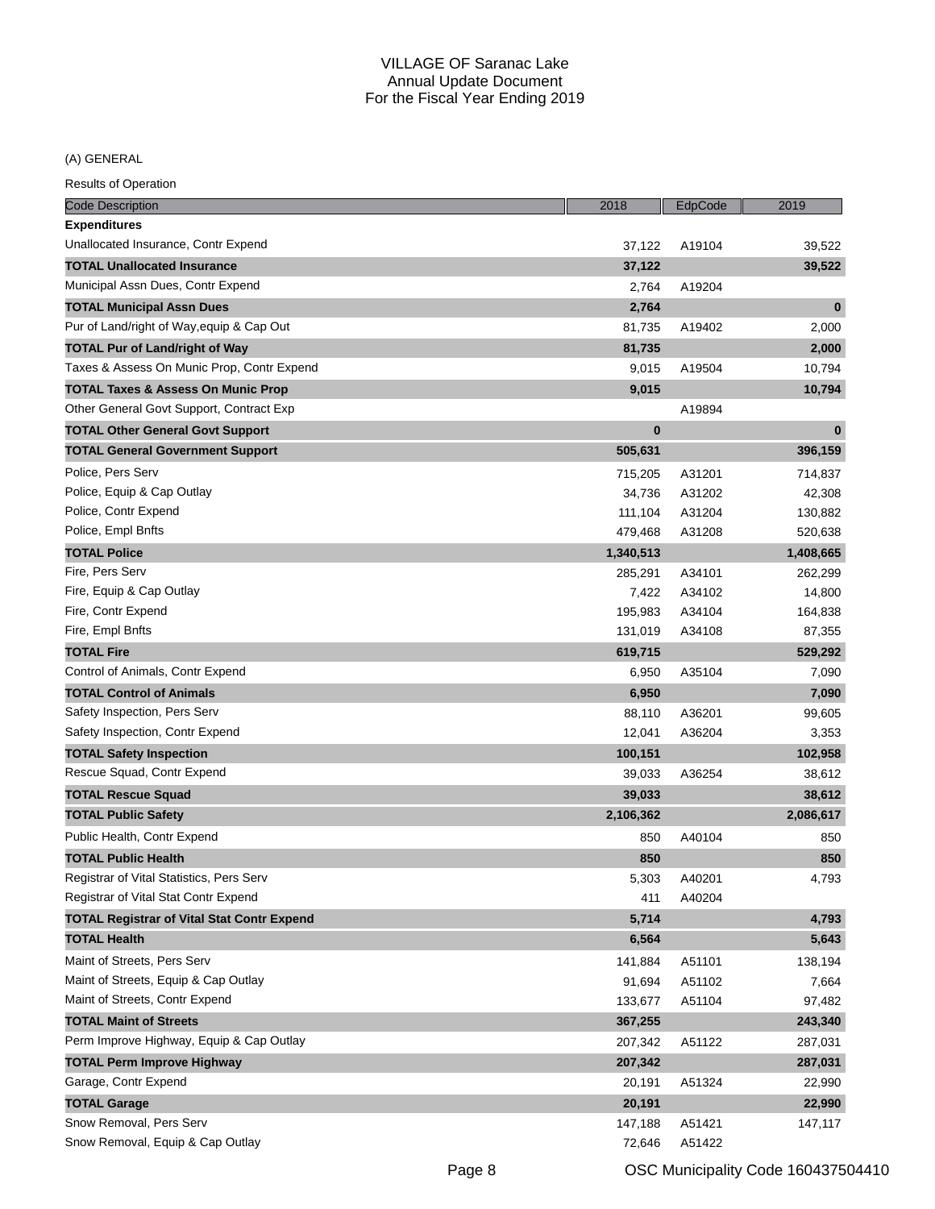VILLAGE OF Saranac Lake
Annual Update Document
For the Fiscal Year Ending 2019

(A) GENERAL

Results of Operation

| Code Description | 2018 | EdpCode | 2019 |
|---|---|---|---|
| **Expenditures** | | | |
| Unallocated Insurance, Contr Expend | 37,122 | A19104 | 39,522 |
| **TOTAL Unallocated Insurance** | **37,122** | | **39,522** |
| Municipal Assn Dues, Contr Expend | 2,764 | A19204 | |
| **TOTAL Municipal Assn Dues** | **2,764** | | **0** |
| Pur of Land/right of Way,equip & Cap Out | 81,735 | A19402 | 2,000 |
| **TOTAL Pur of Land/right of Way** | **81,735** | | **2,000** |
| Taxes & Assess On Munic Prop, Contr Expend | 9,015 | A19504 | 10,794 |
| **TOTAL Taxes & Assess On Munic Prop** | **9,015** | | **10,794** |
| Other General Govt Support, Contract Exp | | A19894 | |
| **TOTAL Other General Govt Support** | **0** | | **0** |
| **TOTAL General Government Support** | **505,631** | | **396,159** |
| Police, Pers Serv | 715,205 | A31201 | 714,837 |
| Police, Equip & Cap Outlay | 34,736 | A31202 | 42,308 |
| Police, Contr Expend | 111,104 | A31204 | 130,882 |
| Police, Empl Bnfts | 479,468 | A31208 | 520,638 |
| **TOTAL Police** | **1,340,513** | | **1,408,665** |
| Fire, Pers Serv | 285,291 | A34101 | 262,299 |
| Fire, Equip & Cap Outlay | 7,422 | A34102 | 14,800 |
| Fire, Contr Expend | 195,983 | A34104 | 164,838 |
| Fire, Empl Bnfts | 131,019 | A34108 | 87,355 |
| **TOTAL Fire** | **619,715** | | **529,292** |
| Control of Animals, Contr Expend | 6,950 | A35104 | 7,090 |
| **TOTAL Control of Animals** | **6,950** | | **7,090** |
| Safety Inspection, Pers Serv | 88,110 | A36201 | 99,605 |
| Safety Inspection, Contr Expend | 12,041 | A36204 | 3,353 |
| **TOTAL Safety Inspection** | **100,151** | | **102,958** |
| Rescue Squad, Contr Expend | 39,033 | A36254 | 38,612 |
| **TOTAL Rescue Squad** | **39,033** | | **38,612** |
| **TOTAL Public Safety** | **2,106,362** | | **2,086,617** |
| Public Health, Contr Expend | 850 | A40104 | 850 |
| **TOTAL Public Health** | **850** | | **850** |
| Registrar of Vital Statistics, Pers Serv | 5,303 | A40201 | 4,793 |
| Registrar of Vital Stat Contr Expend | 411 | A40204 | |
| **TOTAL Registrar of Vital Stat Contr Expend** | **5,714** | | **4,793** |
| **TOTAL Health** | **6,564** | | **5,643** |
| Maint of Streets, Pers Serv | 141,884 | A51101 | 138,194 |
| Maint of Streets, Equip & Cap Outlay | 91,694 | A51102 | 7,664 |
| Maint of Streets, Contr Expend | 133,677 | A51104 | 97,482 |
| **TOTAL Maint of Streets** | **367,255** | | **243,340** |
| Perm Improve Highway, Equip & Cap Outlay | 207,342 | A51122 | 287,031 |
| **TOTAL Perm Improve Highway** | **207,342** | | **287,031** |
| Garage, Contr Expend | 20,191 | A51324 | 22,990 |
| **TOTAL Garage** | **20,191** | | **22,990** |
| Snow Removal, Pers Serv | 147,188 | A51421 | 147,117 |
| Snow Removal, Equip & Cap Outlay | 72,646 | A51422 | |

OSC Municipality Code 160437504410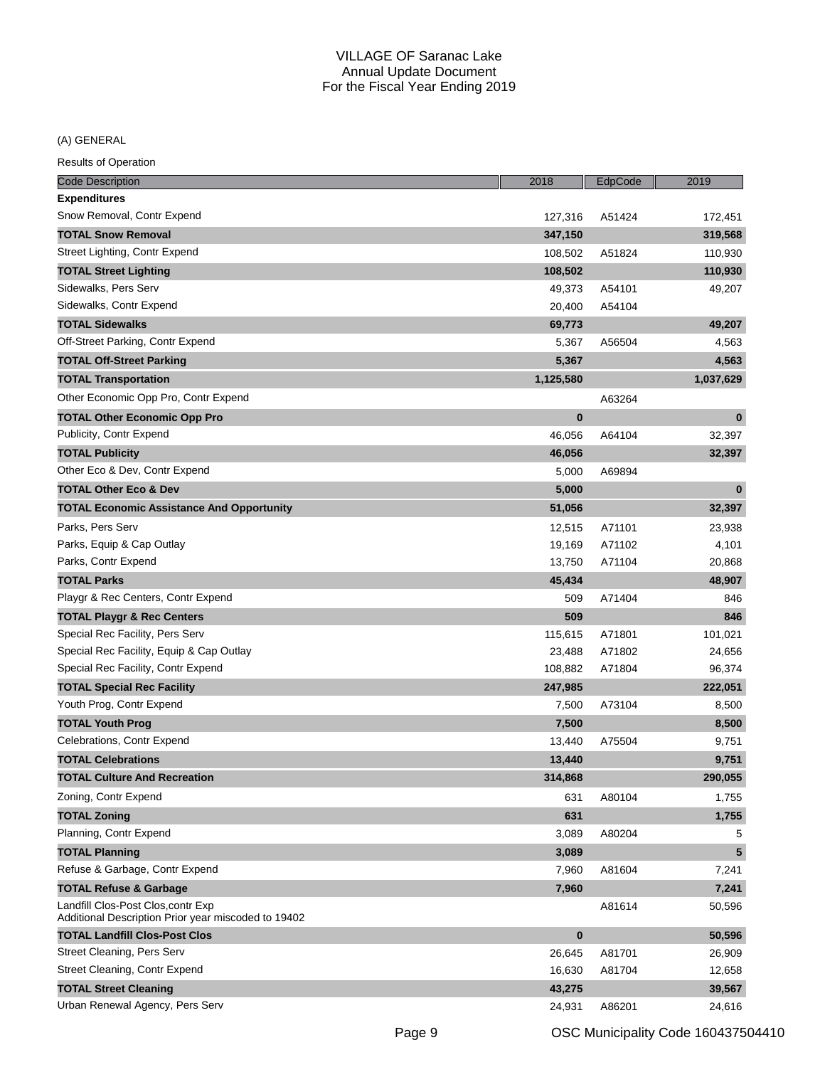VILLAGE OF Saranac Lake
Annual Update Document
For the Fiscal Year Ending 2019

(A) GENERAL

Results of Operation

| Code Description | 2018 | EdpCode | 2019 |
|---|---|---|---|
| **Expenditures** | | | |
| Snow Removal, Contr Expend | 127,316 | A51424 | 172,451 |
| **TOTAL Snow Removal** | **347,150** | | **319,568** |
| Street Lighting, Contr Expend | 108,502 | A51824 | 110,930 |
| **TOTAL Street Lighting** | **108,502** | | **110,930** |
| Sidewalks, Pers Serv | 49,373 | A54101 | 49,207 |
| Sidewalks, Contr Expend | 20,400 | A54104 | |
| **TOTAL Sidewalks** | **69,773** | | **49,207** |
| Off-Street Parking, Contr Expend | 5,367 | A56504 | 4,563 |
| **TOTAL Off-Street Parking** | **5,367** | | **4,563** |
| **TOTAL Transportation** | **1,125,580** | | **1,037,629** |
| Other Economic Opp Pro, Contr Expend | | A63264 | |
| **TOTAL Other Economic Opp Pro** | **0** | | **0** |
| Publicity, Contr Expend | 46,056 | A64104 | 32,397 |
| **TOTAL Publicity** | **46,056** | | **32,397** |
| Other Eco & Dev, Contr Expend | 5,000 | A69894 | |
| **TOTAL Other Eco & Dev** | **5,000** | | **0** |
| **TOTAL Economic Assistance And Opportunity** | **51,056** | | **32,397** |
| Parks, Pers Serv | 12,515 | A71101 | 23,938 |
| Parks, Equip & Cap Outlay | 19,169 | A71102 | 4,101 |
| Parks, Contr Expend | 13,750 | A71104 | 20,868 |
| **TOTAL Parks** | **45,434** | | **48,907** |
| Playgr & Rec Centers, Contr Expend | 509 | A71404 | 846 |
| **TOTAL Playgr & Rec Centers** | **509** | | **846** |
| Special Rec Facility, Pers Serv | 115,615 | A71801 | 101,021 |
| Special Rec Facility, Equip & Cap Outlay | 23,488 | A71802 | 24,656 |
| Special Rec Facility, Contr Expend | 108,882 | A71804 | 96,374 |
| **TOTAL Special Rec Facility** | **247,985** | | **222,051** |
| Youth Prog, Contr Expend | 7,500 | A73104 | 8,500 |
| **TOTAL Youth Prog** | **7,500** | | **8,500** |
| Celebrations, Contr Expend | 13,440 | A75504 | 9,751 |
| **TOTAL Celebrations** | **13,440** | | **9,751** |
| **TOTAL Culture And Recreation** | **314,868** | | **290,055** |
| Zoning, Contr Expend | 631 | A80104 | 1,755 |
| **TOTAL Zoning** | **631** | | **1,755** |
| Planning, Contr Expend | 3,089 | A80204 | 5 |
| **TOTAL Planning** | **3,089** | | **5** |
| Refuse & Garbage, Contr Expend | 7,960 | A81604 | 7,241 |
| **TOTAL Refuse & Garbage** | **7,960** | | **7,241** |
| Landfill Clos-Post Clos,contr Exp<br>Additional Description Prior year miscoded to 19402 | | A81614 | 50,596 |
| **TOTAL Landfill Clos-Post Clos** | **0** | | **50,596** |
| Street Cleaning, Pers Serv | 26,645 | A81701 | 26,909 |
| Street Cleaning, Contr Expend | 16,630 | A81704 | 12,658 |
| **TOTAL Street Cleaning** | **43,275** | | **39,567** |
| Urban Renewal Agency, Pers Serv | 24,931 | A86201 | 24,616 |

OSC Municipality Code 160437504410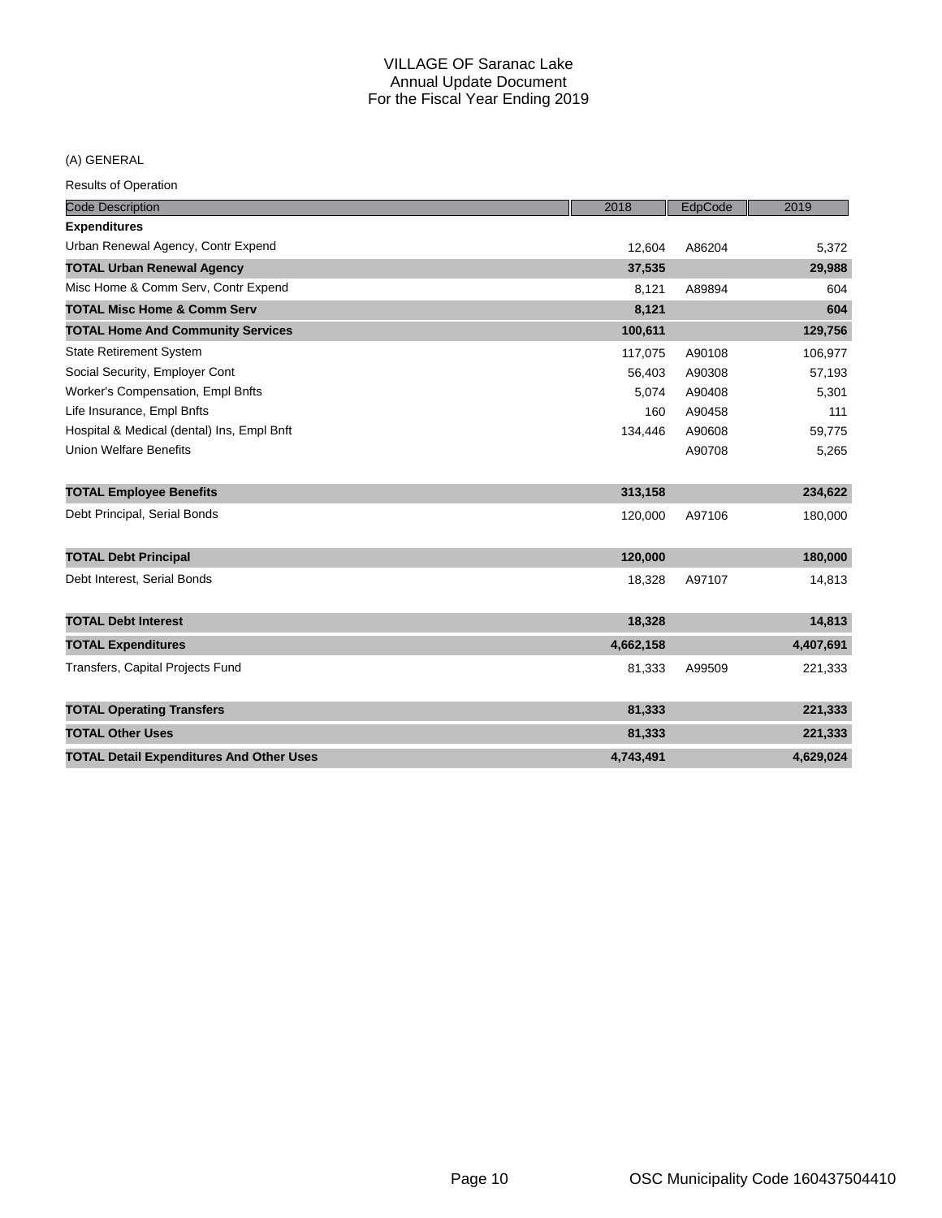VILLAGE OF Saranac Lake
Annual Update Document
For the Fiscal Year Ending 2019

(A) GENERAL

Results of Operation

| Code Description | 2018 | EdpCode | 2019 |
|---|---|---|---|
| **Expenditures** | | | |
| Urban Renewal Agency, Contr Expend | 12,604 | A86204 | 5,372 |
| **TOTAL Urban Renewal Agency** | **37,535** | | **29,988** |
| Misc Home & Comm Serv, Contr Expend | 8,121 | A89894 | 604 |
| **TOTAL Misc Home & Comm Serv** | **8,121** | | **604** |
| **TOTAL Home And Community Services** | **100,611** | | **129,756** |
| State Retirement System | 117,075 | A90108 | 106,977 |
| Social Security, Employer Cont | 56,403 | A90308 | 57,193 |
| Worker's Compensation, Empl Bnfts | 5,074 | A90408 | 5,301 |
| Life Insurance, Empl Bnfts | 160 | A90458 | 111 |
| Hospital & Medical (dental) Ins, Empl Bnft | 134,446 | A90608 | 59,775 |
| Union Welfare Benefits | | A90708 | 5,265 |
| **TOTAL Employee Benefits** | **313,158** | | **234,622** |
| Debt Principal, Serial Bonds | 120,000 | A97106 | 180,000 |
| **TOTAL Debt Principal** | **120,000** | | **180,000** |
| Debt Interest, Serial Bonds | 18,328 | A97107 | 14,813 |
| **TOTAL Debt Interest** | **18,328** | | **14,813** |
| **TOTAL Expenditures** | **4,662,158** | | **4,407,691** |
| Transfers, Capital Projects Fund | 81,333 | A99509 | 221,333 |
| **TOTAL Operating Transfers** | **81,333** | | **221,333** |
| **TOTAL Other Uses** | **81,333** | | **221,333** |
| **TOTAL Detail Expenditures And Other Uses** | **4,743,491** | | **4,629,024** |

OSC Municipality Code 160437504410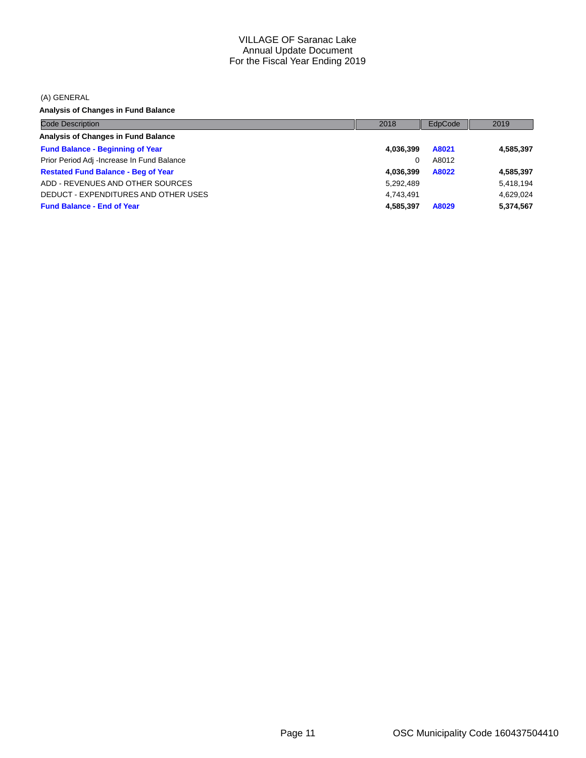# VILLAGE OF Saranac Lake
## Annual Update Document
## For the Fiscal Year Ending 2019

(A) GENERAL

**Analysis of Changes in Fund Balance**

| Code Description | 2018 | EdpCode | 2019 |
|---|---|---|---|
| **Analysis of Changes in Fund Balance** | | | |
| **Fund Balance - Beginning of Year** | **4,036,399** | **A8021** | **4,585,397** |
| Prior Period Adj -Increase In Fund Balance | 0 | A8012 | |
| **Restated Fund Balance - Beg of Year** | **4,036,399** | **A8022** | **4,585,397** |
| ADD - REVENUES AND OTHER SOURCES | 5,292,489 | | 5,418,194 |
| DEDUCT - EXPENDITURES AND OTHER USES | 4,743,491 | | 4,629,024 |
| **Fund Balance - End of Year** | **4,585,397** | **A8029** | **5,374,567** |

OSC Municipality Code 160437504410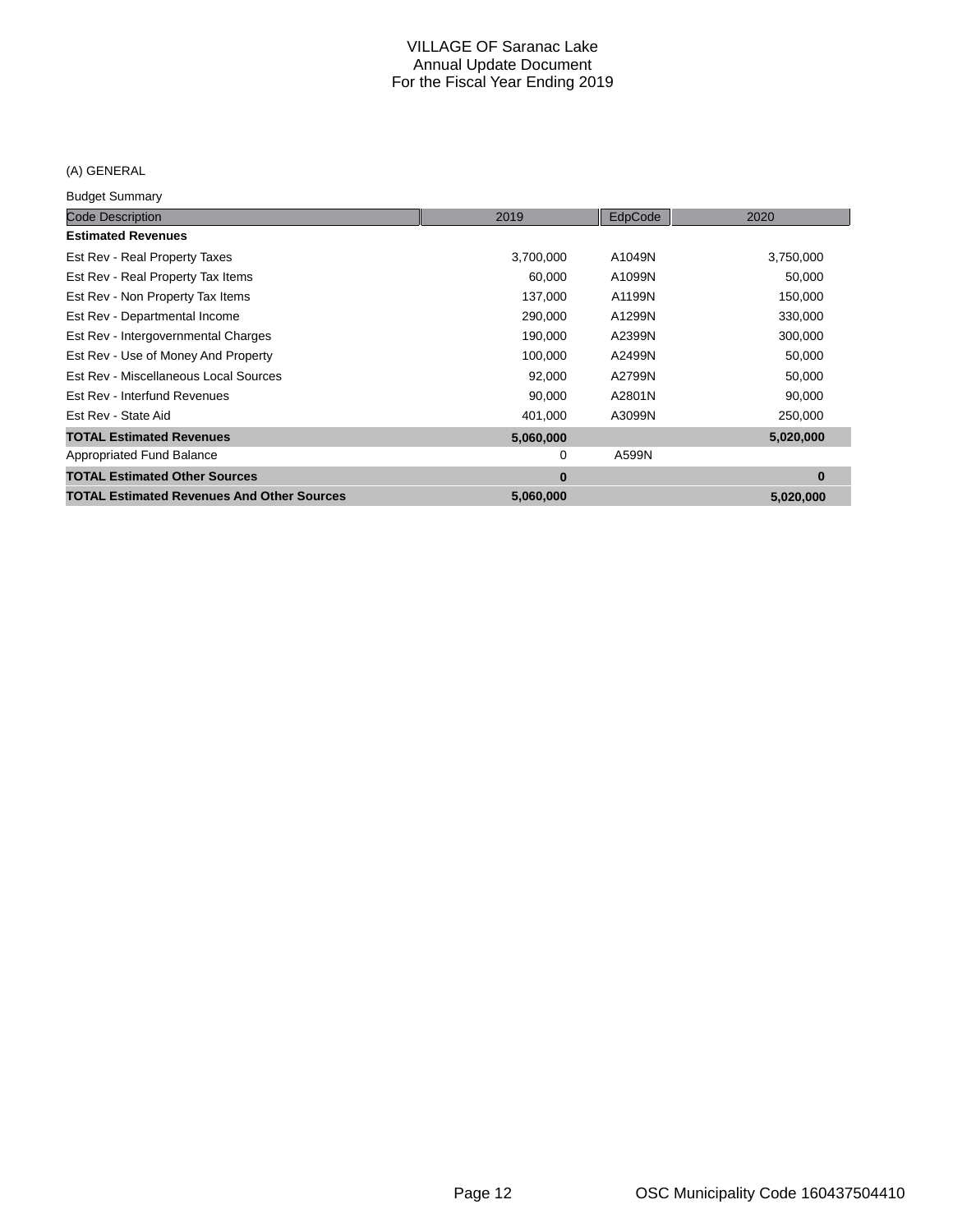# VILLAGE OF Saranac Lake
## Annual Update Document
## For the Fiscal Year Ending 2019

(A) GENERAL

Budget Summary

| Code Description | 2019 | EdpCode | 2020 |
|---|---|---|---|
| **Estimated Revenues** | | | |
| Est Rev - Real Property Taxes | 3,700,000 | A1049N | 3,750,000 |
| Est Rev - Real Property Tax Items | 60,000 | A1099N | 50,000 |
| Est Rev - Non Property Tax Items | 137,000 | A1199N | 150,000 |
| Est Rev - Departmental Income | 290,000 | A1299N | 330,000 |
| Est Rev - Intergovernmental Charges | 190,000 | A2399N | 300,000 |
| Est Rev - Use of Money And Property | 100,000 | A2499N | 50,000 |
| Est Rev - Miscellaneous Local Sources | 92,000 | A2799N | 50,000 |
| Est Rev - Interfund Revenues | 90,000 | A2801N | 90,000 |
| Est Rev - State Aid | 401,000 | A3099N | 250,000 |
| **TOTAL Estimated Revenues** | **5,060,000** | | **5,020,000** |
| Appropriated Fund Balance | 0 | A599N | |
| **TOTAL Estimated Other Sources** | **0** | | **0** |
| **TOTAL Estimated Revenues And Other Sources** | **5,060,000** | | **5,020,000** |

OSC Municipality Code 160437504410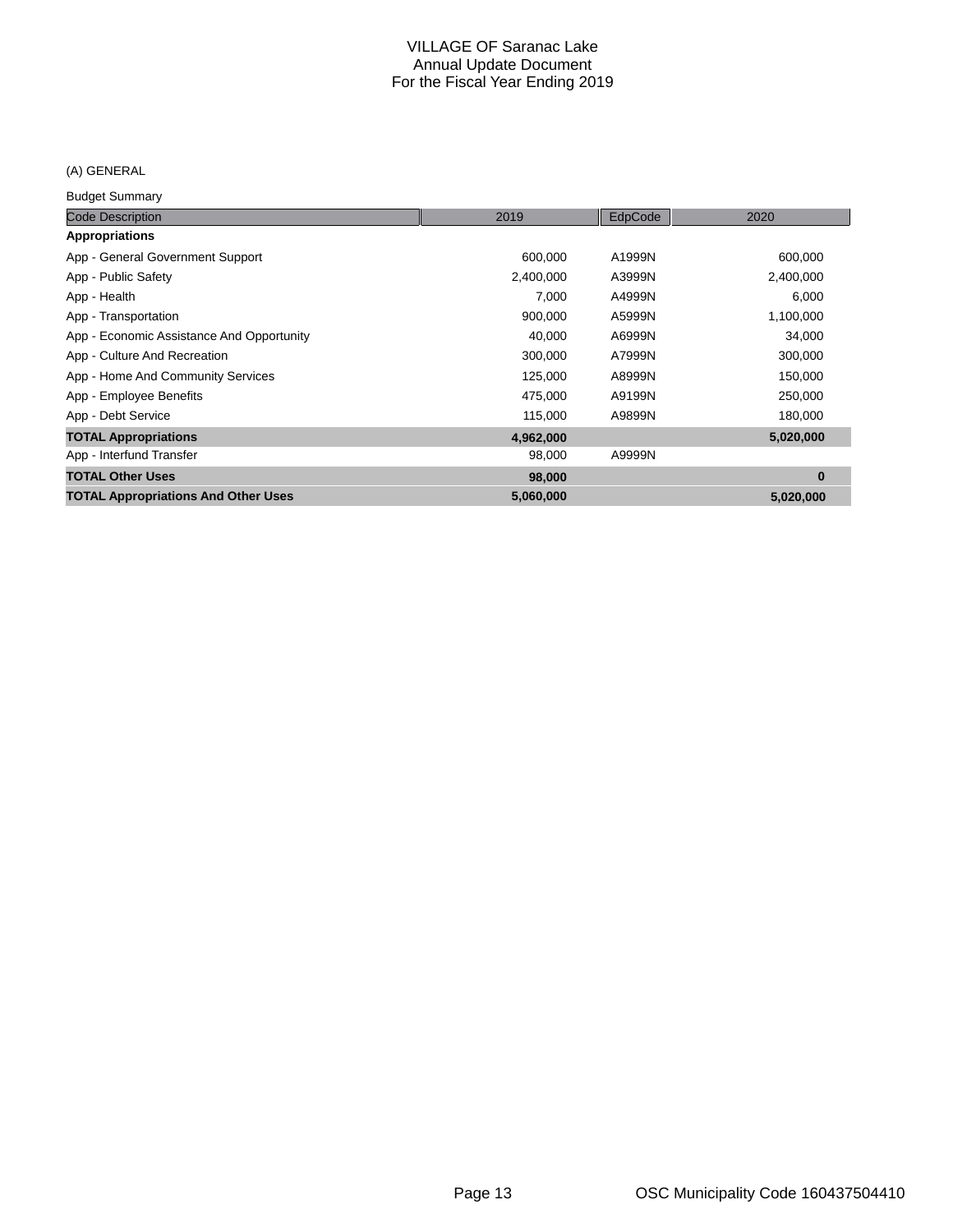# VILLAGE OF Saranac Lake
## Annual Update Document
## For the Fiscal Year Ending 2019

(A) GENERAL

Budget Summary

| Code Description | 2019 | EdpCode | 2020 |
|---|---|---|---|
| **Appropriations** | | | |
| App - General Government Support | 600,000 | A1999N | 600,000 |
| App - Public Safety | 2,400,000 | A3999N | 2,400,000 |
| App - Health | 7,000 | A4999N | 6,000 |
| App - Transportation | 900,000 | A5999N | 1,100,000 |
| App - Economic Assistance And Opportunity | 40,000 | A6999N | 34,000 |
| App - Culture And Recreation | 300,000 | A7999N | 300,000 |
| App - Home And Community Services | 125,000 | A8999N | 150,000 |
| App - Employee Benefits | 475,000 | A9199N | 250,000 |
| App - Debt Service | 115,000 | A9899N | 180,000 |
| **TOTAL Appropriations** | **4,962,000** | | **5,020,000** |
| App - Interfund Transfer | 98,000 | A9999N | |
| **TOTAL Other Uses** | **98,000** | | **0** |
| **TOTAL Appropriations And Other Uses** | **5,060,000** | | **5,020,000** |

OSC Municipality Code 160437504410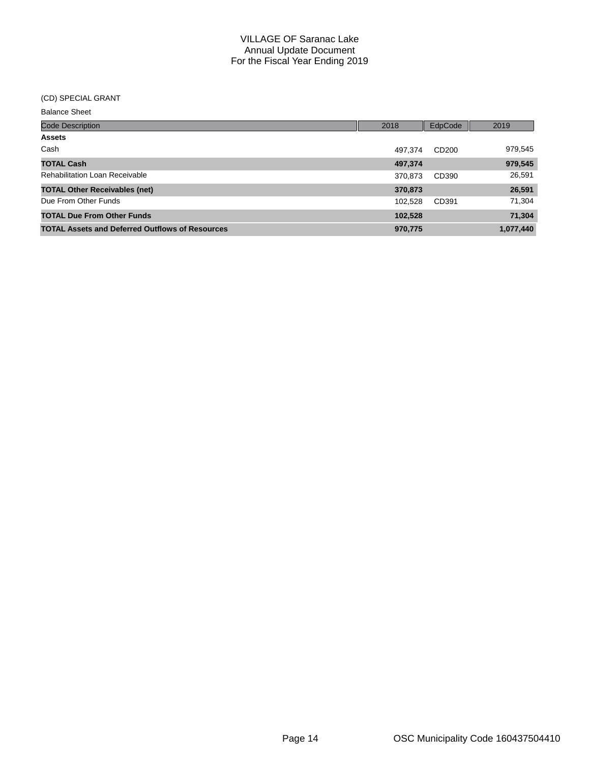# VILLAGE OF Saranac Lake
## Annual Update Document
## For the Fiscal Year Ending 2019

(CD) SPECIAL GRANT

Balance Sheet

| Code Description | 2018 | EdpCode | 2019 |
|---|---|---|---|
| **Assets** | | | |
| Cash | 497,374 | CD200 | 979,545 |
| **TOTAL Cash** | **497,374** | | **979,545** |
| Rehabilitation Loan Receivable | 370,873 | CD390 | 26,591 |
| **TOTAL Other Receivables (net)** | **370,873** | | **26,591** |
| Due From Other Funds | 102,528 | CD391 | 71,304 |
| **TOTAL Due From Other Funds** | **102,528** | | **71,304** |
| **TOTAL Assets and Deferred Outflows of Resources** | **970,775** | | **1,077,440** |

OSC Municipality Code 160437504410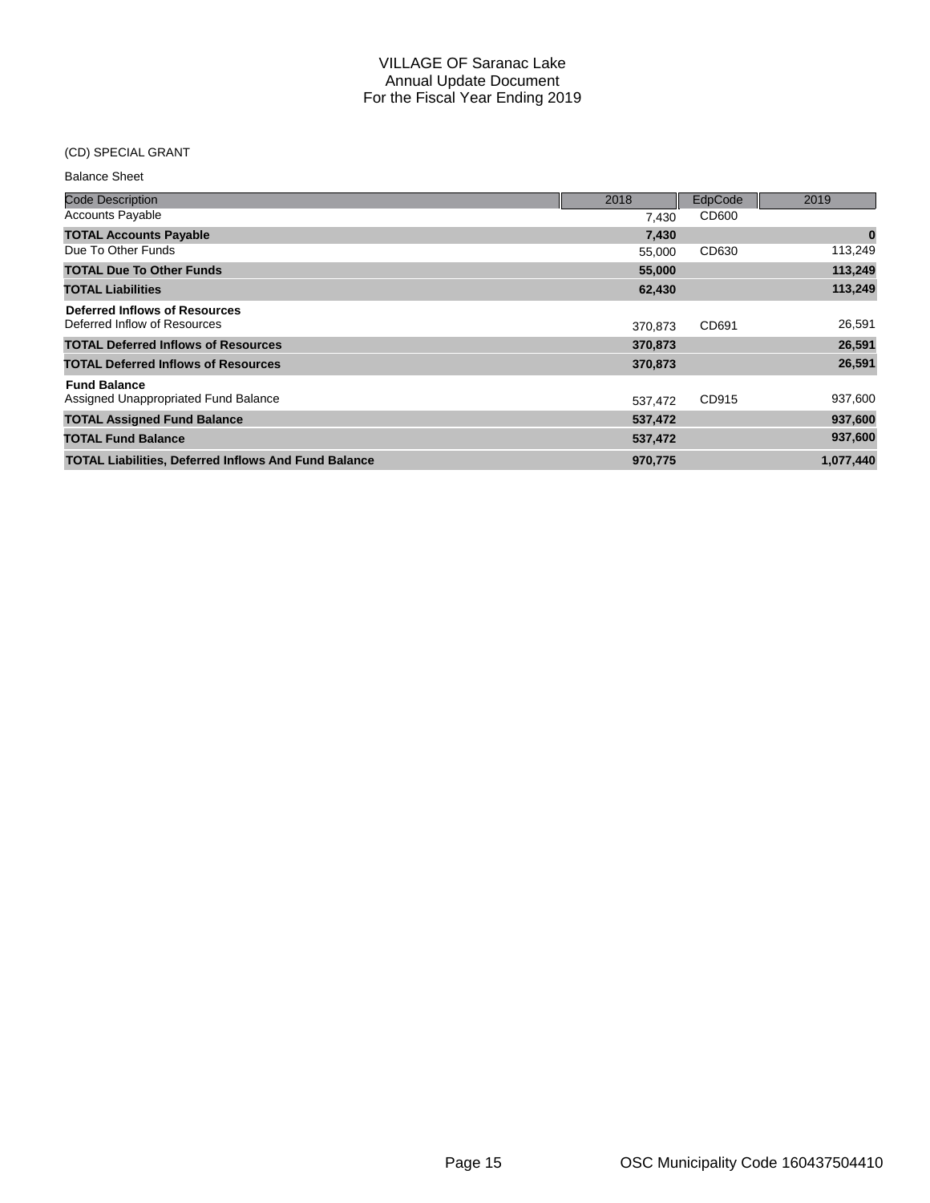VILLAGE OF Saranac Lake
Annual Update Document
For the Fiscal Year Ending 2019

(CD) SPECIAL GRANT

Balance Sheet

| Code Description | 2018 | EdpCode | 2019 |
|---|---|---|---|
| Accounts Payable | 7,430 | CD600 | |
| **TOTAL Accounts Payable** | **7,430** | | **0** |
| Due To Other Funds | 55,000 | CD630 | 113,249 |
| **TOTAL Due To Other Funds** | **55,000** | | **113,249** |
| **TOTAL Liabilities** | **62,430** | | **113,249** |
| **Deferred Inflows of Resources** | | | |
| Deferred Inflow of Resources | 370,873 | CD691 | 26,591 |
| **TOTAL Deferred Inflows of Resources** | **370,873** | | **26,591** |
| **TOTAL Deferred Inflows of Resources** | **370,873** | | **26,591** |
| **Fund Balance** | | | |
| Assigned Unappropriated Fund Balance | 537,472 | CD915 | 937,600 |
| **TOTAL Assigned Fund Balance** | **537,472** | | **937,600** |
| **TOTAL Fund Balance** | **537,472** | | **937,600** |
| **TOTAL Liabilities, Deferred Inflows And Fund Balance** | **970,775** | | **1,077,440** |

OSC Municipality Code 160437504410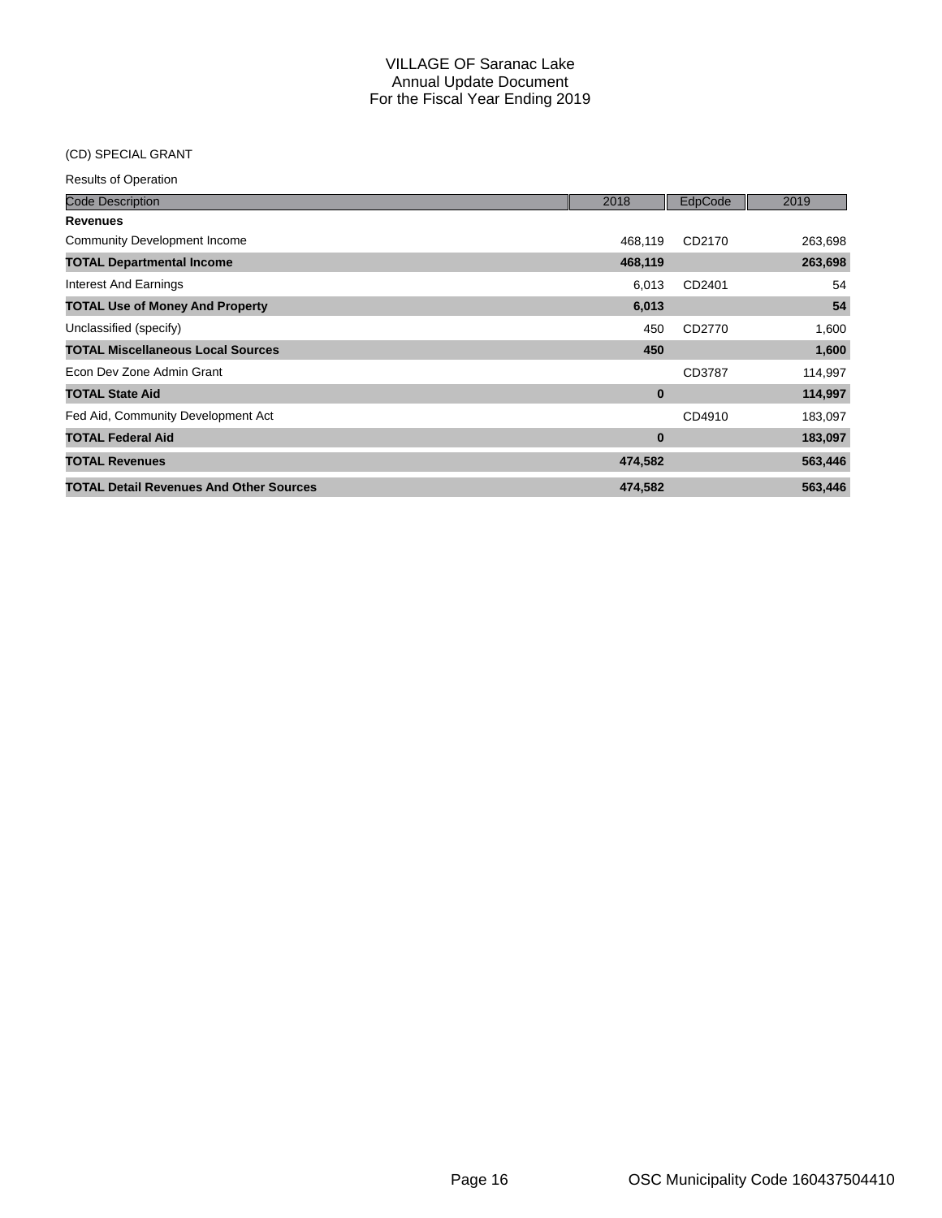VILLAGE OF Saranac Lake
Annual Update Document
For the Fiscal Year Ending 2019

(CD) SPECIAL GRANT

Results of Operation

| Code Description | 2018 | EdpCode | 2019 |
|---|---|---|---|
| **Revenues** | | | |
| Community Development Income | 468,119 | CD2170 | 263,698 |
| **TOTAL Departmental Income** | **468,119** | | **263,698** |
| Interest And Earnings | 6,013 | CD2401 | 54 |
| **TOTAL Use of Money And Property** | **6,013** | | **54** |
| Unclassified (specify) | 450 | CD2770 | 1,600 |
| **TOTAL Miscellaneous Local Sources** | **450** | | **1,600** |
| Econ Dev Zone Admin Grant | | CD3787 | 114,997 |
| **TOTAL State Aid** | **0** | | **114,997** |
| Fed Aid, Community Development Act | | CD4910 | 183,097 |
| **TOTAL Federal Aid** | **0** | | **183,097** |
| **TOTAL Revenues** | **474,582** | | **563,446** |
| **TOTAL Detail Revenues And Other Sources** | **474,582** | | **563,446** |

OSC Municipality Code 160437504410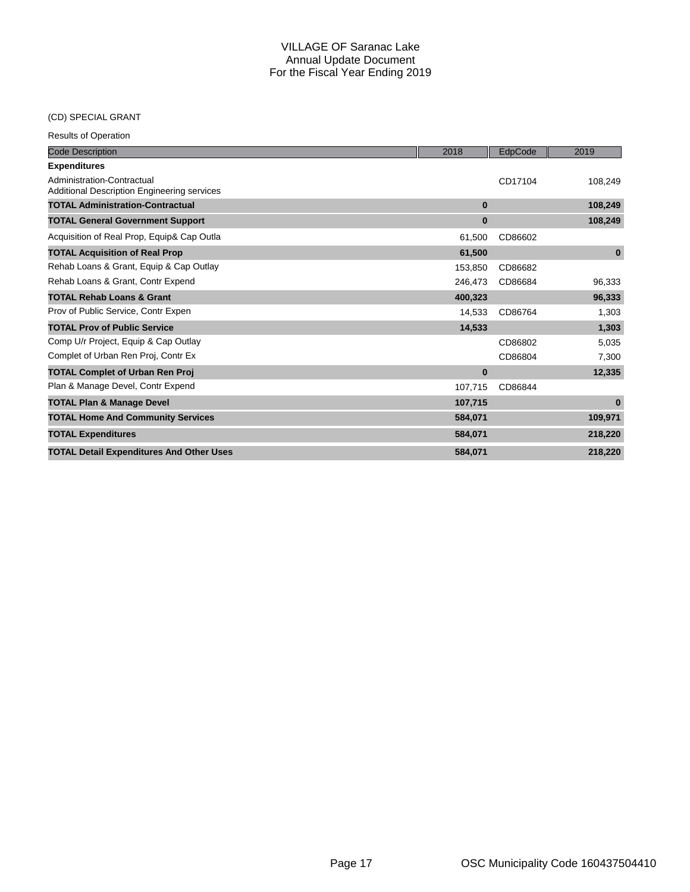# VILLAGE OF Saranac Lake
## Annual Update Document
## For the Fiscal Year Ending 2019

(CD) SPECIAL GRANT

Results of Operation

| Code Description | 2018 | EdpCode | 2019 |
|---|---|---|---|
| **Expenditures** | | | |
| Administration-Contractual<br>Additional Description Engineering services | | CD17104 | 108,249 |
| **TOTAL Administration-Contractual** | **0** | | **108,249** |
| **TOTAL General Government Support** | **0** | | **108,249** |
| Acquisition of Real Prop, Equip& Cap Outla | 61,500 | CD86602 | |
| **TOTAL Acquisition of Real Prop** | **61,500** | | **0** |
| Rehab Loans & Grant, Equip & Cap Outlay | 153,850 | CD86682 | |
| Rehab Loans & Grant, Contr Expend | 246,473 | CD86684 | 96,333 |
| **TOTAL Rehab Loans & Grant** | **400,323** | | **96,333** |
| Prov of Public Service, Contr Expen | 14,533 | CD86764 | 1,303 |
| **TOTAL Prov of Public Service** | **14,533** | | **1,303** |
| Comp U/r Project, Equip & Cap Outlay | | CD86802 | 5,035 |
| Complet of Urban Ren Proj, Contr Ex | | CD86804 | 7,300 |
| **TOTAL Complet of Urban Ren Proj** | **0** | | **12,335** |
| Plan & Manage Devel, Contr Expend | 107,715 | CD86844 | |
| **TOTAL Plan & Manage Devel** | **107,715** | | **0** |
| **TOTAL Home And Community Services** | **584,071** | | **109,971** |
| **TOTAL Expenditures** | **584,071** | | **218,220** |
| **TOTAL Detail Expenditures And Other Uses** | **584,071** | | **218,220** |

OSC Municipality Code 160437504410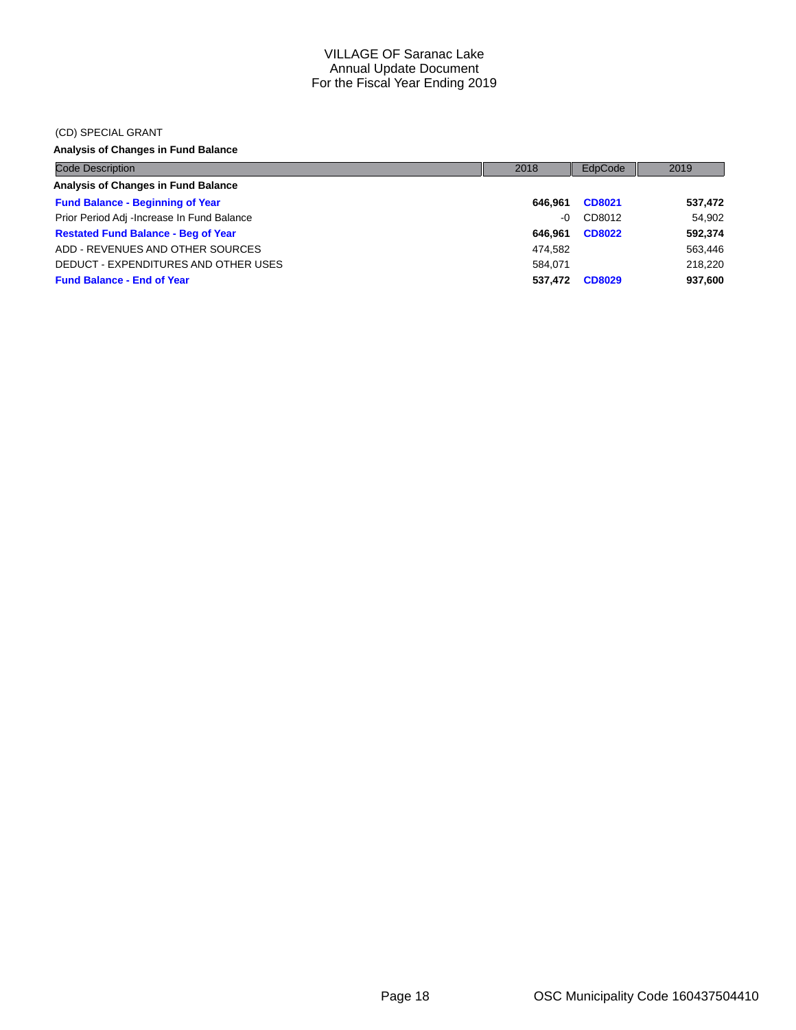VILLAGE OF Saranac Lake
Annual Update Document
For the Fiscal Year Ending 2019

(CD) SPECIAL GRANT

**Analysis of Changes in Fund Balance**

| Code Description | 2018 | EdpCode | 2019 |
|---|---|---|---|
| **Analysis of Changes in Fund Balance** | | | |
| **Fund Balance - Beginning of Year** | **646,961** | **CD8021** | **537,472** |
| Prior Period Adj -Increase In Fund Balance | -0 | CD8012 | 54,902 |
| **Restated Fund Balance - Beg of Year** | **646,961** | **CD8022** | **592,374** |
| ADD - REVENUES AND OTHER SOURCES | 474,582 | | 563,446 |
| DEDUCT - EXPENDITURES AND OTHER USES | 584,071 | | 218,220 |
| **Fund Balance - End of Year** | **537,472** | **CD8029** | **937,600** |

OSC Municipality Code 160437504410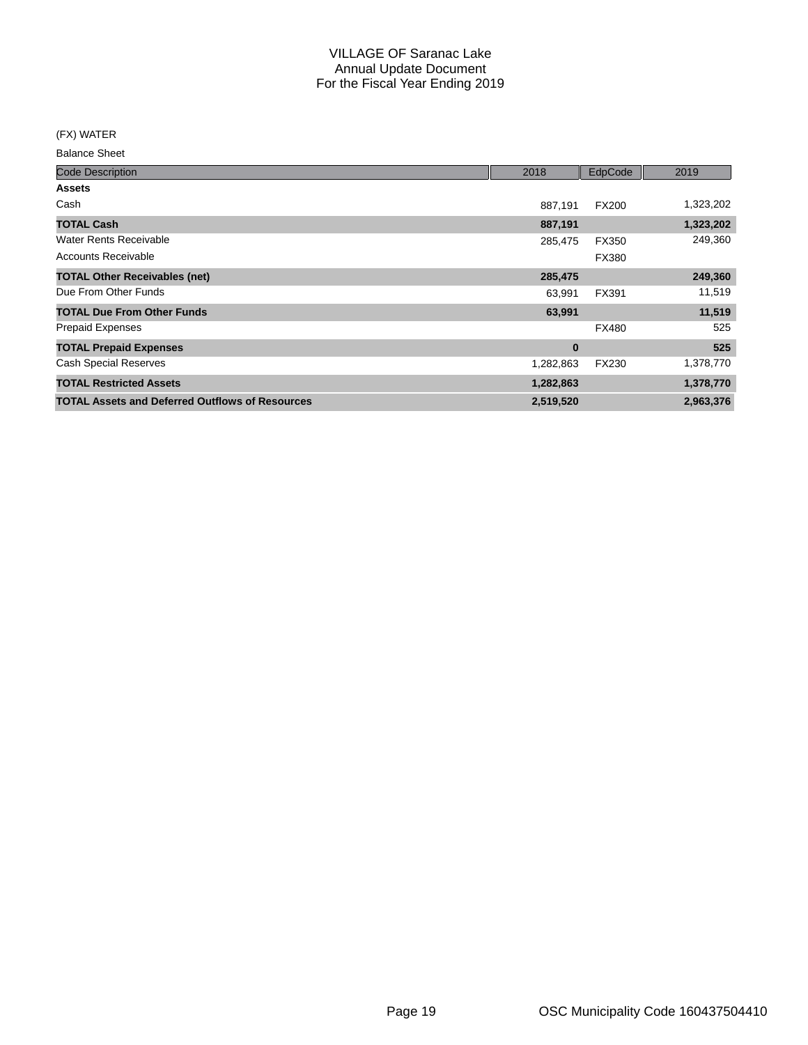# VILLAGE OF Saranac Lake
## Annual Update Document
## For the Fiscal Year Ending 2019

(FX) WATER

Balance Sheet

| Code Description | 2018 | EdpCode | 2019 |
|---|---|---|---|
| **Assets** | | | |
| Cash | 887,191 | FX200 | 1,323,202 |
| **TOTAL Cash** | **887,191** | | **1,323,202** |
| Water Rents Receivable | 285,475 | FX350 | 249,360 |
| Accounts Receivable | | FX380 | |
| **TOTAL Other Receivables (net)** | **285,475** | | **249,360** |
| Due From Other Funds | 63,991 | FX391 | 11,519 |
| **TOTAL Due From Other Funds** | **63,991** | | **11,519** |
| Prepaid Expenses | | FX480 | 525 |
| **TOTAL Prepaid Expenses** | **0** | | **525** |
| Cash Special Reserves | 1,282,863 | FX230 | 1,378,770 |
| **TOTAL Restricted Assets** | **1,282,863** | | **1,378,770** |
| **TOTAL Assets and Deferred Outflows of Resources** | **2,519,520** | | **2,963,376** |

OSC Municipality Code 160437504410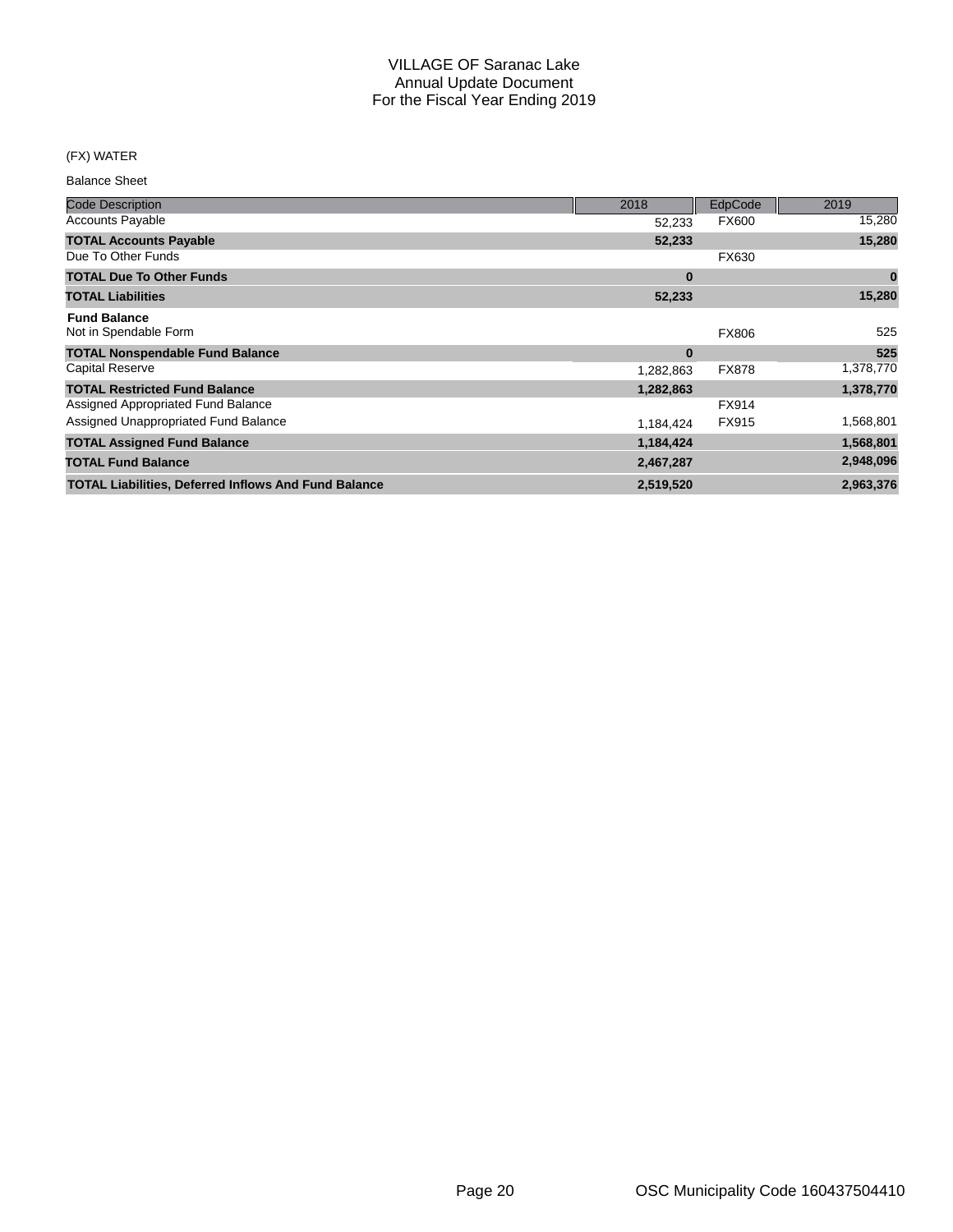VILLAGE OF Saranac Lake
Annual Update Document
For the Fiscal Year Ending 2019

(FX) WATER

Balance Sheet

| Code Description | 2018 | EdpCode | 2019 |
|---|---|---|---|
| Accounts Payable | 52,233 | FX600 | 15,280 |
| **TOTAL Accounts Payable** | **52,233** | | **15,280** |
| Due To Other Funds | | FX630 | |
| **TOTAL Due To Other Funds** | **0** | | **0** |
| **TOTAL Liabilities** | **52,233** | | **15,280** |
| **Fund Balance** | | | |
| Not in Spendable Form | | FX806 | 525 |
| **TOTAL Nonspendable Fund Balance** | **0** | | **525** |
| Capital Reserve | 1,282,863 | FX878 | 1,378,770 |
| **TOTAL Restricted Fund Balance** | **1,282,863** | | **1,378,770** |
| Assigned Appropriated Fund Balance | | FX914 | |
| Assigned Unappropriated Fund Balance | 1,184,424 | FX915 | 1,568,801 |
| **TOTAL Assigned Fund Balance** | **1,184,424** | | **1,568,801** |
| **TOTAL Fund Balance** | **2,467,287** | | **2,948,096** |
| **TOTAL Liabilities, Deferred Inflows And Fund Balance** | **2,519,520** | | **2,963,376** |

OSC Municipality Code 160437504410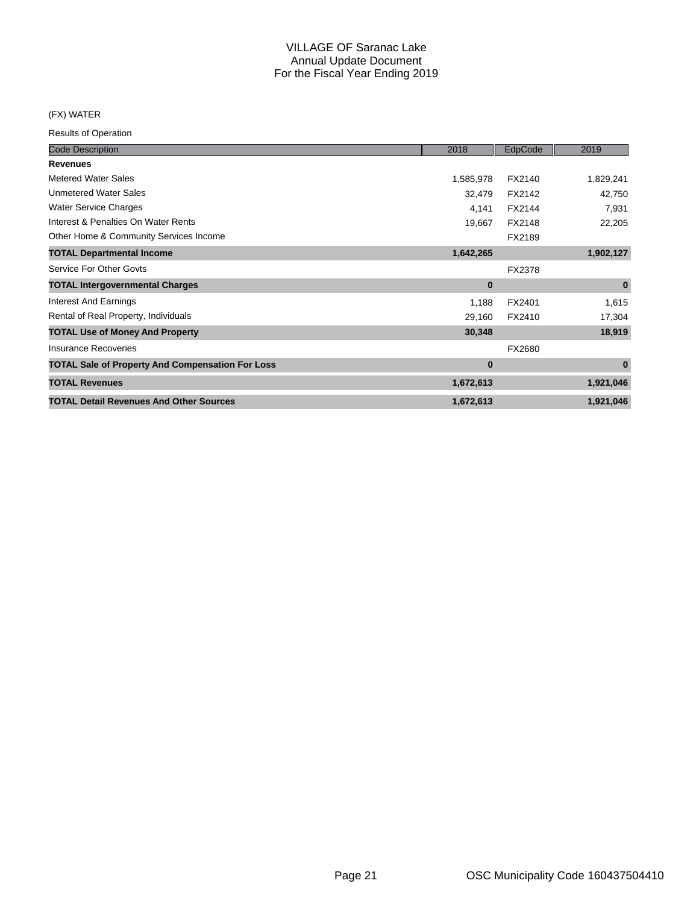# VILLAGE OF Saranac Lake
## Annual Update Document
## For the Fiscal Year Ending 2019

(FX) WATER

Results of Operation

| Code Description | 2018 | EdpCode | 2019 |
|---|---|---|---|
| **Revenues** | | | |
| Metered Water Sales | 1,585,978 | FX2140 | 1,829,241 |
| Unmetered Water Sales | 32,479 | FX2142 | 42,750 |
| Water Service Charges | 4,141 | FX2144 | 7,931 |
| Interest & Penalties On Water Rents | 19,667 | FX2148 | 22,205 |
| Other Home & Community Services Income | | FX2189 | |
| **TOTAL Departmental Income** | **1,642,265** | | **1,902,127** |
| Service For Other Govts | | FX2378 | |
| **TOTAL Intergovernmental Charges** | **0** | | **0** |
| Interest And Earnings | 1,188 | FX2401 | 1,615 |
| Rental of Real Property, Individuals | 29,160 | FX2410 | 17,304 |
| **TOTAL Use of Money And Property** | **30,348** | | **18,919** |
| Insurance Recoveries | | FX2680 | |
| **TOTAL Sale of Property And Compensation For Loss** | **0** | | **0** |
| **TOTAL Revenues** | **1,672,613** | | **1,921,046** |
| **TOTAL Detail Revenues And Other Sources** | **1,672,613** | | **1,921,046** |

OSC Municipality Code 160437504410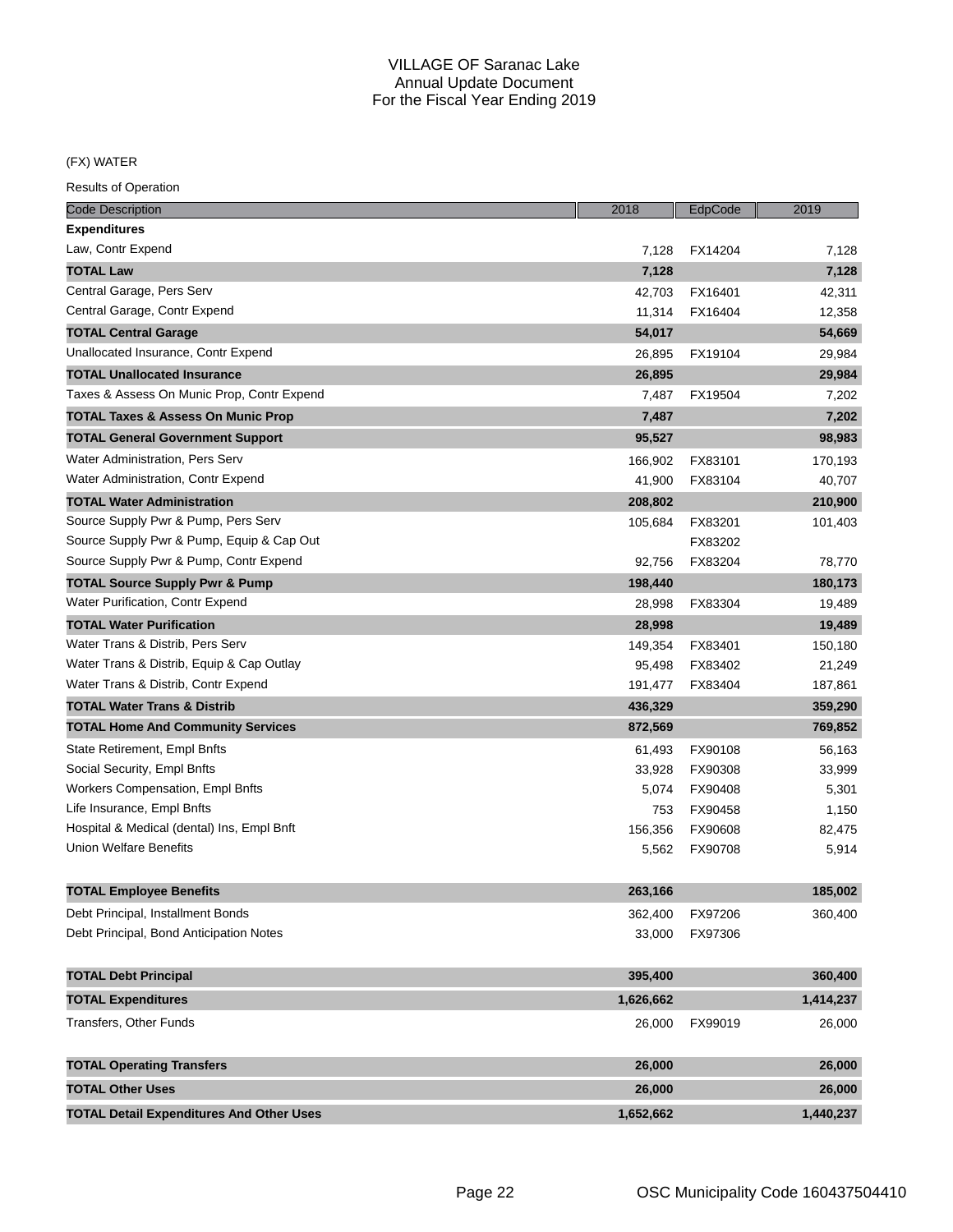# VILLAGE OF Saranac Lake
## Annual Update Document
## For the Fiscal Year Ending 2019

(FX) WATER

Results of Operation

| Code Description | 2018 | EdpCode | 2019 |
|---|---|---|---|
| **Expenditures** | | | |
| Law, Contr Expend | 7,128 | FX14204 | 7,128 |
| **TOTAL Law** | **7,128** | | **7,128** |
| Central Garage, Pers Serv | 42,703 | FX16401 | 42,311 |
| Central Garage, Contr Expend | 11,314 | FX16404 | 12,358 |
| **TOTAL Central Garage** | **54,017** | | **54,669** |
| Unallocated Insurance, Contr Expend | 26,895 | FX19104 | 29,984 |
| **TOTAL Unallocated Insurance** | **26,895** | | **29,984** |
| Taxes & Assess On Munic Prop, Contr Expend | 7,487 | FX19504 | 7,202 |
| **TOTAL Taxes & Assess On Munic Prop** | **7,487** | | **7,202** |
| **TOTAL General Government Support** | **95,527** | | **98,983** |
| Water Administration, Pers Serv | 166,902 | FX83101 | 170,193 |
| Water Administration, Contr Expend | 41,900 | FX83104 | 40,707 |
| **TOTAL Water Administration** | **208,802** | | **210,900** |
| Source Supply Pwr & Pump, Pers Serv | 105,684 | FX83201 | 101,403 |
| Source Supply Pwr & Pump, Equip & Cap Out | | FX83202 | |
| Source Supply Pwr & Pump, Contr Expend | 92,756 | FX83204 | 78,770 |
| **TOTAL Source Supply Pwr & Pump** | **198,440** | | **180,173** |
| Water Purification, Contr Expend | 28,998 | FX83304 | 19,489 |
| **TOTAL Water Purification** | **28,998** | | **19,489** |
| Water Trans & Distrib, Pers Serv | 149,354 | FX83401 | 150,180 |
| Water Trans & Distrib, Equip & Cap Outlay | 95,498 | FX83402 | 21,249 |
| Water Trans & Distrib, Contr Expend | 191,477 | FX83404 | 187,861 |
| **TOTAL Water Trans & Distrib** | **436,329** | | **359,290** |
| **TOTAL Home And Community Services** | **872,569** | | **769,852** |
| State Retirement, Empl Bnfts | 61,493 | FX90108 | 56,163 |
| Social Security, Empl Bnfts | 33,928 | FX90308 | 33,999 |
| Workers Compensation, Empl Bnfts | 5,074 | FX90408 | 5,301 |
| Life Insurance, Empl Bnfts | 753 | FX90458 | 1,150 |
| Hospital & Medical (dental) Ins, Empl Bnft | 156,356 | FX90608 | 82,475 |
| Union Welfare Benefits | 5,562 | FX90708 | 5,914 |
| **TOTAL Employee Benefits** | **263,166** | | **185,002** |
| Debt Principal, Installment Bonds | 362,400 | FX97206 | 360,400 |
| Debt Principal, Bond Anticipation Notes | 33,000 | FX97306 | |
| **TOTAL Debt Principal** | **395,400** | | **360,400** |
| **TOTAL Expenditures** | **1,626,662** | | **1,414,237** |
| Transfers, Other Funds | 26,000 | FX99019 | 26,000 |
| **TOTAL Operating Transfers** | **26,000** | | **26,000** |
| **TOTAL Other Uses** | **26,000** | | **26,000** |
| **TOTAL Detail Expenditures And Other Uses** | **1,652,662** | | **1,440,237** |

OSC Municipality Code 160437504410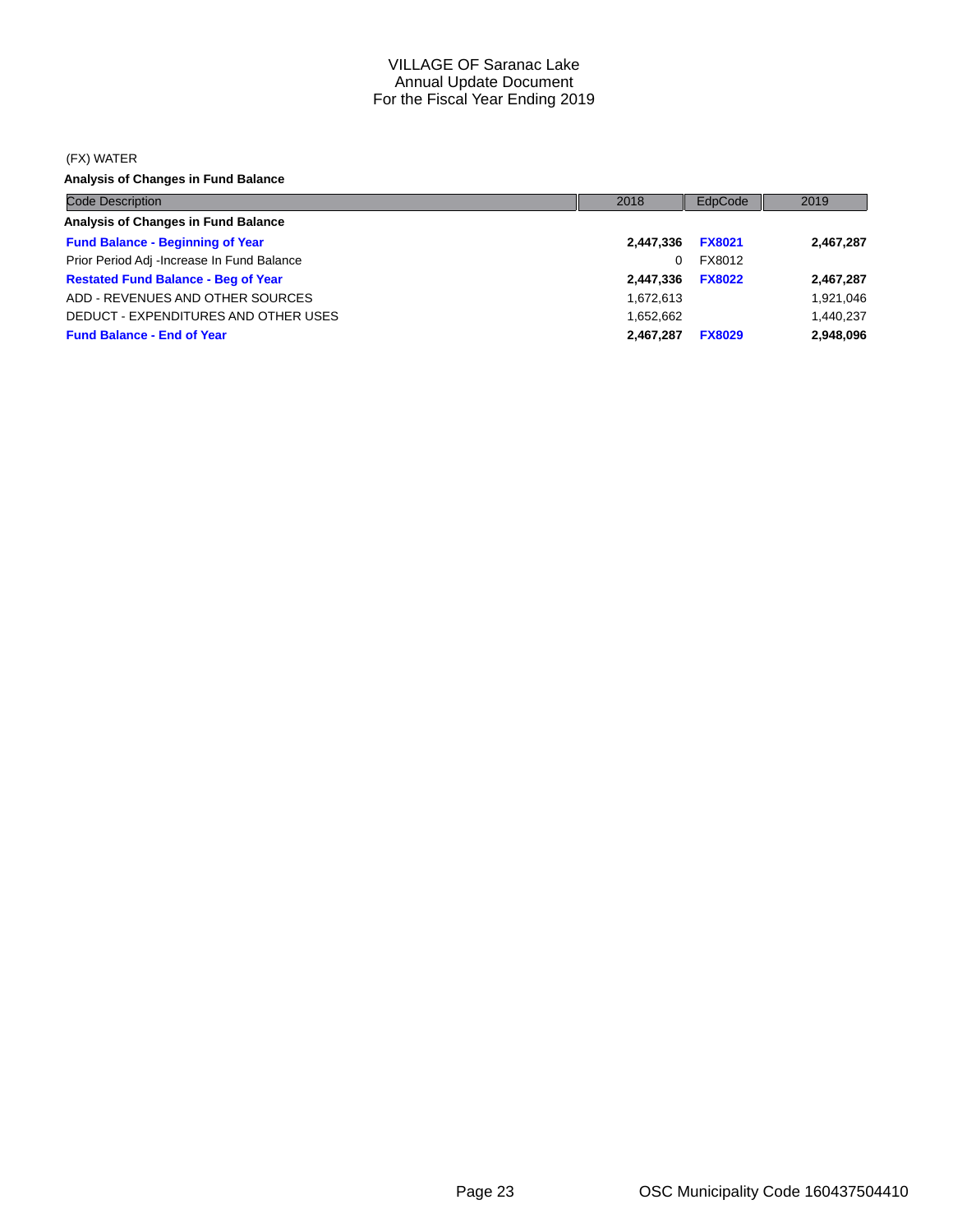VILLAGE OF Saranac Lake
Annual Update Document
For the Fiscal Year Ending 2019

(FX) WATER

**Analysis of Changes in Fund Balance**

| Code Description | 2018 | EdpCode | 2019 |
|---|---|---|---|
| **Analysis of Changes in Fund Balance** | | | |
| **Fund Balance - Beginning of Year** | **2,447,336** | **FX8021** | **2,467,287** |
| Prior Period Adj -Increase In Fund Balance | 0 | FX8012 | |
| **Restated Fund Balance - Beg of Year** | **2,447,336** | **FX8022** | **2,467,287** |
| ADD - REVENUES AND OTHER SOURCES | 1,672,613 | | 1,921,046 |
| DEDUCT - EXPENDITURES AND OTHER USES | 1,652,662 | | 1,440,237 |
| **Fund Balance - End of Year** | **2,467,287** | **FX8029** | **2,948,096** |

OSC Municipality Code 160437504410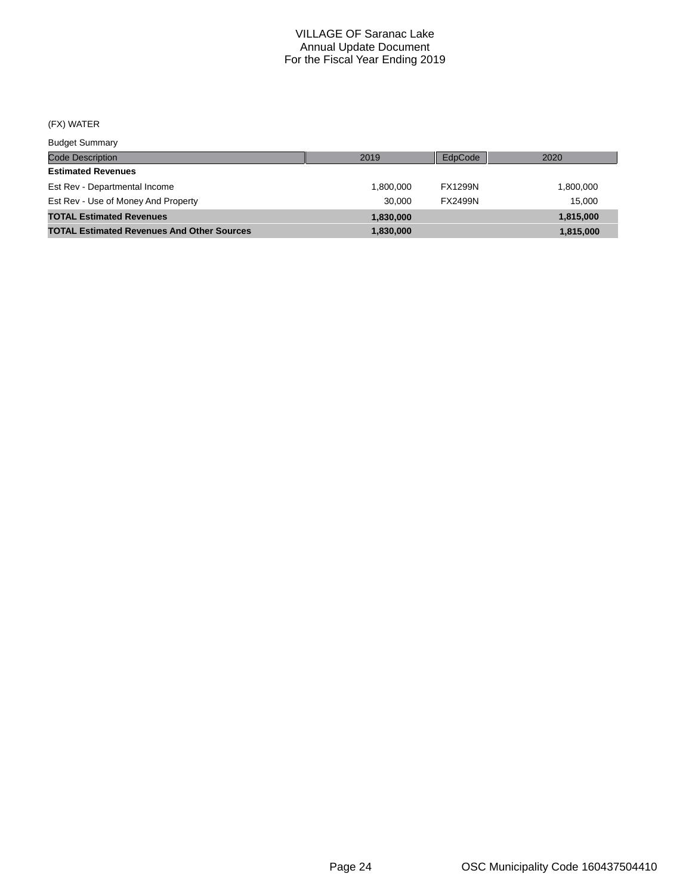# VILLAGE OF Saranac Lake
## Annual Update Document
## For the Fiscal Year Ending 2019

(FX) WATER

Budget Summary

| Code Description | 2019 | EdpCode | 2020 |
|---|---|---|---|
| **Estimated Revenues** | | | |
| Est Rev - Departmental Income | 1,800,000 | FX1299N | 1,800,000 |
| Est Rev - Use of Money And Property | 30,000 | FX2499N | 15,000 |
| **TOTAL Estimated Revenues** | **1,830,000** | | **1,815,000** |
| **TOTAL Estimated Revenues And Other Sources** | **1,830,000** | | **1,815,000** |

OSC Municipality Code 160437504410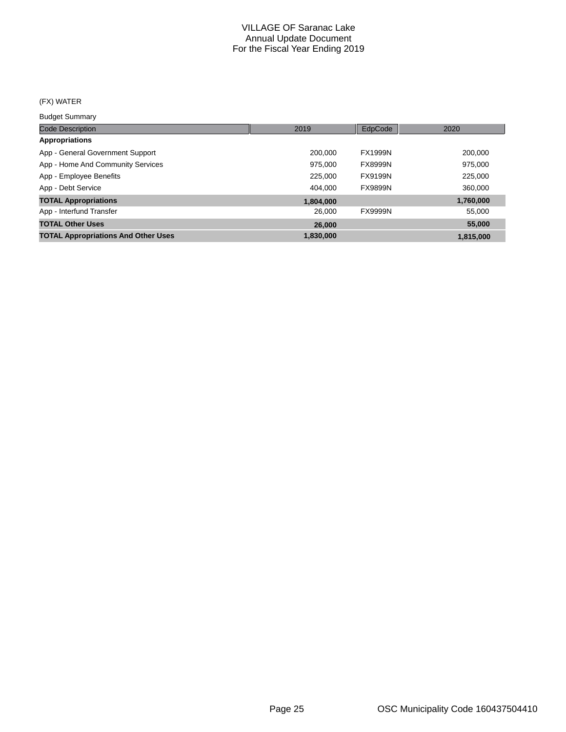# VILLAGE OF Saranac Lake
## Annual Update Document
## For the Fiscal Year Ending 2019

(FX) WATER

Budget Summary

| Code Description | 2019 | EdpCode | 2020 |
|---|---|---|---|
| **Appropriations** | | | |
| App - General Government Support | 200,000 | FX1999N | 200,000 |
| App - Home And Community Services | 975,000 | FX8999N | 975,000 |
| App - Employee Benefits | 225,000 | FX9199N | 225,000 |
| App - Debt Service | 404,000 | FX9899N | 360,000 |
| **TOTAL Appropriations** | **1,804,000** | | **1,760,000** |
| App - Interfund Transfer | 26,000 | FX9999N | 55,000 |
| **TOTAL Other Uses** | **26,000** | | **55,000** |
| **TOTAL Appropriations And Other Uses** | **1,830,000** | | **1,815,000** |

OSC Municipality Code 160437504410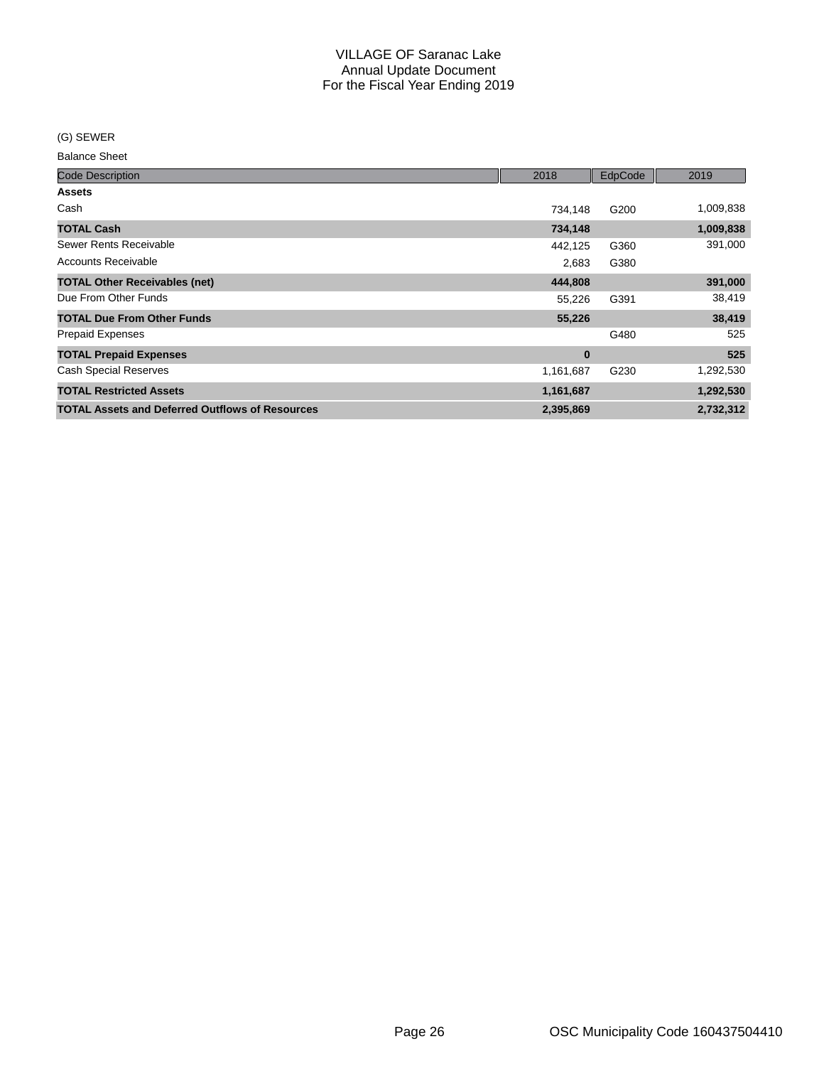# VILLAGE OF Saranac Lake
## Annual Update Document
## For the Fiscal Year Ending 2019

(G) SEWER

Balance Sheet

| Code Description | 2018 | EdpCode | 2019 |
|---|---|---|---|
| **Assets** | | | |
| Cash | 734,148 | G200 | 1,009,838 |
| **TOTAL Cash** | **734,148** | | **1,009,838** |
| Sewer Rents Receivable | 442,125 | G360 | 391,000 |
| Accounts Receivable | 2,683 | G380 | |
| **TOTAL Other Receivables (net)** | **444,808** | | **391,000** |
| Due From Other Funds | 55,226 | G391 | 38,419 |
| **TOTAL Due From Other Funds** | **55,226** | | **38,419** |
| Prepaid Expenses | | G480 | 525 |
| **TOTAL Prepaid Expenses** | **0** | | **525** |
| Cash Special Reserves | 1,161,687 | G230 | 1,292,530 |
| **TOTAL Restricted Assets** | **1,161,687** | | **1,292,530** |
| **TOTAL Assets and Deferred Outflows of Resources** | **2,395,869** | | **2,732,312** |

OSC Municipality Code 160437504410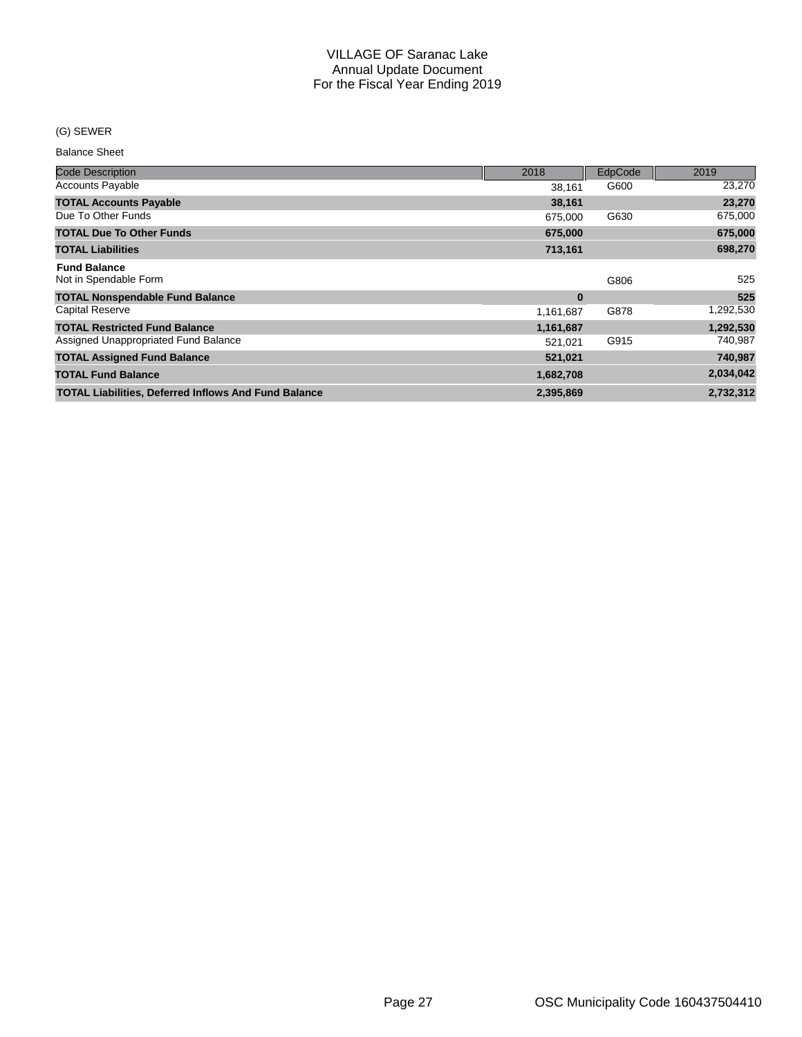# VILLAGE OF Saranac Lake
## Annual Update Document
## For the Fiscal Year Ending 2019

(G) SEWER

Balance Sheet

| Code Description | 2018 | EdpCode | 2019 |
|---|---|---|---|
| Accounts Payable | 38,161 | G600 | 23,270 |
| **TOTAL Accounts Payable** | **38,161** | | **23,270** |
| Due To Other Funds | 675,000 | G630 | 675,000 |
| **TOTAL Due To Other Funds** | **675,000** | | **675,000** |
| **TOTAL Liabilities** | **713,161** | | **698,270** |
| **Fund Balance** | | | |
| Not in Spendable Form | | G806 | 525 |
| **TOTAL Nonspendable Fund Balance** | **0** | | **525** |
| Capital Reserve | 1,161,687 | G878 | 1,292,530 |
| **TOTAL Restricted Fund Balance** | **1,161,687** | | **1,292,530** |
| Assigned Unappropriated Fund Balance | 521,021 | G915 | 740,987 |
| **TOTAL Assigned Fund Balance** | **521,021** | | **740,987** |
| **TOTAL Fund Balance** | **1,682,708** | | **2,034,042** |
| **TOTAL Liabilities, Deferred Inflows And Fund Balance** | **2,395,869** | | **2,732,312** |

OSC Municipality Code 160437504410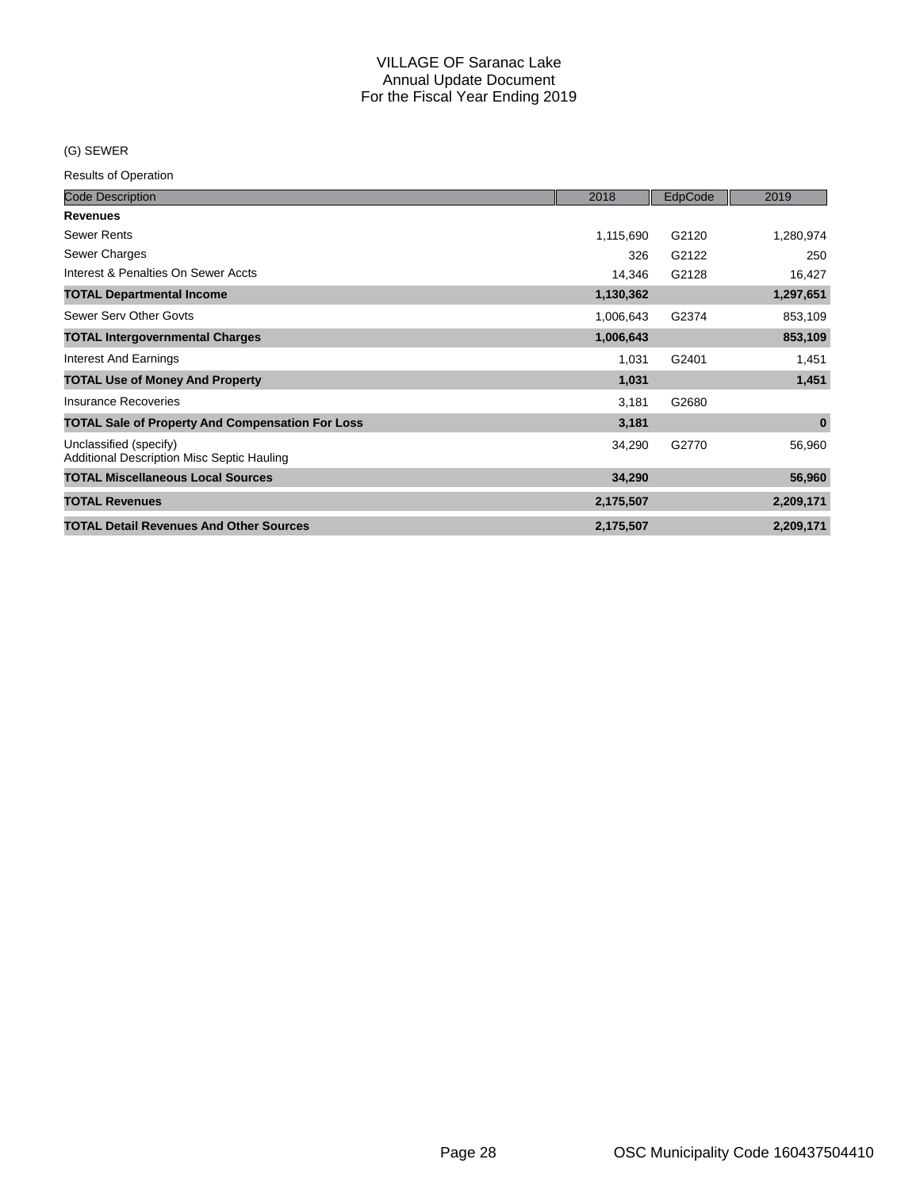# VILLAGE OF Saranac Lake
## Annual Update Document
## For the Fiscal Year Ending 2019

(G) SEWER

Results of Operation

| Code Description | 2018 | EdpCode | 2019 |
|---|---|---|---|
| **Revenues** | | | |
| Sewer Rents | 1,115,690 | G2120 | 1,280,974 |
| Sewer Charges | 326 | G2122 | 250 |
| Interest & Penalties On Sewer Accts | 14,346 | G2128 | 16,427 |
| **TOTAL Departmental Income** | **1,130,362** | | **1,297,651** |
| Sewer Serv Other Govts | 1,006,643 | G2374 | 853,109 |
| **TOTAL Intergovernmental Charges** | **1,006,643** | | **853,109** |
| Interest And Earnings | 1,031 | G2401 | 1,451 |
| **TOTAL Use of Money And Property** | **1,031** | | **1,451** |
| Insurance Recoveries | 3,181 | G2680 | |
| **TOTAL Sale of Property And Compensation For Loss** | **3,181** | | **0** |
| Unclassified (specify) Additional Description Misc Septic Hauling | 34,290 | G2770 | 56,960 |
| **TOTAL Miscellaneous Local Sources** | **34,290** | | **56,960** |
| **TOTAL Revenues** | **2,175,507** | | **2,209,171** |
| **TOTAL Detail Revenues And Other Sources** | **2,175,507** | | **2,209,171** |

OSC Municipality Code 160437504410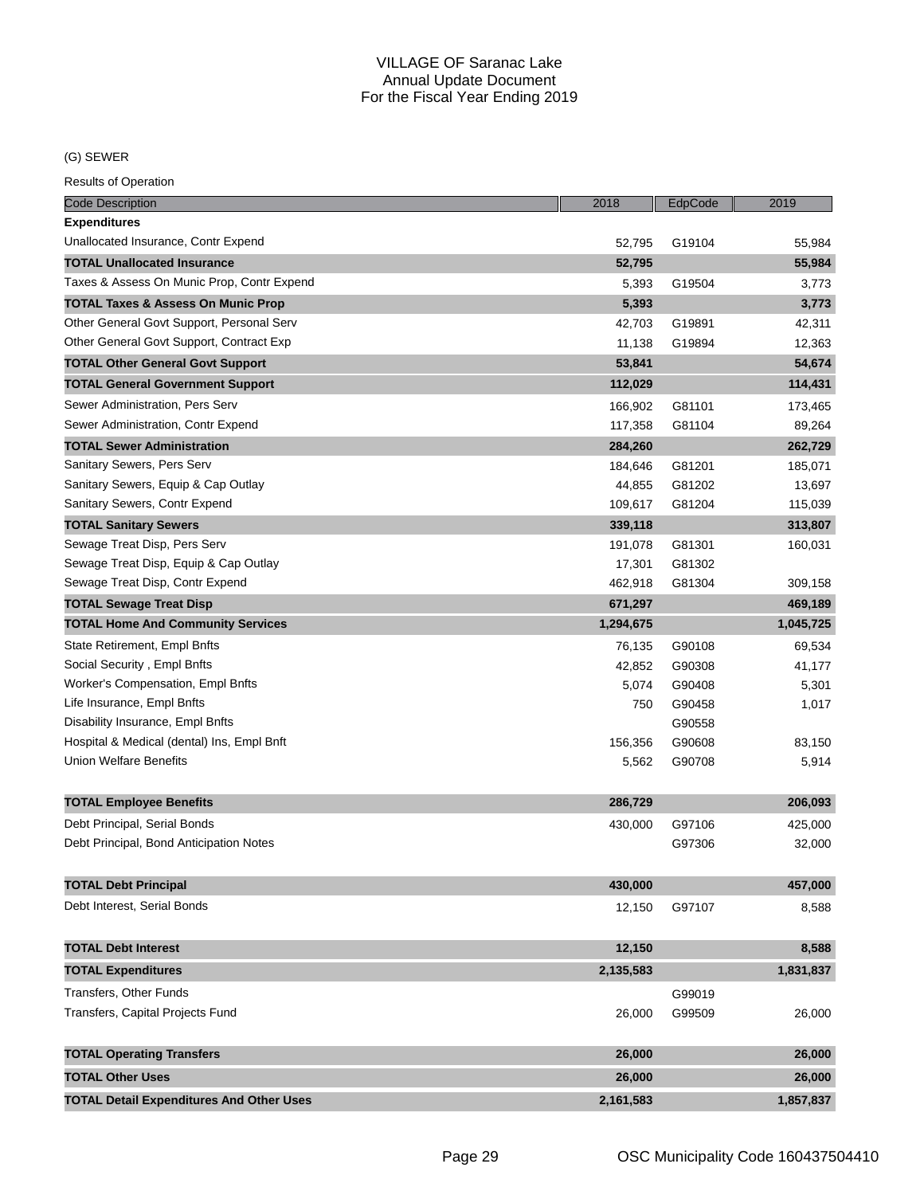# VILLAGE OF Saranac Lake
## Annual Update Document
## For the Fiscal Year Ending 2019

(G) SEWER

Results of Operation

| Code Description | 2018 | EdpCode | 2019 |
|---|---|---|---|
| **Expenditures** | | | |
| Unallocated Insurance, Contr Expend | 52,795 | G19104 | 55,984 |
| **TOTAL Unallocated Insurance** | **52,795** | | **55,984** |
| Taxes & Assess On Munic Prop, Contr Expend | 5,393 | G19504 | 3,773 |
| **TOTAL Taxes & Assess On Munic Prop** | **5,393** | | **3,773** |
| Other General Govt Support, Personal Serv | 42,703 | G19891 | 42,311 |
| Other General Govt Support, Contract Exp | 11,138 | G19894 | 12,363 |
| **TOTAL Other General Govt Support** | **53,841** | | **54,674** |
| **TOTAL General Government Support** | **112,029** | | **114,431** |
| Sewer Administration, Pers Serv | 166,902 | G81101 | 173,465 |
| Sewer Administration, Contr Expend | 117,358 | G81104 | 89,264 |
| **TOTAL Sewer Administration** | **284,260** | | **262,729** |
| Sanitary Sewers, Pers Serv | 184,646 | G81201 | 185,071 |
| Sanitary Sewers, Equip & Cap Outlay | 44,855 | G81202 | 13,697 |
| Sanitary Sewers, Contr Expend | 109,617 | G81204 | 115,039 |
| **TOTAL Sanitary Sewers** | **339,118** | | **313,807** |
| Sewage Treat Disp, Pers Serv | 191,078 | G81301 | 160,031 |
| Sewage Treat Disp, Equip & Cap Outlay | 17,301 | G81302 | |
| Sewage Treat Disp, Contr Expend | 462,918 | G81304 | 309,158 |
| **TOTAL Sewage Treat Disp** | **671,297** | | **469,189** |
| **TOTAL Home And Community Services** | **1,294,675** | | **1,045,725** |
| State Retirement, Empl Bnfts | 76,135 | G90108 | 69,534 |
| Social Security , Empl Bnfts | 42,852 | G90308 | 41,177 |
| Worker's Compensation, Empl Bnfts | 5,074 | G90408 | 5,301 |
| Life Insurance, Empl Bnfts | 750 | G90458 | 1,017 |
| Disability Insurance, Empl Bnfts | | G90558 | |
| Hospital & Medical (dental) Ins, Empl Bnft | 156,356 | G90608 | 83,150 |
| Union Welfare Benefits | 5,562 | G90708 | 5,914 |
| **TOTAL Employee Benefits** | **286,729** | | **206,093** |
| Debt Principal, Serial Bonds | 430,000 | G97106 | 425,000 |
| Debt Principal, Bond Anticipation Notes | | G97306 | 32,000 |
| **TOTAL Debt Principal** | **430,000** | | **457,000** |
| Debt Interest, Serial Bonds | 12,150 | G97107 | 8,588 |
| **TOTAL Debt Interest** | **12,150** | | **8,588** |
| **TOTAL Expenditures** | **2,135,583** | | **1,831,837** |
| Transfers, Other Funds | | G99019 | |
| Transfers, Capital Projects Fund | 26,000 | G99509 | 26,000 |
| **TOTAL Operating Transfers** | **26,000** | | **26,000** |
| **TOTAL Other Uses** | **26,000** | | **26,000** |
| **TOTAL Detail Expenditures And Other Uses** | **2,161,583** | | **1,857,837** |

OSC Municipality Code 160437504410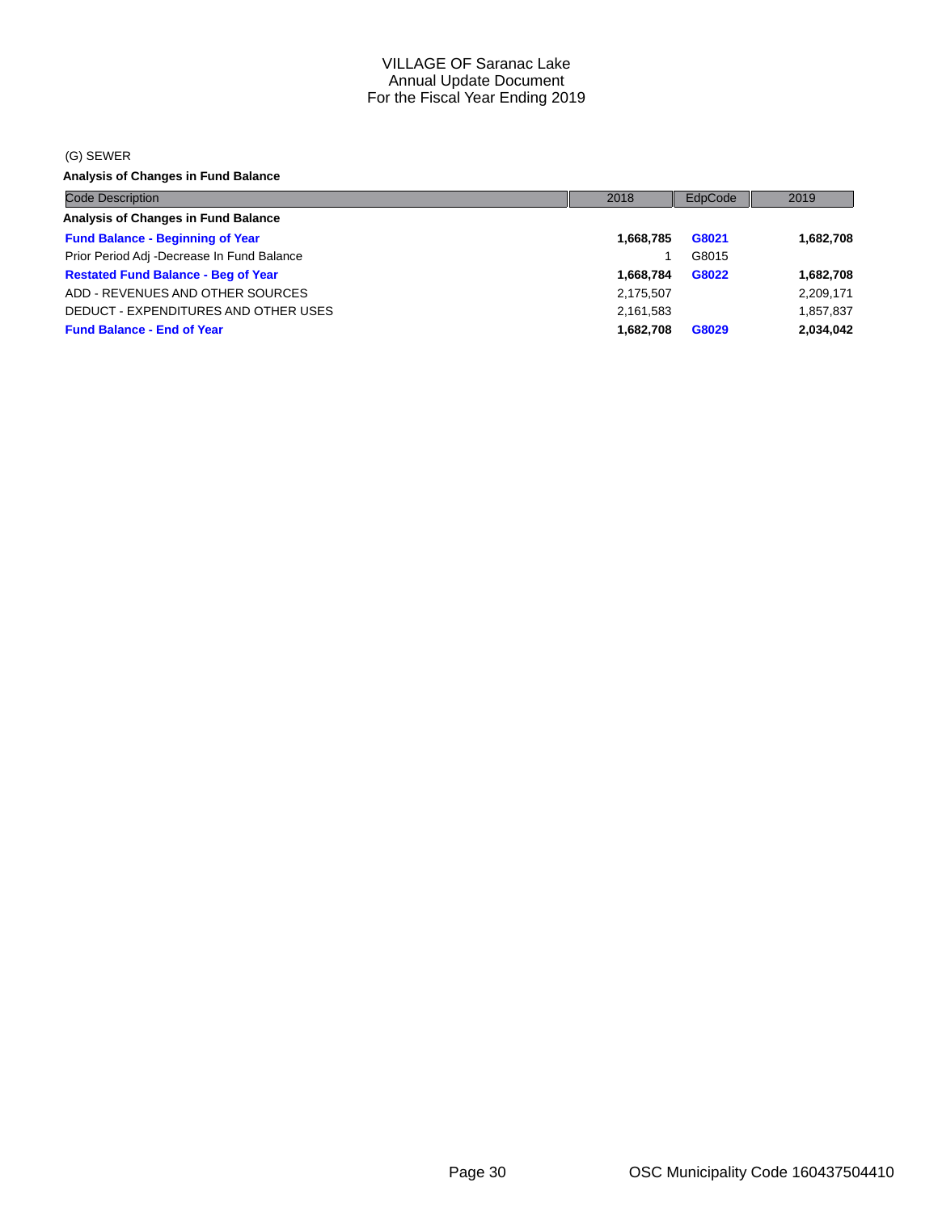# VILLAGE OF Saranac Lake
## Annual Update Document
## For the Fiscal Year Ending 2019

(G) SEWER

**Analysis of Changes in Fund Balance**

| Code Description | 2018 | EdpCode | 2019 |
|---|---|---|---|
| **Analysis of Changes in Fund Balance** | | | |
| **Fund Balance - Beginning of Year** | **1,668,785** | **G8021** | **1,682,708** |
| Prior Period Adj -Decrease In Fund Balance | 1 | G8015 | |
| **Restated Fund Balance - Beg of Year** | **1,668,784** | **G8022** | **1,682,708** |
| ADD - REVENUES AND OTHER SOURCES | 2,175,507 | | 2,209,171 |
| DEDUCT - EXPENDITURES AND OTHER USES | 2,161,583 | | 1,857,837 |
| **Fund Balance - End of Year** | **1,682,708** | **G8029** | **2,034,042** |

OSC Municipality Code 160437504410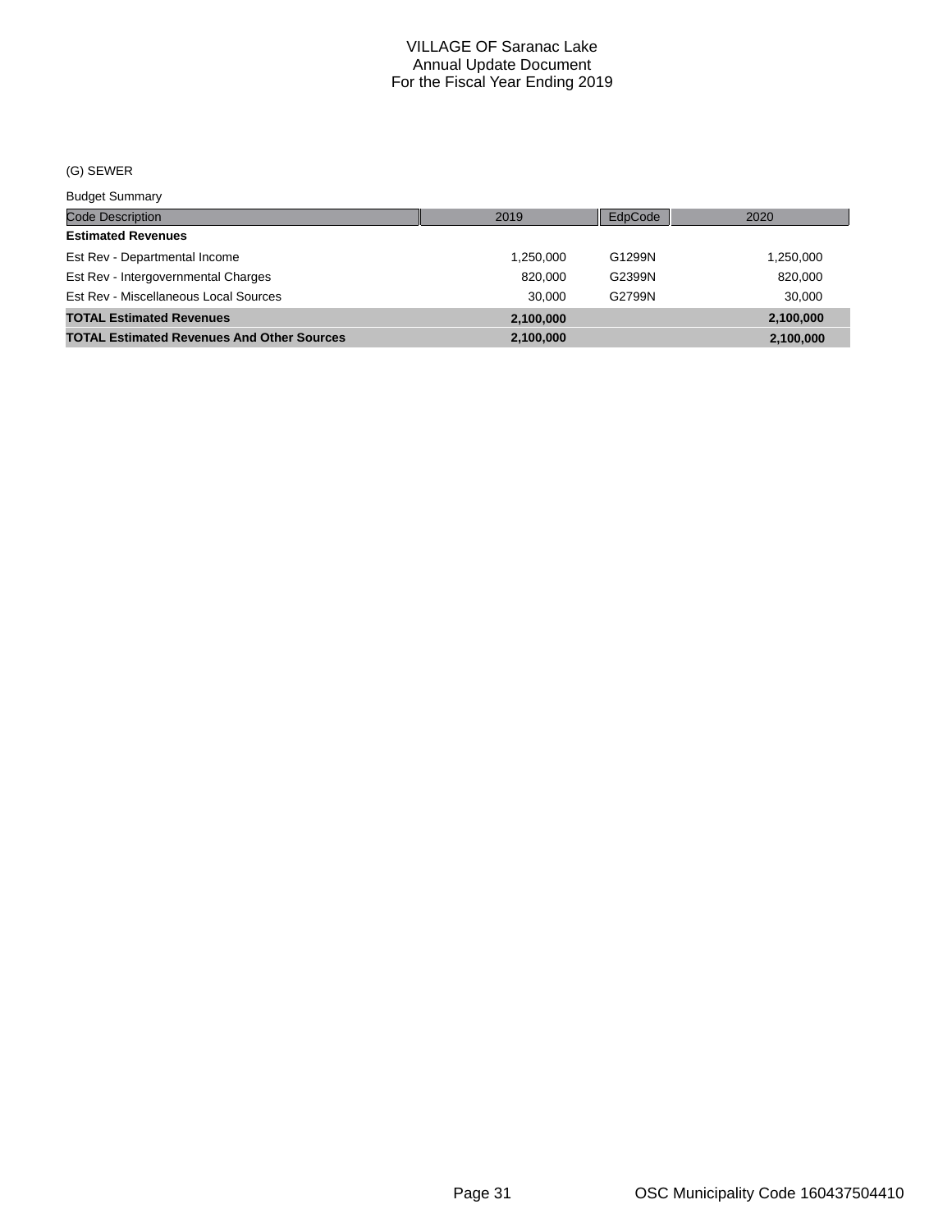# VILLAGE OF Saranac Lake
## Annual Update Document
### For the Fiscal Year Ending 2019

(G) SEWER

Budget Summary

| Code Description | 2019 | EdpCode | 2020 |
|---|---|---|---|
| **Estimated Revenues** | | | |
| Est Rev - Departmental Income | 1,250,000 | G1299N | 1,250,000 |
| Est Rev - Intergovernmental Charges | 820,000 | G2399N | 820,000 |
| Est Rev - Miscellaneous Local Sources | 30,000 | G2799N | 30,000 |
| **TOTAL Estimated Revenues** | **2,100,000** | | **2,100,000** |
| **TOTAL Estimated Revenues And Other Sources** | **2,100,000** | | **2,100,000** |

OSC Municipality Code 160437504410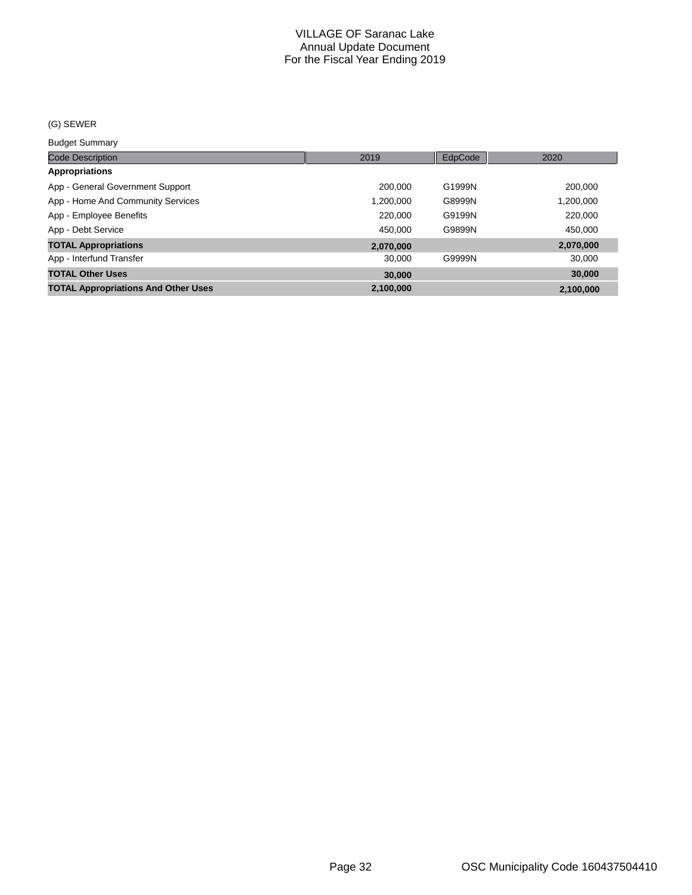# VILLAGE OF Saranac Lake
## Annual Update Document
## For the Fiscal Year Ending 2019

(G) SEWER

Budget Summary

| Code Description | 2019 | EdpCode | 2020 |
|---|---|---|---|
| **Appropriations** | | | |
| App - General Government Support | 200,000 | G1999N | 200,000 |
| App - Home And Community Services | 1,200,000 | G8999N | 1,200,000 |
| App - Employee Benefits | 220,000 | G9199N | 220,000 |
| App - Debt Service | 450,000 | G9899N | 450,000 |
| **TOTAL Appropriations** | **2,070,000** | | **2,070,000** |
| App - Interfund Transfer | 30,000 | G9999N | 30,000 |
| **TOTAL Other Uses** | **30,000** | | **30,000** |
| **TOTAL Appropriations And Other Uses** | **2,100,000** | | **2,100,000** |

OSC Municipality Code 160437504410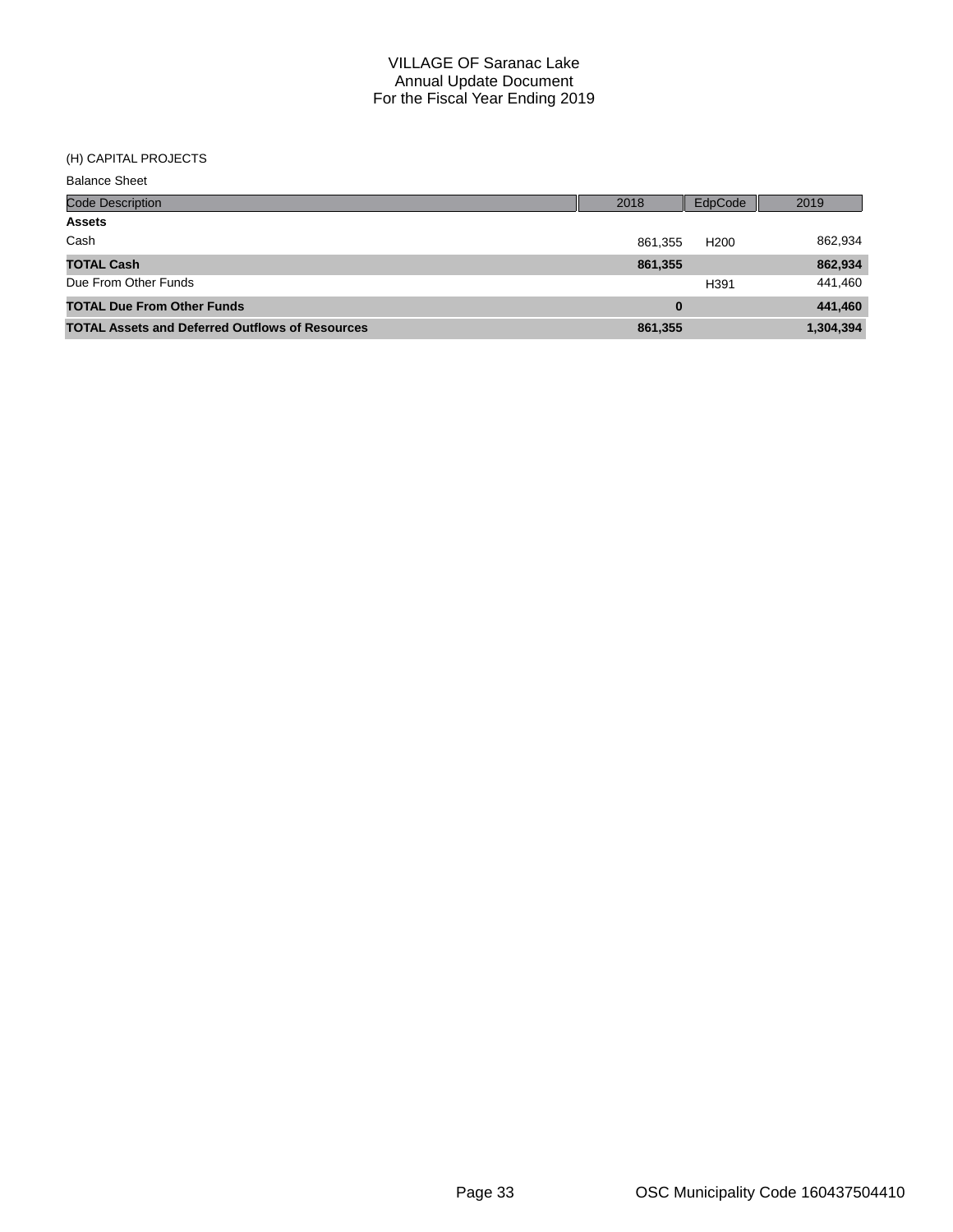VILLAGE OF Saranac Lake
Annual Update Document
For the Fiscal Year Ending 2019

(H) CAPITAL PROJECTS

Balance Sheet

| Code Description | 2018 | EdpCode | 2019 |
|---|---|---|---|
| **Assets** | | | |
| Cash | 861,355 | H200 | 862,934 |
| **TOTAL Cash** | **861,355** | | **862,934** |
| Due From Other Funds | | H391 | 441,460 |
| **TOTAL Due From Other Funds** | **0** | | **441,460** |
| **TOTAL Assets and Deferred Outflows of Resources** | **861,355** | | **1,304,394** |

OSC Municipality Code 160437504410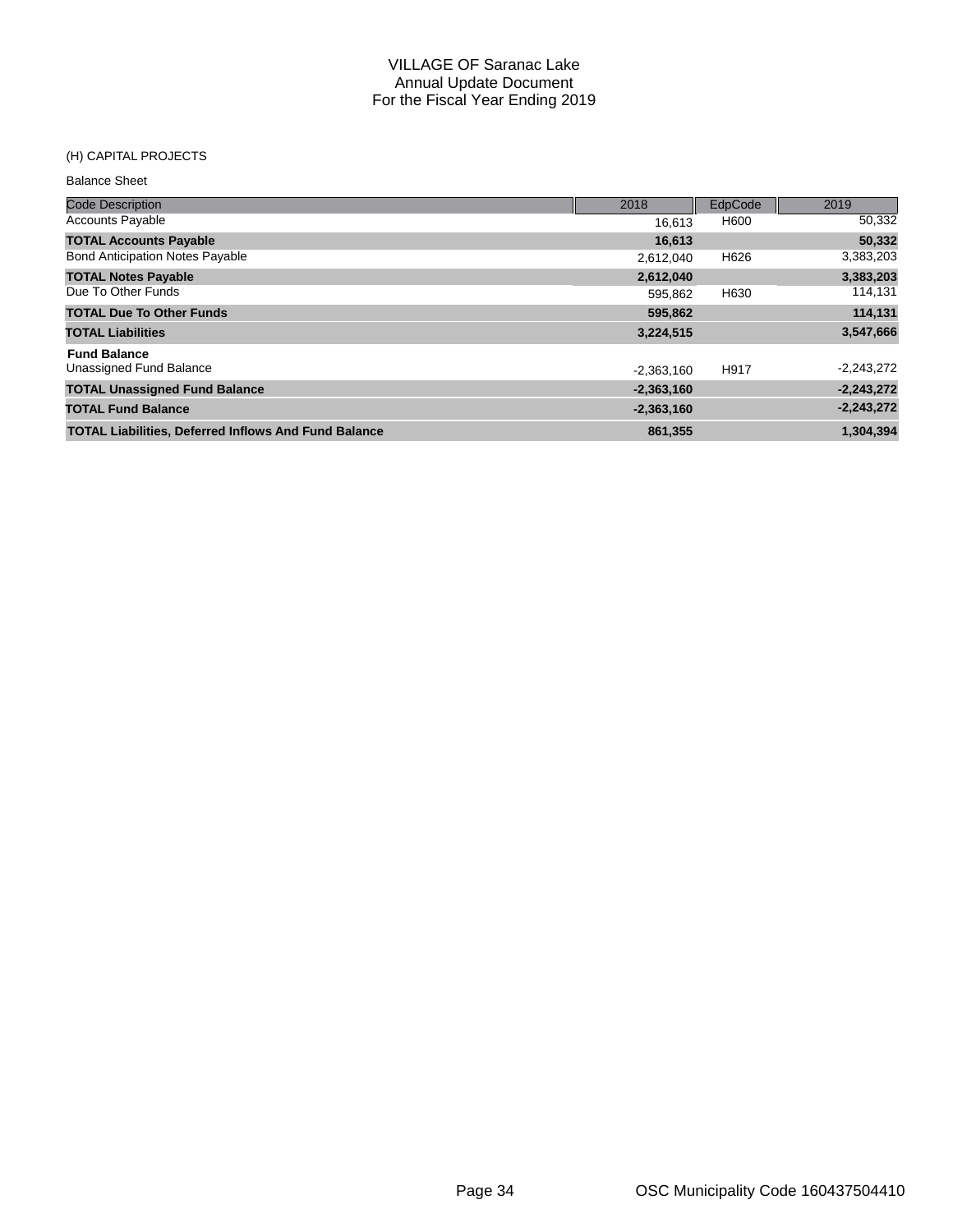# VILLAGE OF Saranac Lake
## Annual Update Document
## For the Fiscal Year Ending 2019

(H) CAPITAL PROJECTS

Balance Sheet

| Code Description | 2018 | EdpCode | 2019 |
|---|---|---|---|
| Accounts Payable | 16,613 | H600 | 50,332 |
| **TOTAL Accounts Payable** | **16,613** | | **50,332** |
| Bond Anticipation Notes Payable | 2,612,040 | H626 | 3,383,203 |
| **TOTAL Notes Payable** | **2,612,040** | | **3,383,203** |
| Due To Other Funds | 595,862 | H630 | 114,131 |
| **TOTAL Due To Other Funds** | **595,862** | | **114,131** |
| **TOTAL Liabilities** | **3,224,515** | | **3,547,666** |
| **Fund Balance** | | | |
| Unassigned Fund Balance | -2,363,160 | H917 | -2,243,272 |
| **TOTAL Unassigned Fund Balance** | **-2,363,160** | | **-2,243,272** |
| **TOTAL Fund Balance** | **-2,363,160** | | **-2,243,272** |
| **TOTAL Liabilities, Deferred Inflows And Fund Balance** | **861,355** | | **1,304,394** |

OSC Municipality Code 160437504410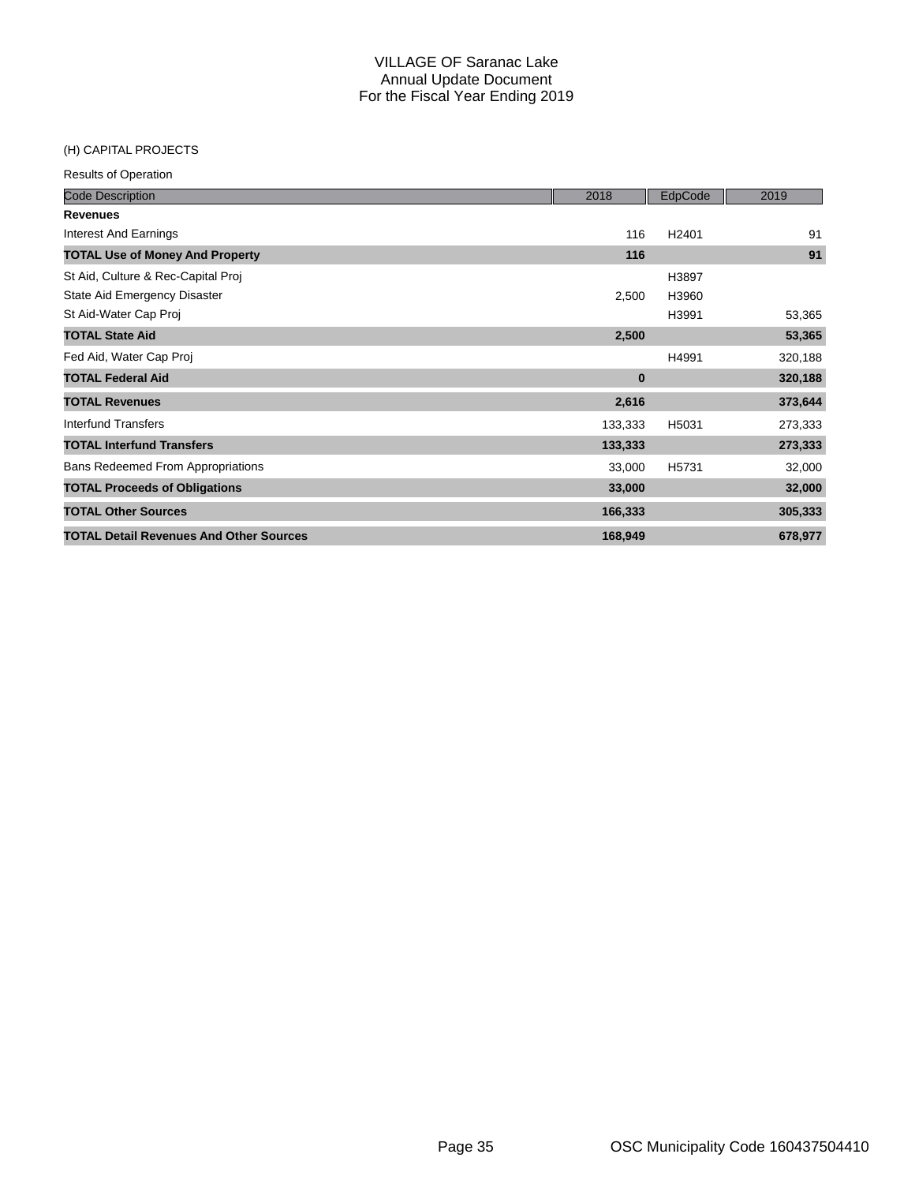# VILLAGE OF Saranac Lake
## Annual Update Document
## For the Fiscal Year Ending 2019

(H) CAPITAL PROJECTS

Results of Operation

| Code Description | 2018 | EdpCode | 2019 |
|---|---|---|---|
| **Revenues** | | | |
| Interest And Earnings | 116 | H2401 | 91 |
| **TOTAL Use of Money And Property** | **116** | | **91** |
| St Aid, Culture & Rec-Capital Proj | | H3897 | |
| State Aid Emergency Disaster | 2,500 | H3960 | |
| St Aid-Water Cap Proj | | H3991 | 53,365 |
| **TOTAL State Aid** | **2,500** | | **53,365** |
| Fed Aid, Water Cap Proj | | H4991 | 320,188 |
| **TOTAL Federal Aid** | **0** | | **320,188** |
| **TOTAL Revenues** | **2,616** | | **373,644** |
| Interfund Transfers | 133,333 | H5031 | 273,333 |
| **TOTAL Interfund Transfers** | **133,333** | | **273,333** |
| Bans Redeemed From Appropriations | 33,000 | H5731 | 32,000 |
| **TOTAL Proceeds of Obligations** | **33,000** | | **32,000** |
| **TOTAL Other Sources** | **166,333** | | **305,333** |
| **TOTAL Detail Revenues And Other Sources** | **168,949** | | **678,977** |

OSC Municipality Code 160437504410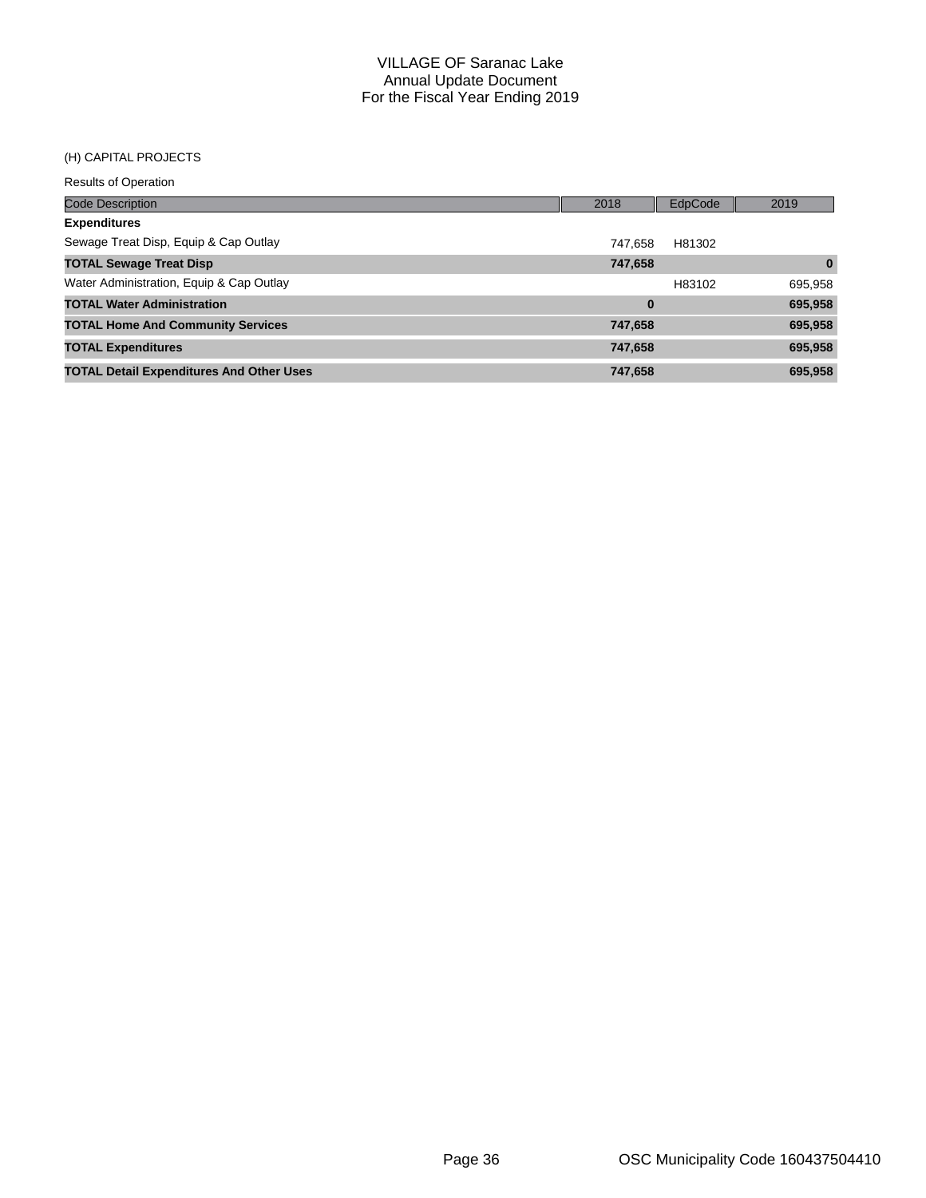VILLAGE OF Saranac Lake
Annual Update Document
For the Fiscal Year Ending 2019

(H) CAPITAL PROJECTS

Results of Operation

| Code Description | 2018 | EdpCode | 2019 |
|---|---|---|---|
| **Expenditures** | | | |
| Sewage Treat Disp, Equip & Cap Outlay | 747,658 | H81302 | |
| **TOTAL Sewage Treat Disp** | **747,658** | | **0** |
| Water Administration, Equip & Cap Outlay | | H83102 | 695,958 |
| **TOTAL Water Administration** | **0** | | **695,958** |
| **TOTAL Home And Community Services** | **747,658** | | **695,958** |
| **TOTAL Expenditures** | **747,658** | | **695,958** |
| **TOTAL Detail Expenditures And Other Uses** | **747,658** | | **695,958** |

OSC Municipality Code 160437504410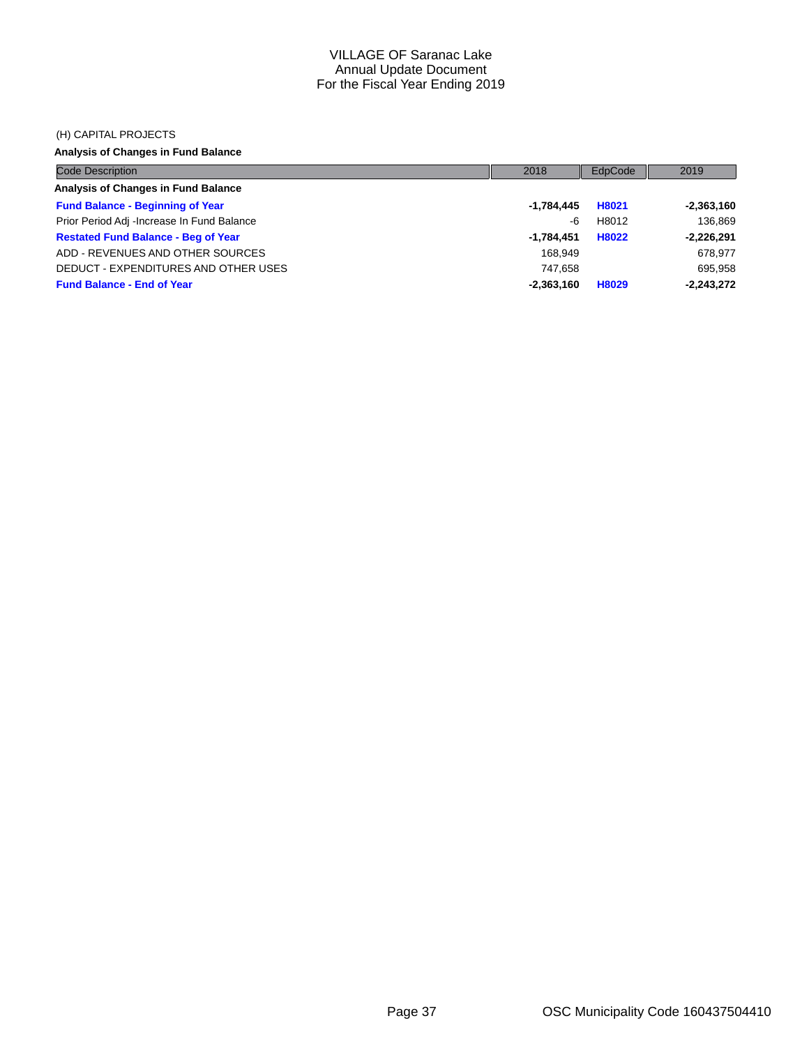VILLAGE OF Saranac Lake
Annual Update Document
For the Fiscal Year Ending 2019

(H) CAPITAL PROJECTS

**Analysis of Changes in Fund Balance**

| Code Description | 2018 | EdpCode | 2019 |
|---|---|---|---|
| **Analysis of Changes in Fund Balance** | | | |
| **Fund Balance - Beginning of Year** | **-1,784,445** | **H8021** | **-2,363,160** |
| Prior Period Adj -Increase In Fund Balance | -6 | H8012 | 136,869 |
| **Restated Fund Balance - Beg of Year** | **-1,784,451** | **H8022** | **-2,226,291** |
| ADD - REVENUES AND OTHER SOURCES | 168,949 | | 678,977 |
| DEDUCT - EXPENDITURES AND OTHER USES | 747,658 | | 695,958 |
| **Fund Balance - End of Year** | **-2,363,160** | **H8029** | **-2,243,272** |

OSC Municipality Code 160437504410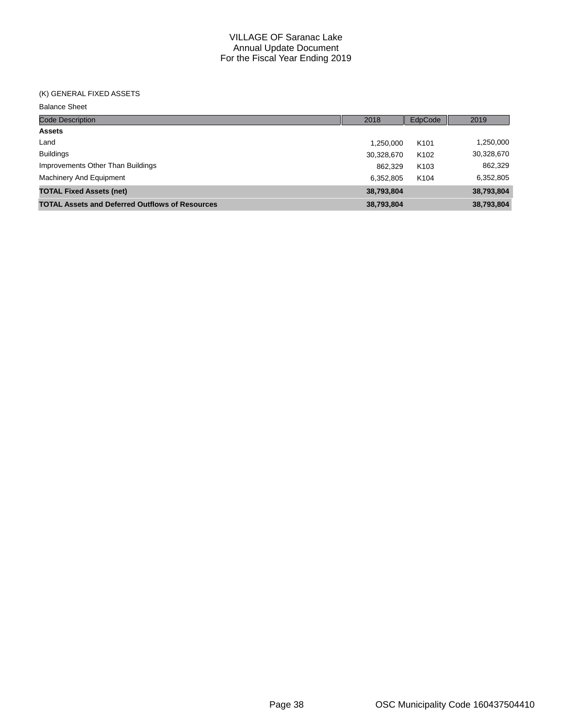# VILLAGE OF Saranac Lake
## Annual Update Document
## For the Fiscal Year Ending 2019

(K) GENERAL FIXED ASSETS

Balance Sheet

| Code Description | 2018 | EdpCode | 2019 |
|---|---|---|---|
| **Assets** | | | |
| Land | 1,250,000 | K101 | 1,250,000 |
| Buildings | 30,328,670 | K102 | 30,328,670 |
| Improvements Other Than Buildings | 862,329 | K103 | 862,329 |
| Machinery And Equipment | 6,352,805 | K104 | 6,352,805 |
| **TOTAL Fixed Assets (net)** | **38,793,804** | | **38,793,804** |
| **TOTAL Assets and Deferred Outflows of Resources** | **38,793,804** | | **38,793,804** |

OSC Municipality Code 160437504410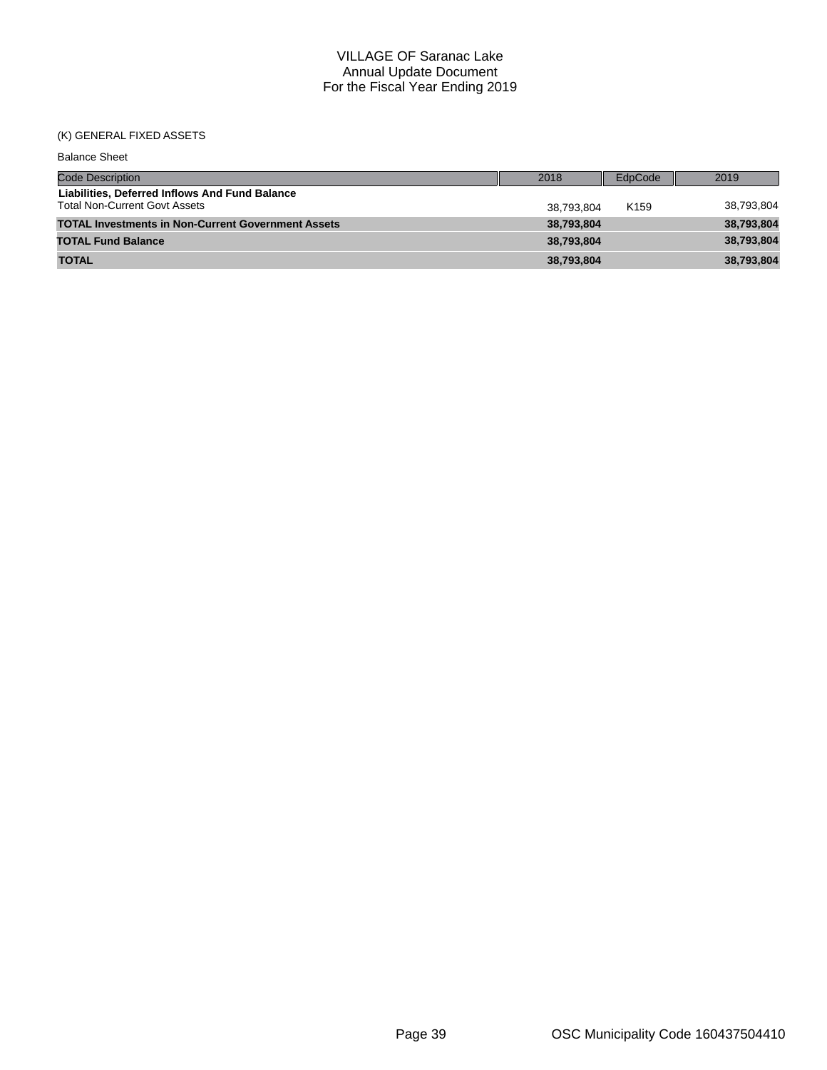# VILLAGE OF Saranac Lake
## Annual Update Document
## For the Fiscal Year Ending 2019

(K) GENERAL FIXED ASSETS

Balance Sheet

| Code Description | 2018 | EdpCode | 2019 |
|---|---|---|---|
| **Liabilities, Deferred Inflows And Fund Balance** | | | |
| Total Non-Current Govt Assets | 38,793,804 | K159 | 38,793,804 |
| **TOTAL Investments in Non-Current Government Assets** | **38,793,804** | | **38,793,804** |
| **TOTAL Fund Balance** | **38,793,804** | | **38,793,804** |
| **TOTAL** | **38,793,804** | | **38,793,804** |

OSC Municipality Code 160437504410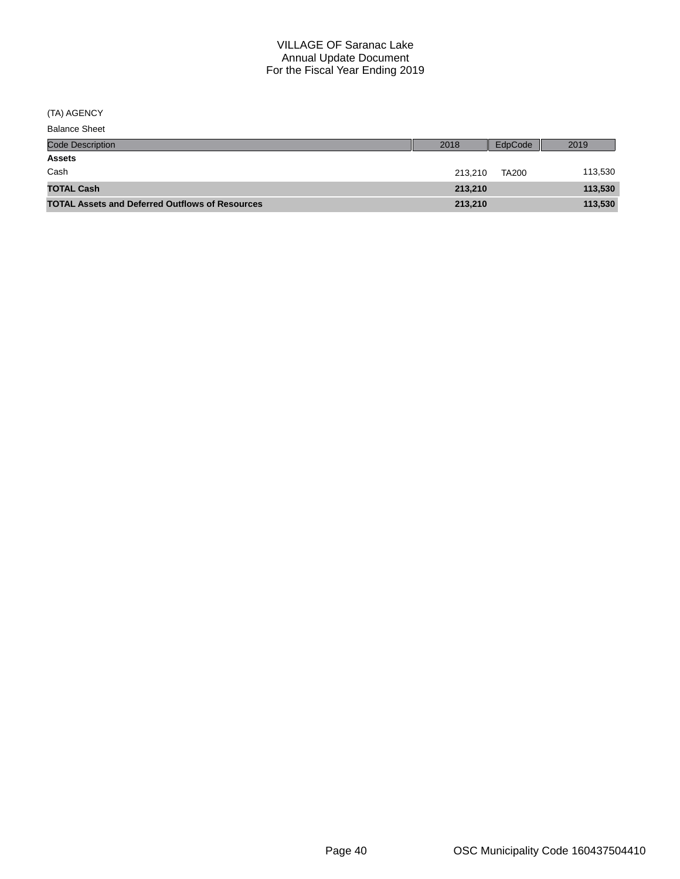# VILLAGE OF Saranac Lake
## Annual Update Document
## For the Fiscal Year Ending 2019

(TA) AGENCY

Balance Sheet

| Code Description | 2018 | EdpCode | 2019 |
|---|---|---|---|
| **Assets** | | | |
| Cash | 213,210 | TA200 | 113,530 |
| **TOTAL Cash** | **213,210** | | **113,530** |
| **TOTAL Assets and Deferred Outflows of Resources** | **213,210** | | **113,530** |

OSC Municipality Code 160437504410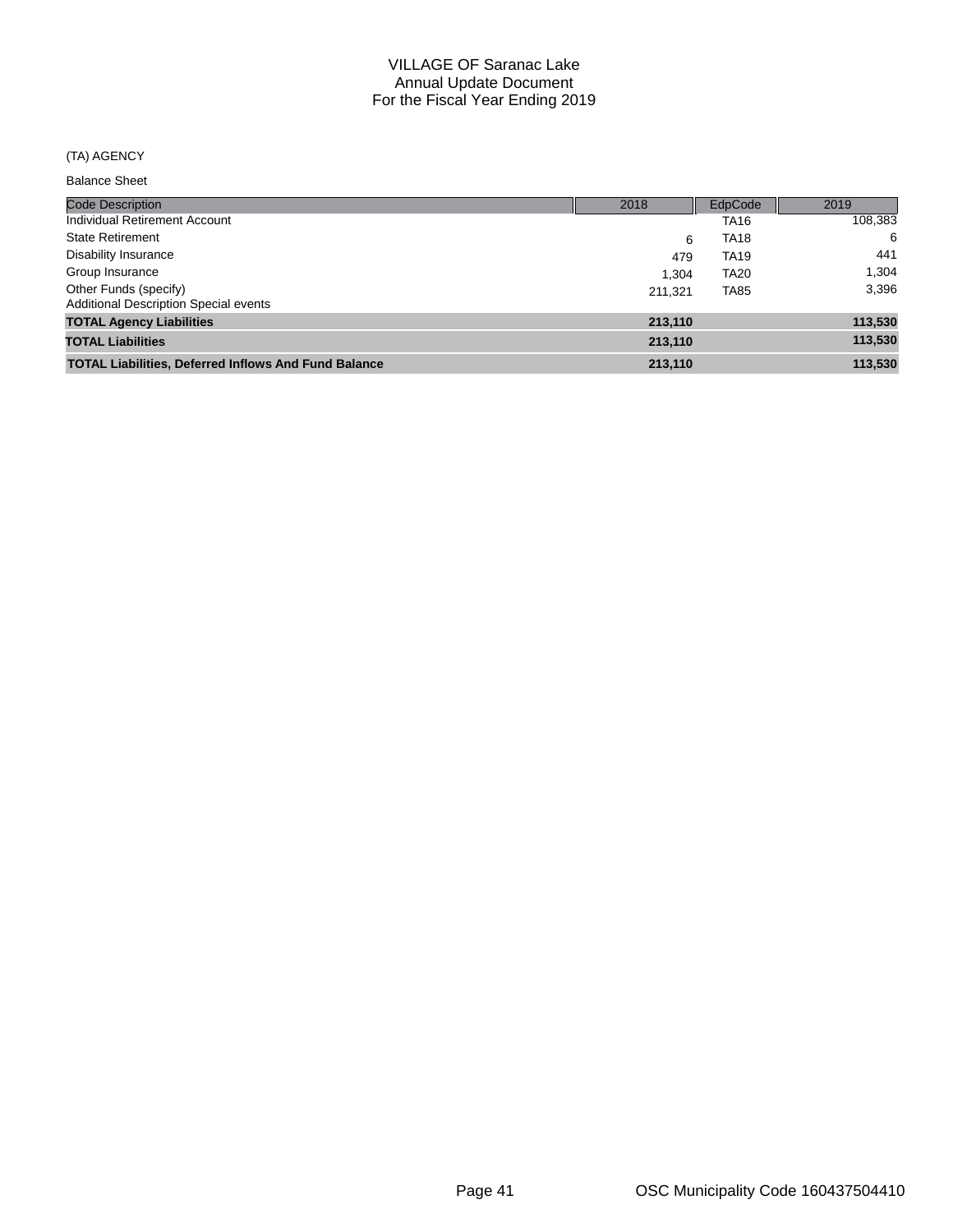# VILLAGE OF Saranac Lake
## Annual Update Document
## For the Fiscal Year Ending 2019

(TA) AGENCY

Balance Sheet

| Code Description | 2018 | EdpCode | 2019 |
|---|---|---|---|
| Individual Retirement Account | | TA16 | 108,383 |
| State Retirement | 6 | TA18 | 6 |
| Disability Insurance | 479 | TA19 | 441 |
| Group Insurance | 1,304 | TA20 | 1,304 |
| Other Funds (specify)<br>Additional Description Special events | 211,321 | TA85 | 3,396 |
| **TOTAL Agency Liabilities** | **213,110** | | **113,530** |
| **TOTAL Liabilities** | **213,110** | | **113,530** |
| **TOTAL Liabilities, Deferred Inflows And Fund Balance** | **213,110** | | **113,530** |

OSC Municipality Code 160437504410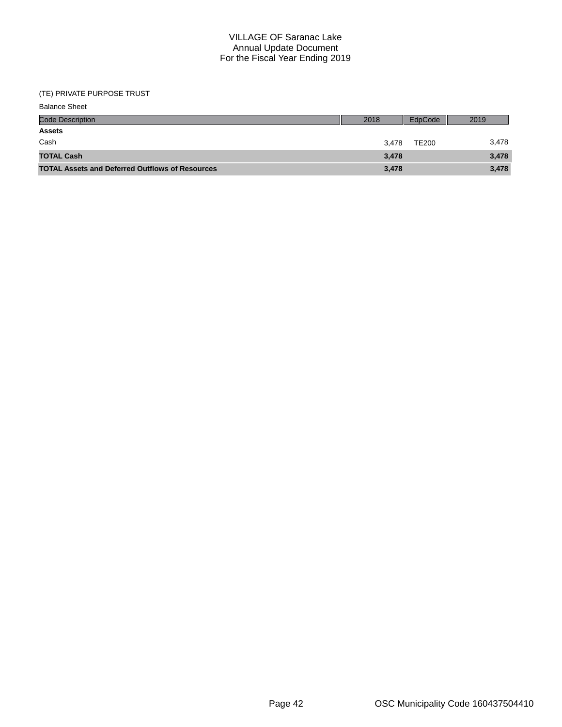VILLAGE OF Saranac Lake
Annual Update Document
For the Fiscal Year Ending 2019

(TE) PRIVATE PURPOSE TRUST

Balance Sheet

| Code Description | 2018 | EdpCode | 2019 |
|---|---|---|---|
| **Assets** | | | |
| Cash | 3,478 | TE200 | 3,478 |
| **TOTAL Cash** | **3,478** | | **3,478** |
| **TOTAL Assets and Deferred Outflows of Resources** | **3,478** | | **3,478** |

OSC Municipality Code 160437504410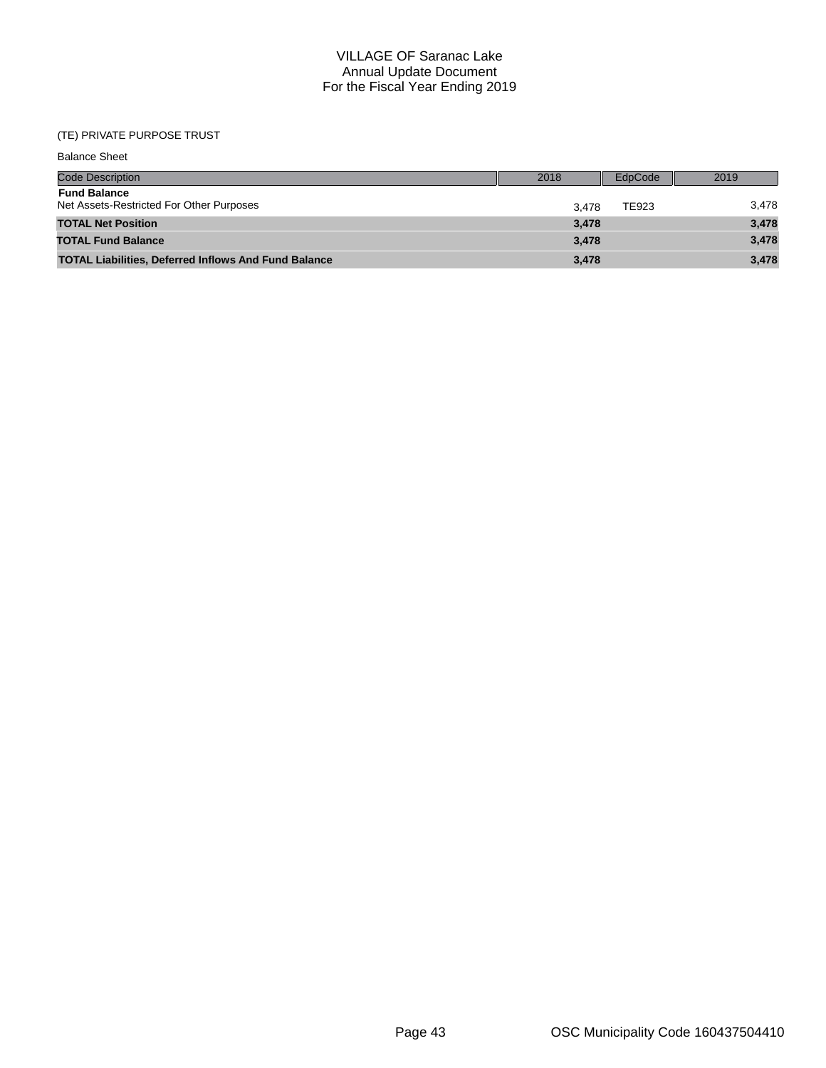# VILLAGE OF Saranac Lake
## Annual Update Document
## For the Fiscal Year Ending 2019

(TE) PRIVATE PURPOSE TRUST

Balance Sheet

| Code Description | 2018 | EdpCode | 2019 |
|---|---|---|---|
| **Fund Balance** | | | |
| Net Assets-Restricted For Other Purposes | 3,478 | TE923 | 3,478 |
| **TOTAL Net Position** | **3,478** | | **3,478** |
| **TOTAL Fund Balance** | **3,478** | | **3,478** |
| **TOTAL Liabilities, Deferred Inflows And Fund Balance** | **3,478** | | **3,478** |

OSC Municipality Code 160437504410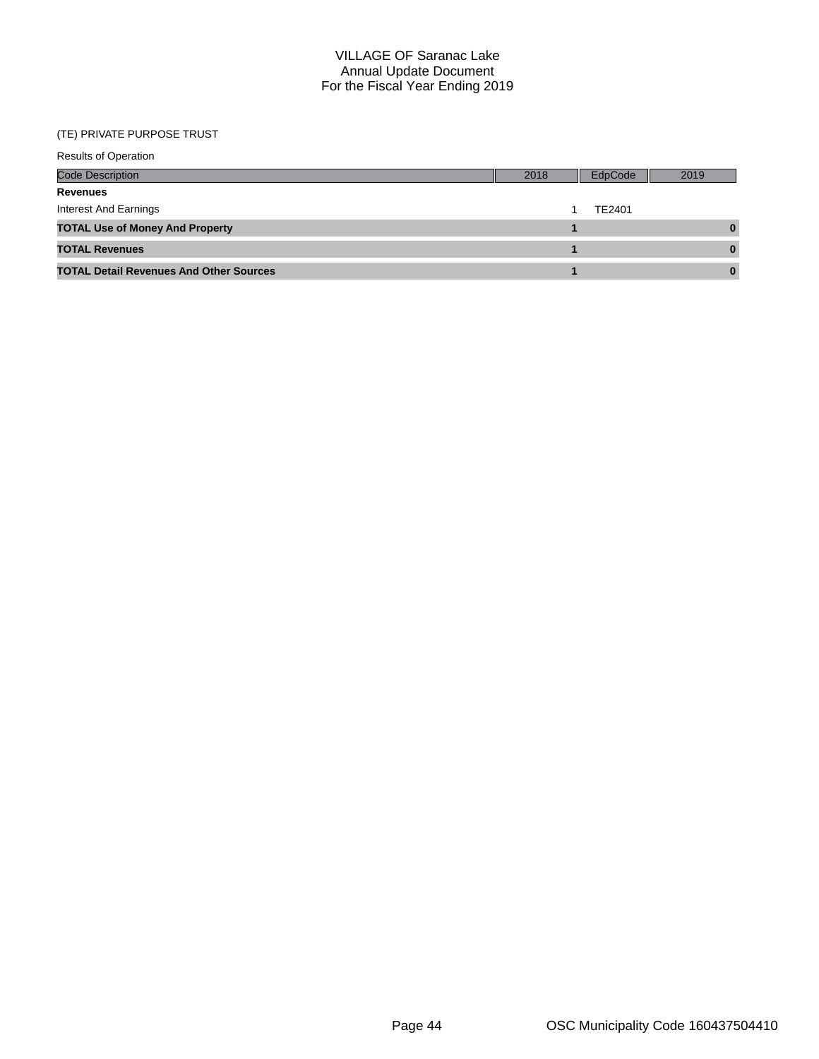VILLAGE OF Saranac Lake
Annual Update Document
For the Fiscal Year Ending 2019

(TE) PRIVATE PURPOSE TRUST

Results of Operation

| Code Description | 2018 | EdpCode | 2019 |
|---|---|---|---|
| **Revenues** | | | |
| Interest And Earnings | 1 | TE2401 | |
| **TOTAL Use of Money And Property** | **1** | | **0** |
| **TOTAL Revenues** | **1** | | **0** |
| **TOTAL Detail Revenues And Other Sources** | **1** | | **0** |

OSC Municipality Code 160437504410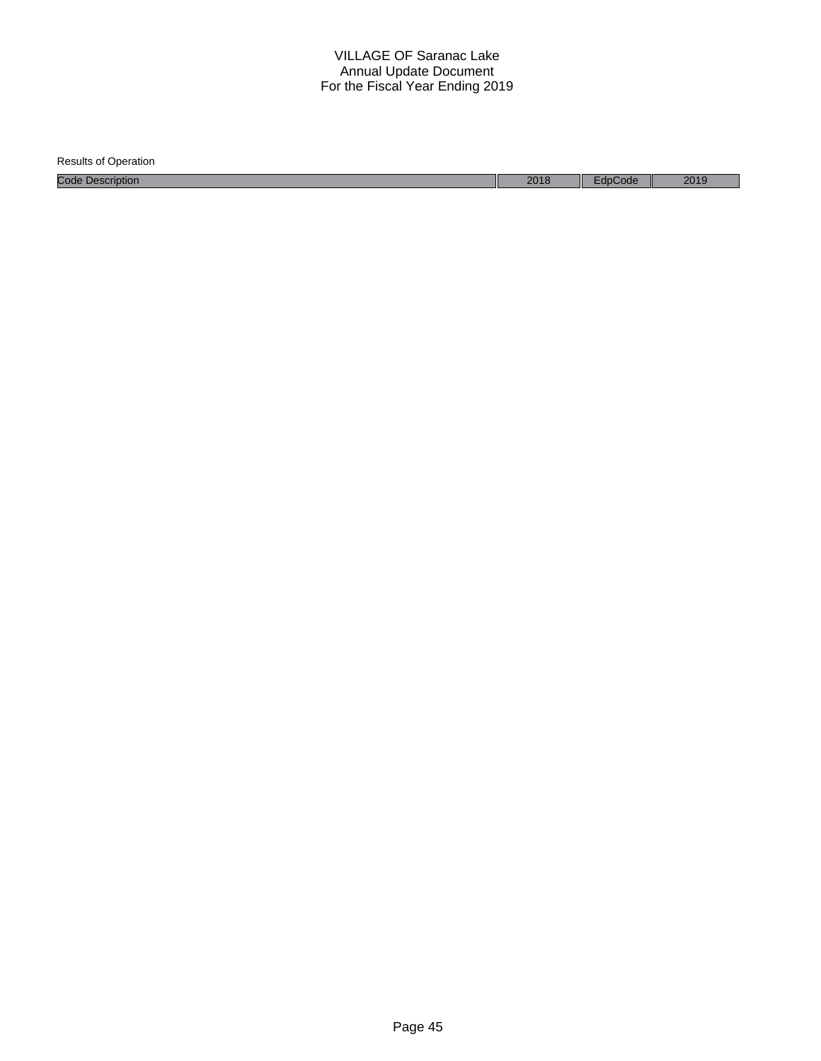# VILLAGE OF Saranac Lake
## Annual Update Document
## For the Fiscal Year Ending 2019

Results of Operation

| Code Description | 2018 | EdpCode | 2019 |
|---|---|---|---|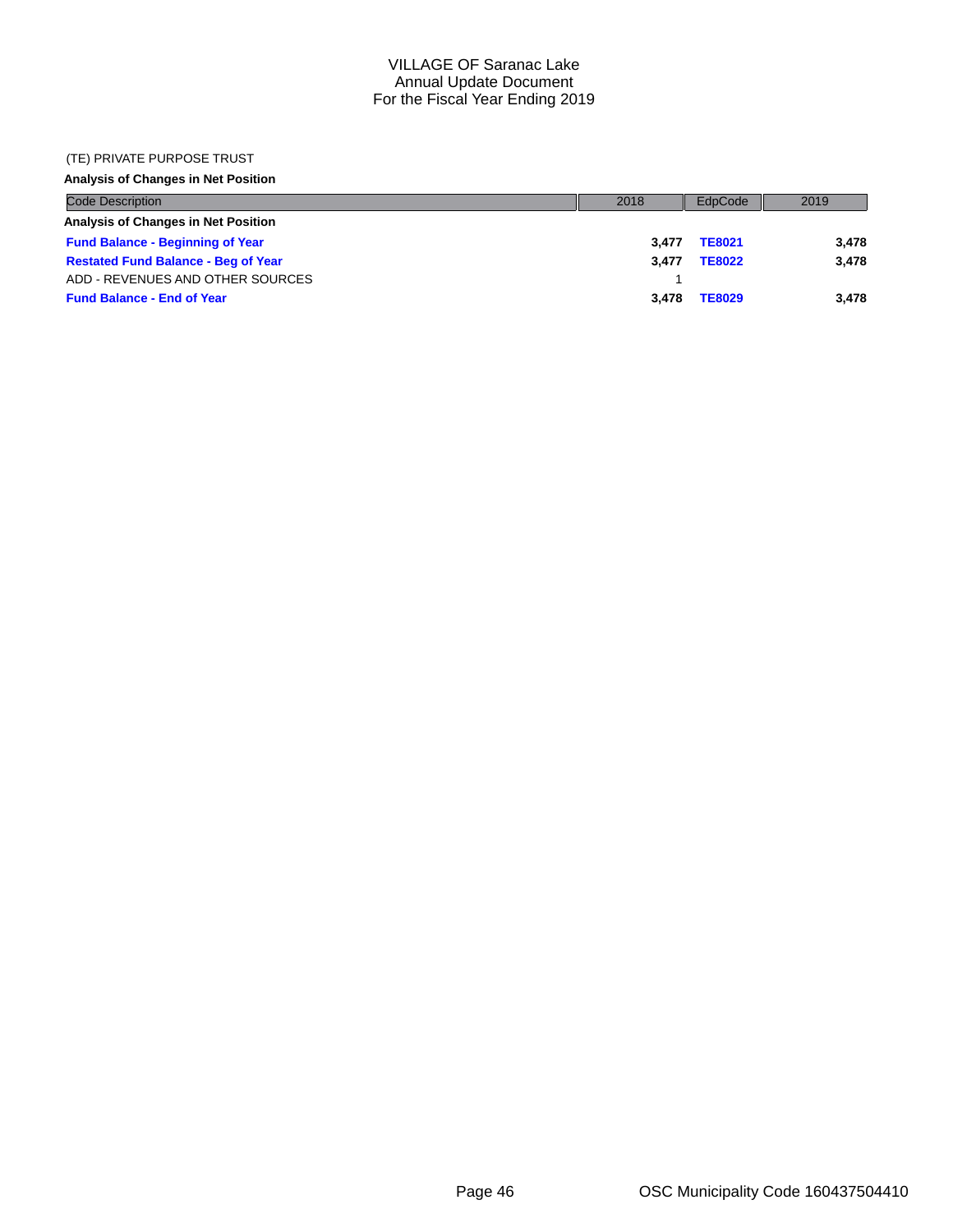VILLAGE OF Saranac Lake
Annual Update Document
For the Fiscal Year Ending 2019

(TE) PRIVATE PURPOSE TRUST

**Analysis of Changes in Net Position**

| Code Description | 2018 | EdpCode | 2019 |
| --- | --- | --- | --- |
| **Analysis of Changes in Net Position** | | | |
| **Fund Balance - Beginning of Year** | **3,477** | **TE8021** | **3,478** |
| **Restated Fund Balance - Beg of Year** | **3,477** | **TE8022** | **3,478** |
| ADD - REVENUES AND OTHER SOURCES | 1 | | |
| **Fund Balance - End of Year** | **3,478** | **TE8029** | **3,478** |

OSC Municipality Code 160437504410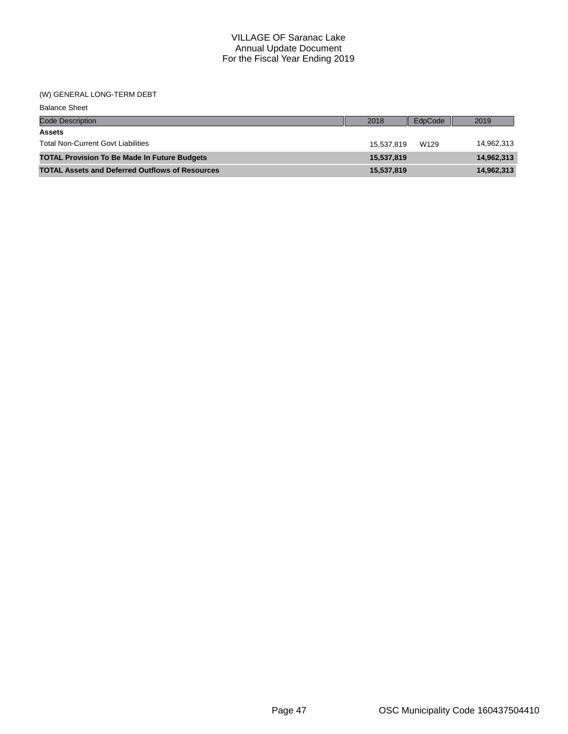# VILLAGE OF Saranac Lake
## Annual Update Document
## For the Fiscal Year Ending 2019

(W) GENERAL LONG-TERM DEBT

Balance Sheet

| Code Description | 2018 | EdpCode | 2019 |
|---|---|---|---|
| **Assets** | | | |
| Total Non-Current Govt Liabilities | 15,537,819 | W129 | 14,962,313 |
| **TOTAL Provision To Be Made In Future Budgets** | **15,537,819** | | **14,962,313** |
| **TOTAL Assets and Deferred Outflows of Resources** | **15,537,819** | | **14,962,313** |

OSC Municipality Code 160437504410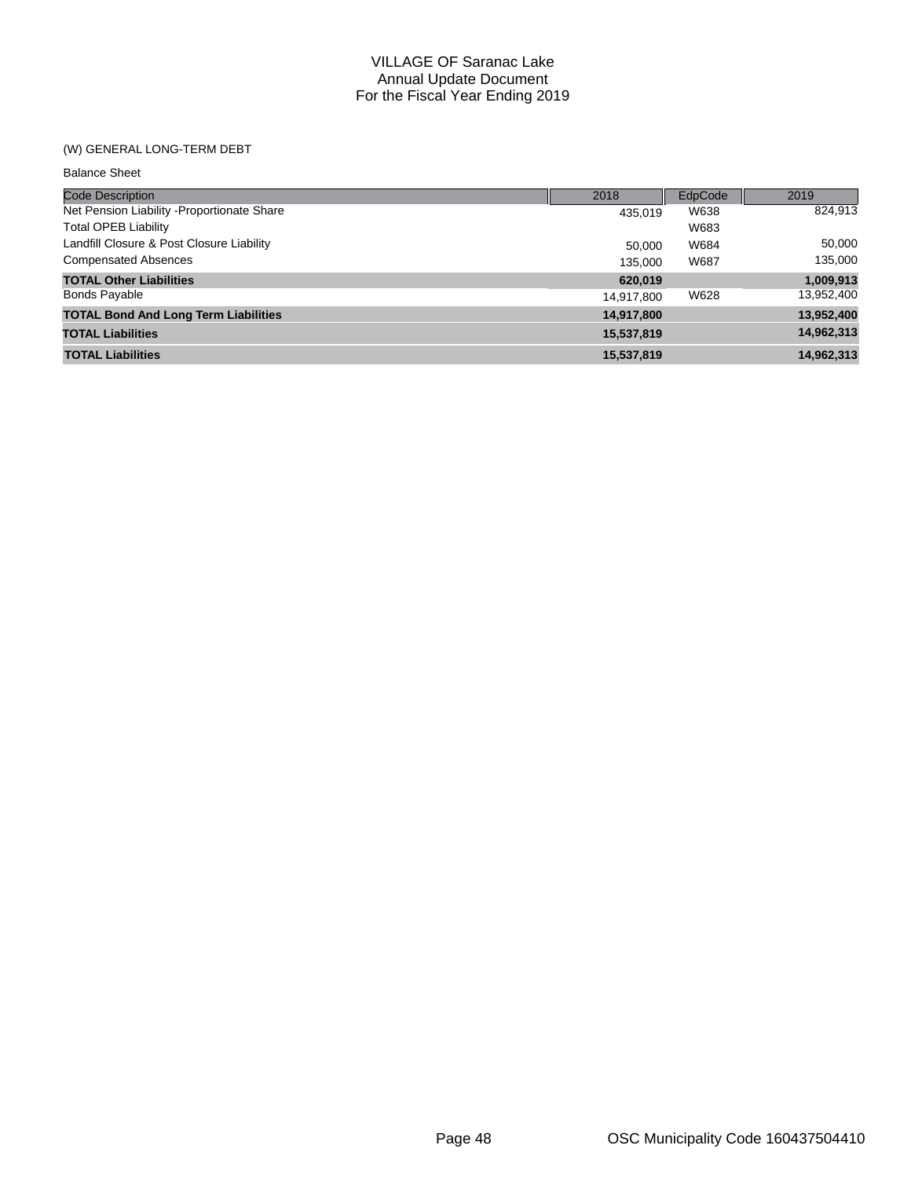# VILLAGE OF Saranac Lake
## Annual Update Document
## For the Fiscal Year Ending 2019

(W) GENERAL LONG-TERM DEBT

Balance Sheet

| Code Description | 2018 | EdpCode | 2019 |
|---|---|---|---|
| Net Pension Liability -Proportionate Share | 435,019 | W638 | 824,913 |
| Total OPEB Liability | | W683 | |
| Landfill Closure & Post Closure Liability | 50,000 | W684 | 50,000 |
| Compensated Absences | 135,000 | W687 | 135,000 |
| **TOTAL Other Liabilities** | **620,019** | | **1,009,913** |
| Bonds Payable | 14,917,800 | W628 | 13,952,400 |
| **TOTAL Bond And Long Term Liabilities** | **14,917,800** | | **13,952,400** |
| **TOTAL Liabilities** | **15,537,819** | | **14,962,313** |
| **TOTAL Liabilities** | **15,537,819** | | **14,962,313** |

OSC Municipality Code 160437504410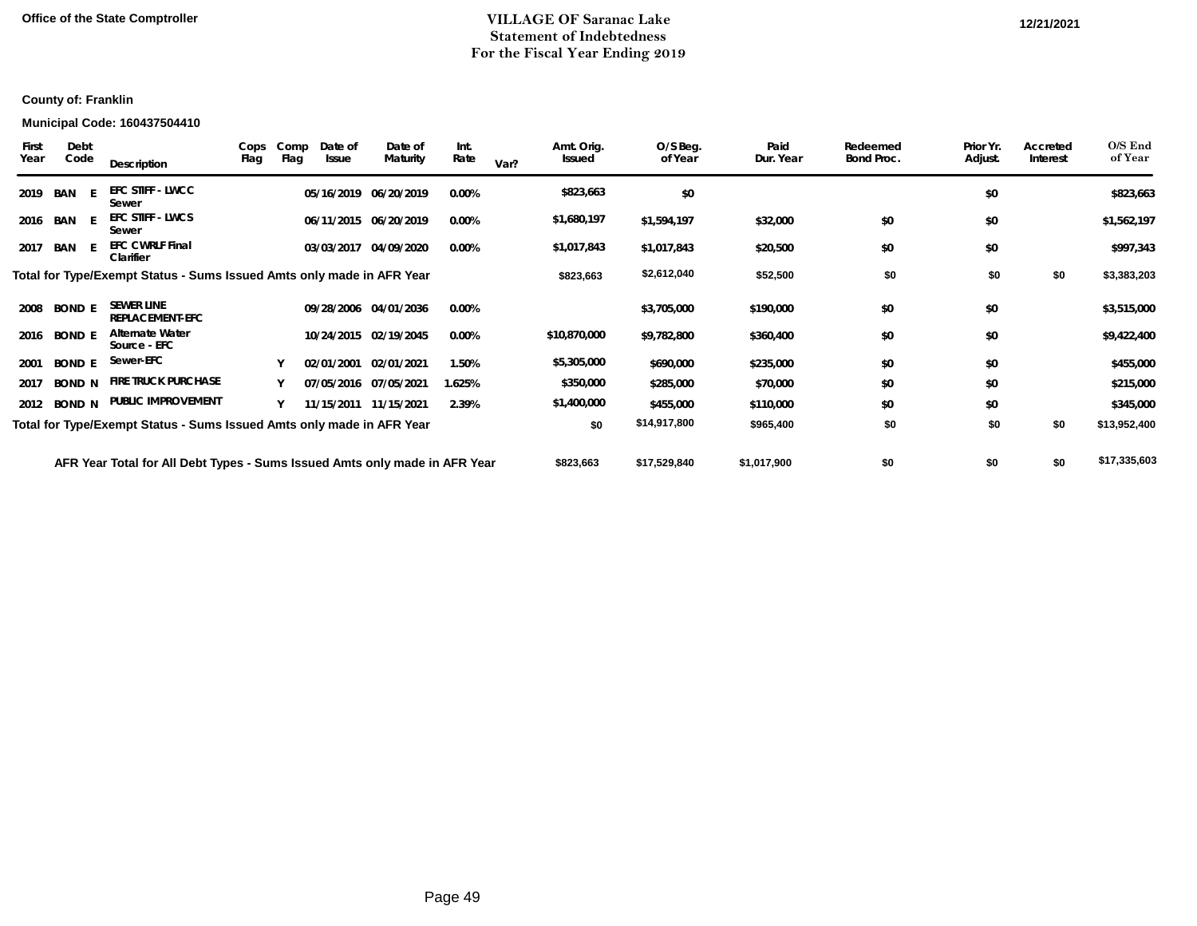Office of the State Comptroller

# VILLAGE OF Saranac Lake
## Statement of Indebtedness
## For the Fiscal Year Ending 2019

12/21/2021

**County of:** Franklin

**Municipal Code:** 160437504410

| First Year | Debt Code | | Description | Cops Flag | Comp Flag | Date of Issue | Date of Maturity | Int. Rate | Var? | Amt. Orig. Issued | O/S Beg. of Year | Paid Dur. Year | Redeemed Bond Proc. | Prior Yr. Adjust. | Accreted Interest | O/S End of Year |
|---|---|---|---|---|---|---|---|---|---|---|---|---|---|---|---|---|
| 2019 | BAN | E | EFC STIFF - LWCC Sewer | | | 05/16/2019 | 06/20/2019 | 0.00% | | $823,663 | $0 | | | $0 | | $823,663 |
| 2016 | BAN | E | EFC STIFF - LWCS Sewer | | | 06/11/2015 | 06/20/2019 | 0.00% | | $1,680,197 | $1,594,197 | $32,000 | $0 | $0 | | $1,562,197 |
| 2017 | BAN | E | EFC CWRLF Final Clarifier | | | 03/03/2017 | 04/09/2020 | 0.00% | | $1,017,843 | $1,017,843 | $20,500 | $0 | $0 | | $997,343 |
| Total for Type/Exempt Status - Sums Issued Amts only made in AFR Year | | | | | | | | | | $823,663 | $2,612,040 | $52,500 | $0 | $0 | $0 | $3,383,203 |
| 2008 | BOND | E | SEWER LINE REPLACEMENT-EFC | | | 09/28/2006 | 04/01/2036 | 0.00% | | | $3,705,000 | $190,000 | $0 | $0 | | $3,515,000 |
| 2016 | BOND | E | Alternate Water Source - EFC | | | 10/24/2015 | 02/19/2045 | 0.00% | | $10,870,000 | $9,782,800 | $360,400 | $0 | $0 | | $9,422,400 |
| 2001 | BOND | E | Sewer-EFC | | Y | 02/01/2001 | 02/01/2021 | 1.50% | | $5,305,000 | $690,000 | $235,000 | $0 | $0 | | $455,000 |
| 2017 | BOND | N | FIRE TRUCK PURCHASE | | Y | 07/05/2016 | 07/05/2021 | 1.625% | | $350,000 | $285,000 | $70,000 | $0 | $0 | | $215,000 |
| 2012 | BOND | N | PUBLIC IMPROVEMENT | | Y | 11/15/2011 | 11/15/2021 | 2.39% | | $1,400,000 | $455,000 | $110,000 | $0 | $0 | | $345,000 |
| Total for Type/Exempt Status - Sums Issued Amts only made in AFR Year | | | | | | | | | | $0 | $14,917,800 | $965,400 | $0 | $0 | $0 | $13,952,400 |
| AFR Year Total for All Debt Types - Sums Issued Amts only made in AFR Year | | | | | | | | | | $823,663 | $17,529,840 | $1,017,900 | $0 | $0 | $0 | $17,335,603 |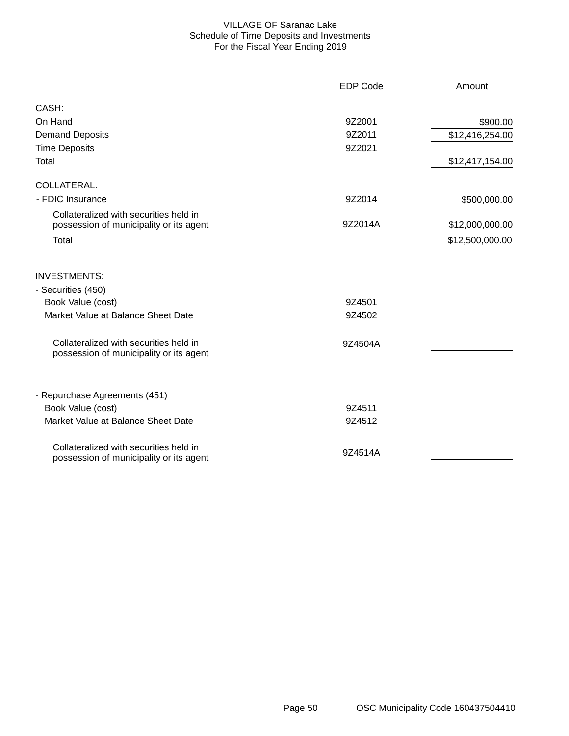VILLAGE OF Saranac Lake
Schedule of Time Deposits and Investments
For the Fiscal Year Ending 2019

| | EDP Code | Amount |
|---|---|---|
| **CASH:** | | |
| On Hand | 9Z2001 | $900.00 |
| Demand Deposits | 9Z2011 | $12,416,254.00 |
| Time Deposits | 9Z2021 | |
| Total | | $12,417,154.00 |
| **COLLATERAL:** | | |
| - FDIC Insurance | 9Z2014 | $500,000.00 |
| Collateralized with securities held in possession of municipality or its agent | 9Z2014A | $12,000,000.00 |
| Total | | $12,500,000.00 |
| **INVESTMENTS:** | | |
| - Securities (450) | | |
| Book Value (cost) | 9Z4501 | |
| Market Value at Balance Sheet Date | 9Z4502 | |
| Collateralized with securities held in possession of municipality or its agent | 9Z4504A | |
| - Repurchase Agreements (451) | | |
| Book Value (cost) | 9Z4511 | |
| Market Value at Balance Sheet Date | 9Z4512 | |
| Collateralized with securities held in possession of municipality or its agent | 9Z4514A | |

OSC Municipality Code 160437504410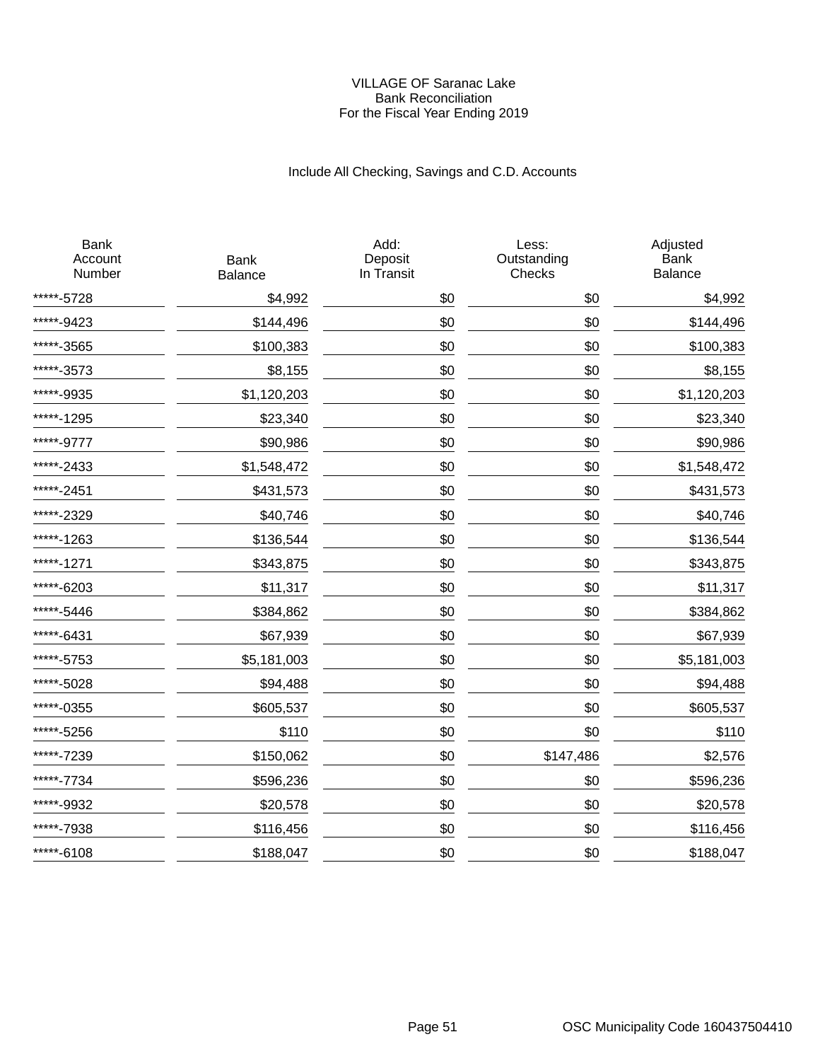VILLAGE OF Saranac Lake
Bank Reconciliation
For the Fiscal Year Ending 2019

Include All Checking, Savings and C.D. Accounts

| Bank Account Number | Bank Balance | Add: Deposit In Transit | Less: Outstanding Checks | Adjusted Bank Balance |
|---|---|---|---|---|
| *****-5728 | $4,992 | $0 | $0 | $4,992 |
| *****-9423 | $144,496 | $0 | $0 | $144,496 |
| *****-3565 | $100,383 | $0 | $0 | $100,383 |
| *****-3573 | $8,155 | $0 | $0 | $8,155 |
| *****-9935 | $1,120,203 | $0 | $0 | $1,120,203 |
| *****-1295 | $23,340 | $0 | $0 | $23,340 |
| *****-9777 | $90,986 | $0 | $0 | $90,986 |
| *****-2433 | $1,548,472 | $0 | $0 | $1,548,472 |
| *****-2451 | $431,573 | $0 | $0 | $431,573 |
| *****-2329 | $40,746 | $0 | $0 | $40,746 |
| *****-1263 | $136,544 | $0 | $0 | $136,544 |
| *****-1271 | $343,875 | $0 | $0 | $343,875 |
| *****-6203 | $11,317 | $0 | $0 | $11,317 |
| *****-5446 | $384,862 | $0 | $0 | $384,862 |
| *****-6431 | $67,939 | $0 | $0 | $67,939 |
| *****-5753 | $5,181,003 | $0 | $0 | $5,181,003 |
| *****-5028 | $94,488 | $0 | $0 | $94,488 |
| *****-0355 | $605,537 | $0 | $0 | $605,537 |
| *****-5256 | $110 | $0 | $0 | $110 |
| *****-7239 | $150,062 | $0 | $147,486 | $2,576 |
| *****-7734 | $596,236 | $0 | $0 | $596,236 |
| *****-9932 | $20,578 | $0 | $0 | $20,578 |
| *****-7938 | $116,456 | $0 | $0 | $116,456 |
| *****-6108 | $188,047 | $0 | $0 | $188,047 |

OSC Municipality Code 160437504410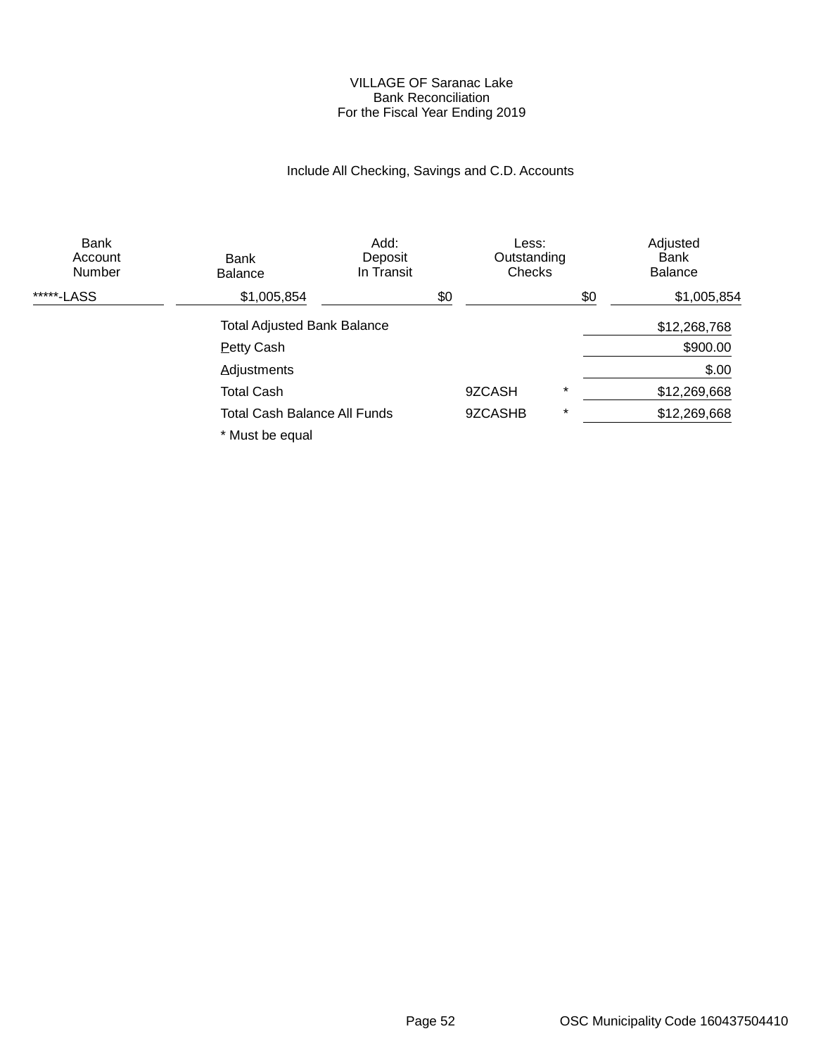VILLAGE OF Saranac Lake
Bank Reconciliation
For the Fiscal Year Ending 2019

Include All Checking, Savings and C.D. Accounts

| Bank Account Number | Bank Balance | Add: Deposit In Transit | Less: Outstanding Checks | Adjusted Bank Balance |
|---|---|---|---|---|
| *****-LASS | $1,005,854 | $0 | $0 | $1,005,854 |

| | | | |
|---|---|---|---|
| Total Adjusted Bank Balance | | | $12,268,768 |
| Petty Cash | | | $900.00 |
| Adjustments | | | $.00 |
| Total Cash | 9ZCASH | * | $12,269,668 |
| Total Cash Balance All Funds | 9ZCASHB | * | $12,269,668 |

* Must be equal

OSC Municipality Code 160437504410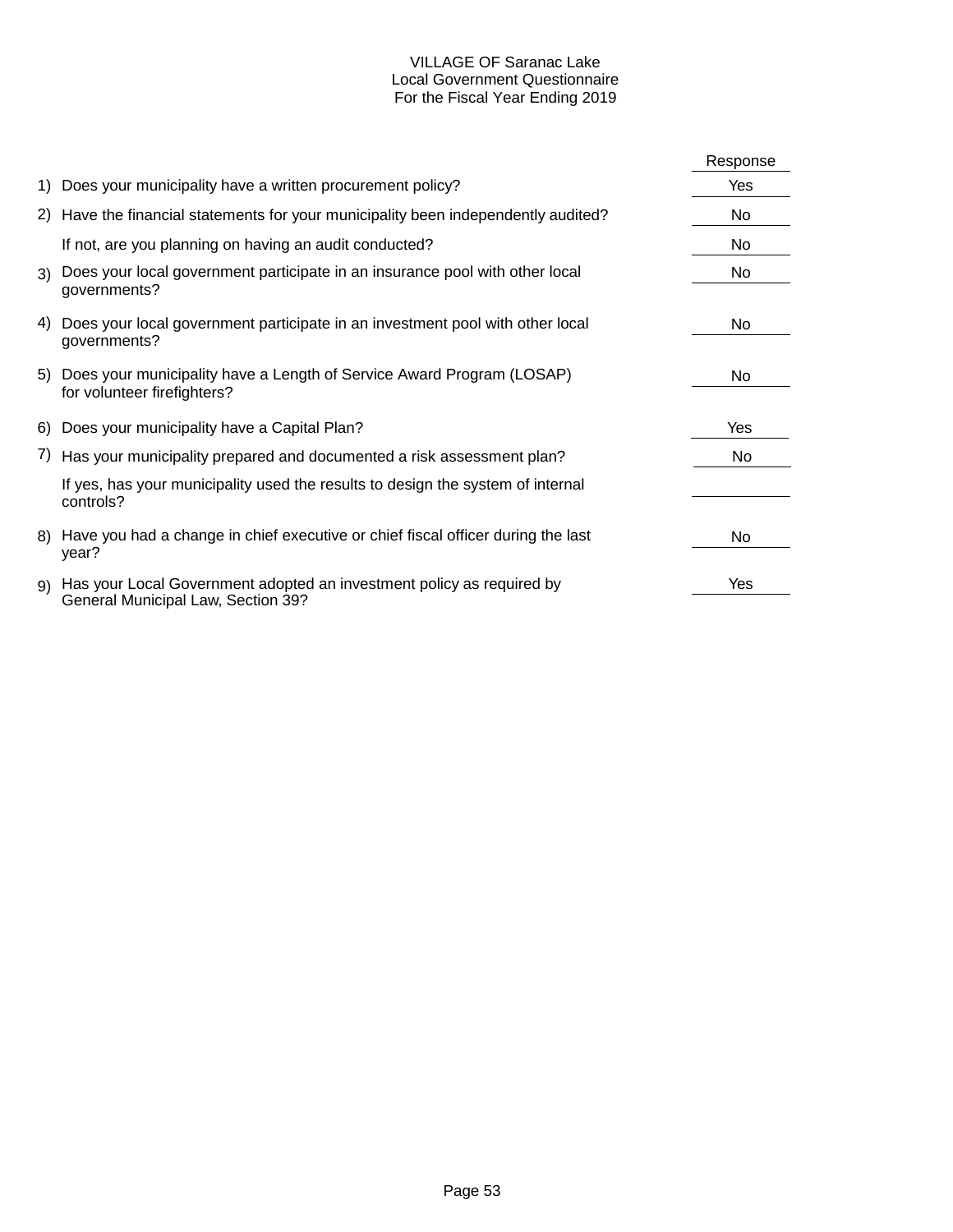# VILLAGE OF Saranac Lake
## Local Government Questionnaire
### For the Fiscal Year Ending 2019

| | | Response |
|---|---|---|
| 1) | Does your municipality have a written procurement policy? | Yes |
| 2) | Have the financial statements for your municipality been independently audited? | No |
| | If not, are you planning on having an audit conducted? | No |
| 3) | Does your local government participate in an insurance pool with other local governments? | No |
| 4) | Does your local government participate in an investment pool with other local governments? | No |
| 5) | Does your municipality have a Length of Service Award Program (LOSAP) for volunteer firefighters? | No |
| 6) | Does your municipality have a Capital Plan? | Yes |
| 7) | Has your municipality prepared and documented a risk assessment plan? | No |
| | If yes, has your municipality used the results to design the system of internal controls? | |
| 8) | Have you had a change in chief executive or chief fiscal officer during the last year? | No |
| 9) | Has your Local Government adopted an investment policy as required by General Municipal Law, Section 39? | Yes |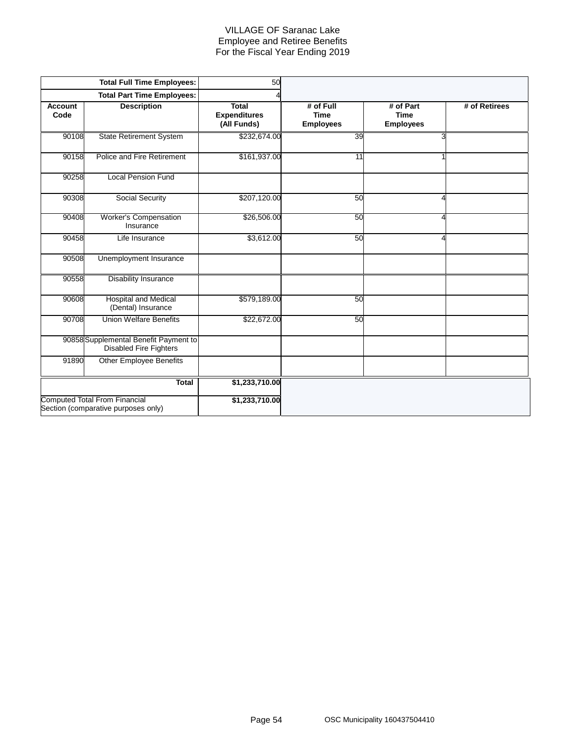# VILLAGE OF Saranac Lake
## Employee and Retiree Benefits
## For the Fiscal Year Ending 2019

| | Total Full Time Employees: | 50 | | | |
|---|---|---|---|---|---|
| | **Total Part Time Employees:** | 4 | | | |
| **Account Code** | **Description** | **Total Expenditures (All Funds)** | **# of Full Time Employees** | **# of Part Time Employees** | **# of Retirees** |
| 90108 | State Retirement System | $232,674.00 | 39 | 3 | |
| 90158 | Police and Fire Retirement | $161,937.00 | 11 | 1 | |
| 90258 | Local Pension Fund | | | | |
| 90308 | Social Security | $207,120.00 | 50 | 4 | |
| 90408 | Worker's Compensation Insurance | $26,506.00 | 50 | 4 | |
| 90458 | Life Insurance | $3,612.00 | 50 | 4 | |
| 90508 | Unemployment Insurance | | | | |
| 90558 | Disability Insurance | | | | |
| 90608 | Hospital and Medical (Dental) Insurance | $579,189.00 | 50 | | |
| 90708 | Union Welfare Benefits | $22,672.00 | 50 | | |
| 90858 | Supplemental Benefit Payment to Disabled Fire Fighters | | | | |
| 91890 | Other Employee Benefits | | | | |
| | **Total** | **$1,233,710.00** | | | |
| Computed Total From Financial Section (comparative purposes only) | | **$1,233,710.00** | | | |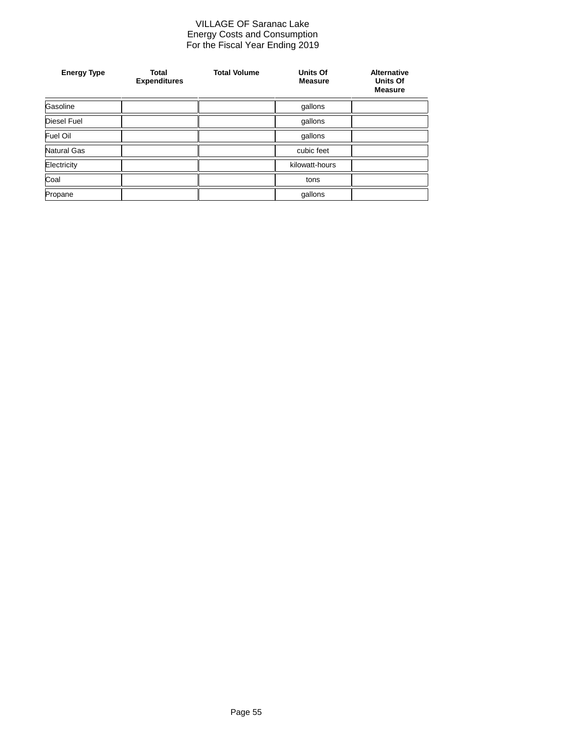VILLAGE OF Saranac Lake
Energy Costs and Consumption
For the Fiscal Year Ending 2019

| Energy Type | Total Expenditures | Total Volume | Units Of Measure | Alternative Units Of Measure |
|---|---|---|---|---|
| Gasoline | | | gallons | |
| Diesel Fuel | | | gallons | |
| Fuel Oil | | | gallons | |
| Natural Gas | | | cubic feet | |
| Electricity | | | kilowatt-hours | |
| Coal | | | tons | |
| Propane | | | gallons | |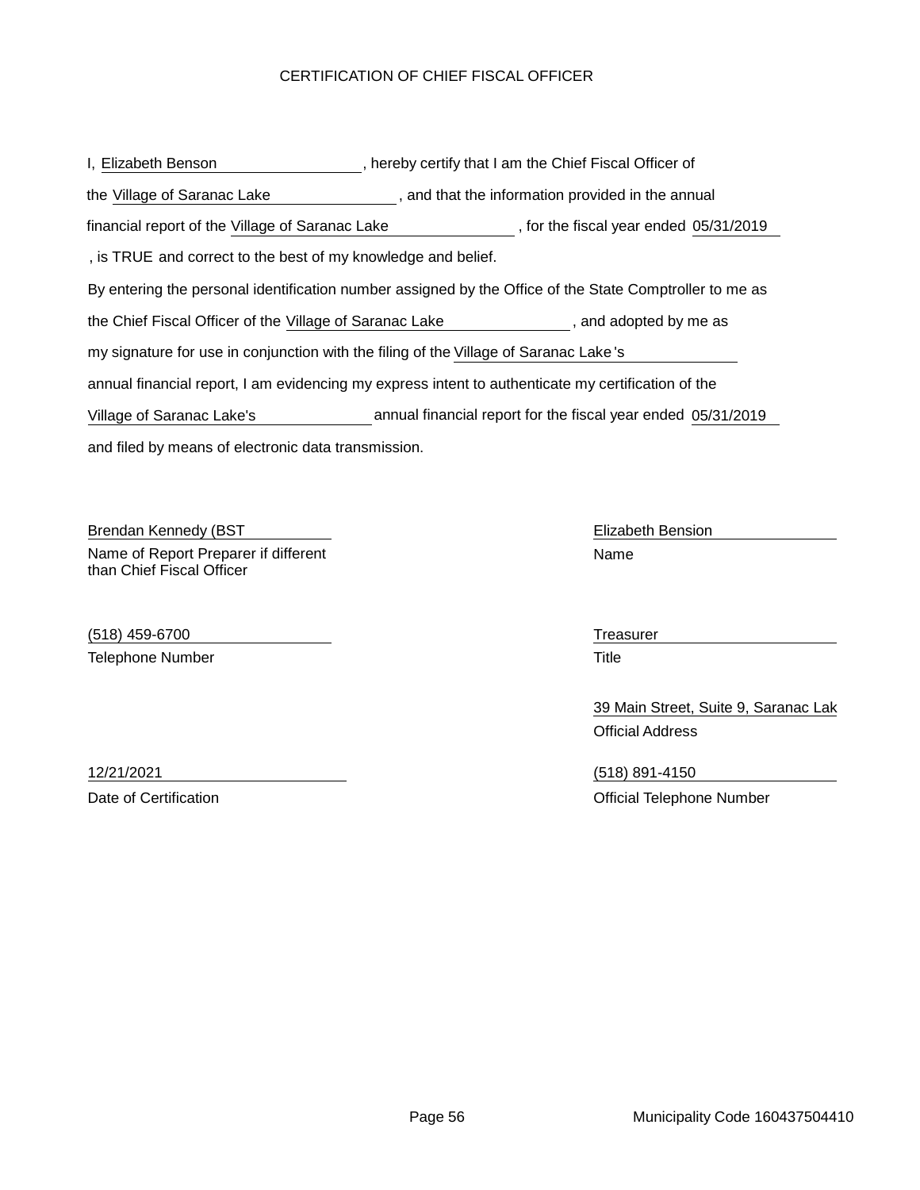# CERTIFICATION OF CHIEF FISCAL OFFICER

I, Elizabeth Benson, hereby certify that I am the Chief Fiscal Officer of the Village of Saranac Lake, and that the information provided in the annual financial report of the Village of Saranac Lake, for the fiscal year ended 05/31/2019, is TRUE and correct to the best of my knowledge and belief.

By entering the personal identification number assigned by the Office of the State Comptroller to me as the Chief Fiscal Officer of the Village of Saranac Lake, and adopted by me as my signature for use in conjunction with the filing of the Village of Saranac Lake's annual financial report, I am evidencing my express intent to authenticate my certification of the Village of Saranac Lake's annual financial report for the fiscal year ended 05/31/2019 and filed by means of electronic data transmission.

Brendan Kennedy (BST
Name of Report Preparer if different than Chief Fiscal Officer

(518) 459-6700
Telephone Number

12/21/2021
Date of Certification

Elizabeth Bension
Name

Treasurer
Title

39 Main Street, Suite 9, Saranac Lak
Official Address

(518) 891-4150
Official Telephone Number

Municipality Code 160437504410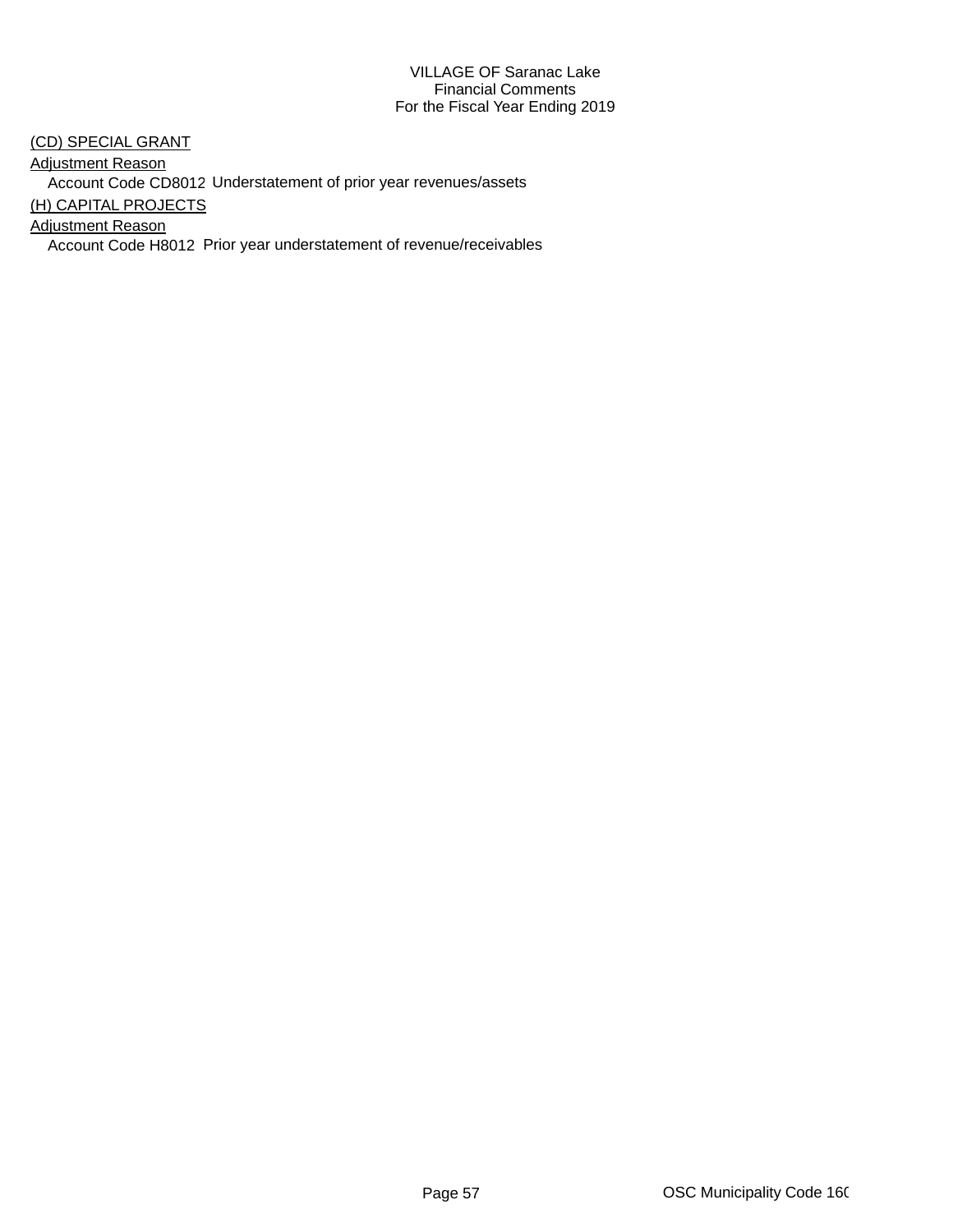VILLAGE OF Saranac Lake
Financial Comments
For the Fiscal Year Ending 2019

(CD) SPECIAL GRANT

Adjustment Reason

Account Code CD8012 Understatement of prior year revenues/assets

(H) CAPITAL PROJECTS

Adjustment Reason

Account Code H8012 Prior year understatement of revenue/receivables